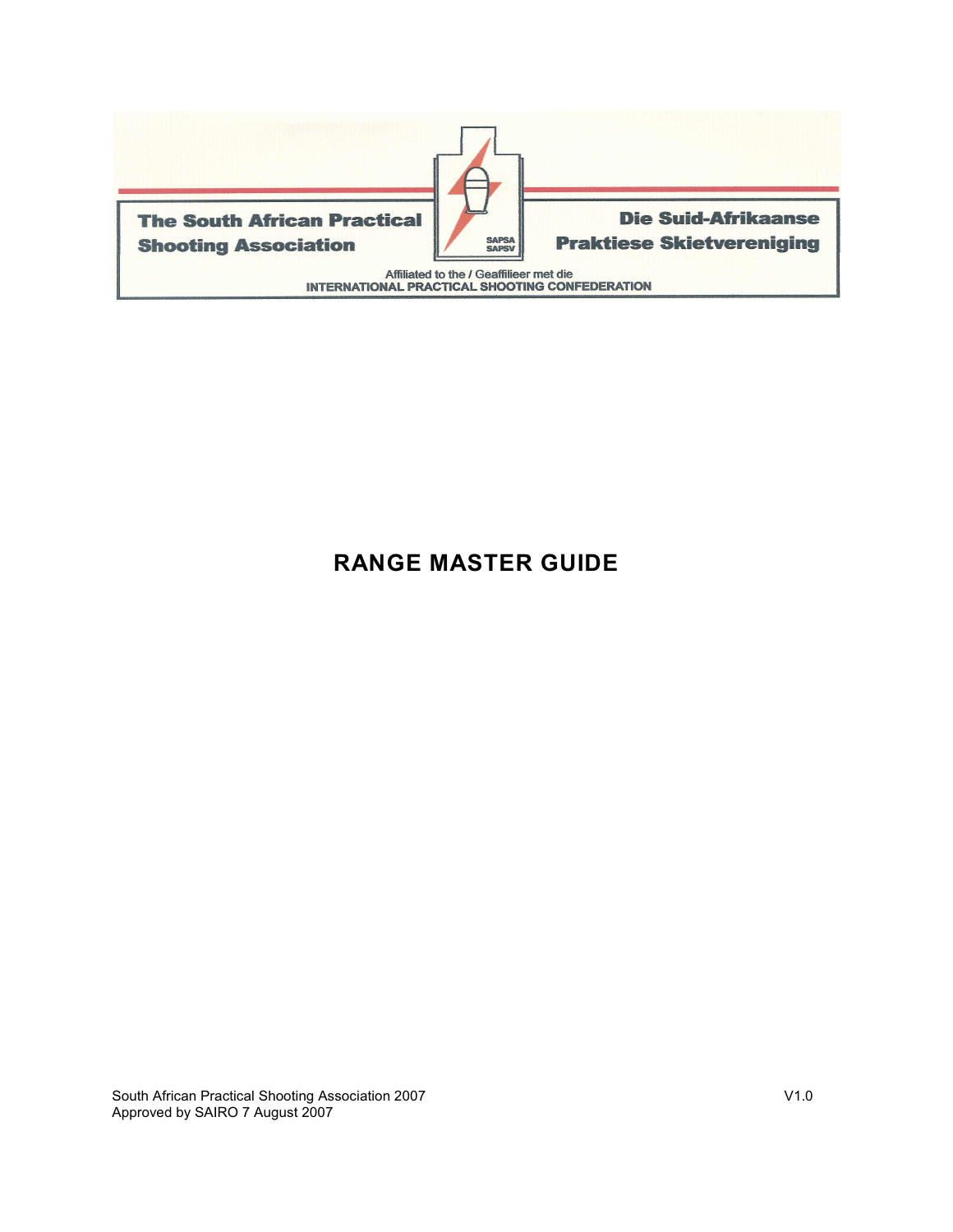The South African Practical Shooting Association

Die Suid-Afrikaanse Praktiese Skietvereniging

SAPSA SAPSV

Affiliated to the / Geaffilieer met die
INTERNATIONAL PRACTICAL SHOOTING CONFEDERATION

# RANGE MASTER GUIDE

South African Practical Shooting Association 2007
Approved by SAIRO 7 August 2007

V1.0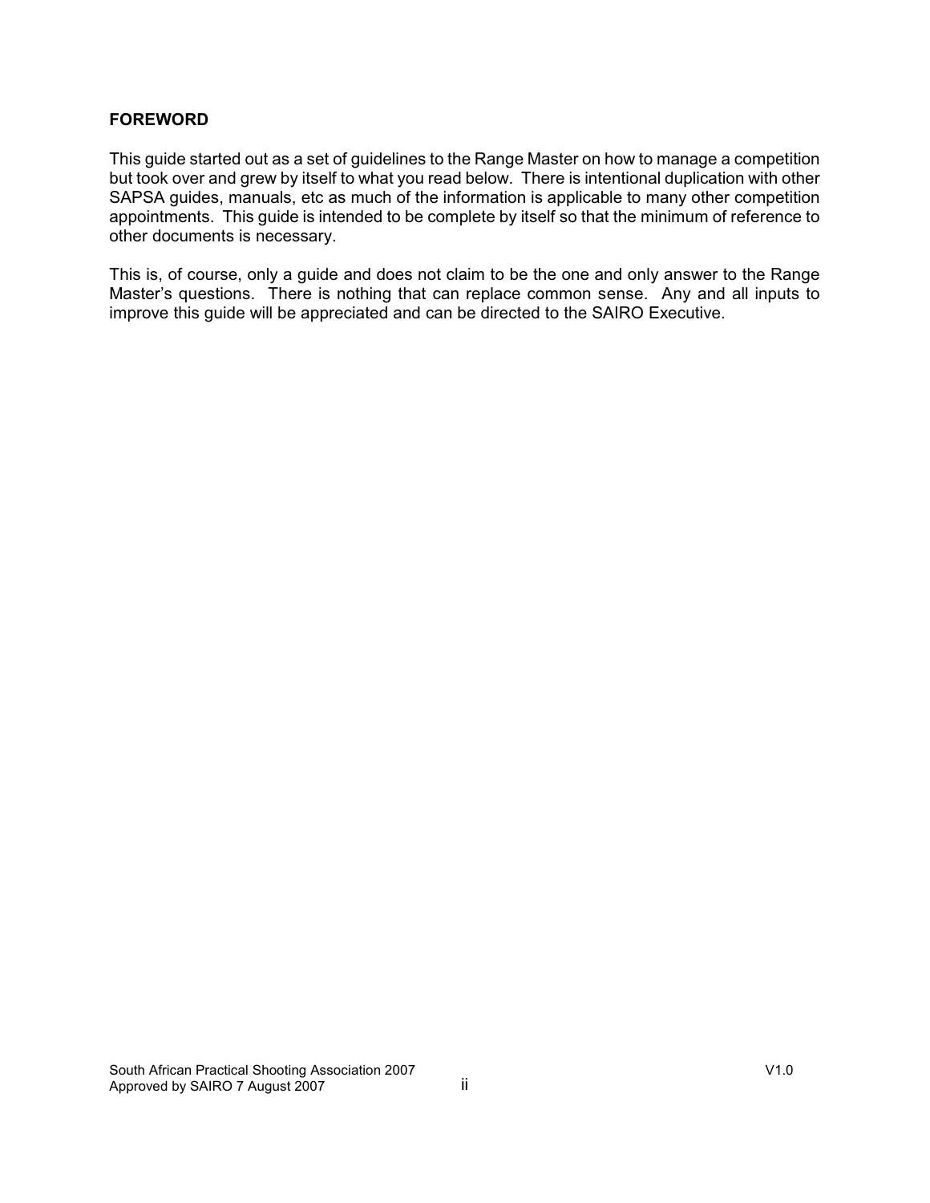## FOREWORD

This guide started out as a set of guidelines to the Range Master on how to manage a competition but took over and grew by itself to what you read below. There is intentional duplication with other SAPSA guides, manuals, etc as much of the information is applicable to many other competition appointments. This guide is intended to be complete by itself so that the minimum of reference to other documents is necessary.

This is, of course, only a guide and does not claim to be the one and only answer to the Range Master's questions. There is nothing that can replace common sense. Any and all inputs to improve this guide will be appreciated and can be directed to the SAIRO Executive.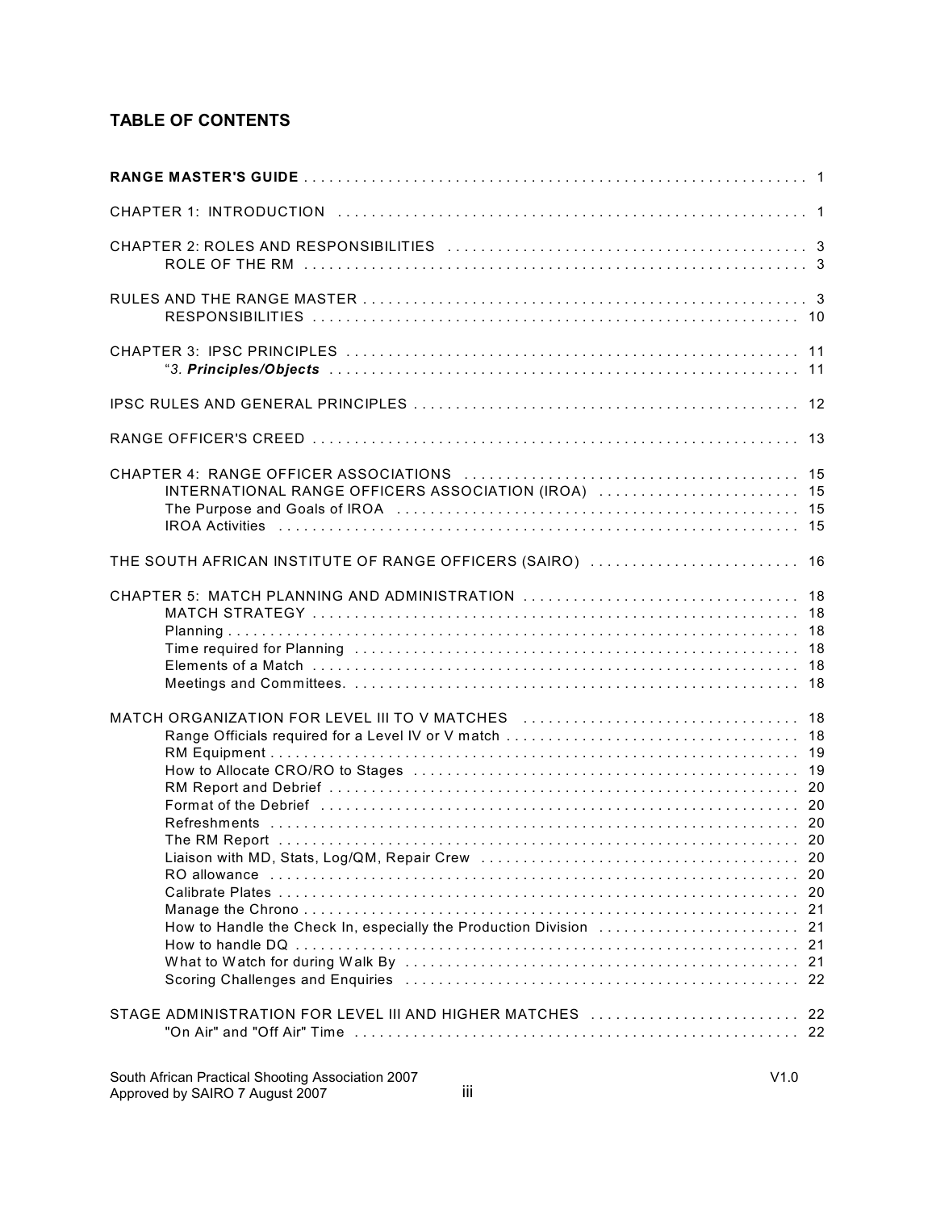## TABLE OF CONTENTS

| | |
|---|---|
| **RANGE MASTER'S GUIDE** | 1 |
| CHAPTER 1: INTRODUCTION | 1 |
| CHAPTER 2: ROLES AND RESPONSIBILITIES | 3 |
| ROLE OF THE RM | 3 |
| RULES AND THE RANGE MASTER | 3 |
| RESPONSIBILITIES | 10 |
| CHAPTER 3: IPSC PRINCIPLES | 11 |
| "*3. **Principles/Objects*** | 11 |
| IPSC RULES AND GENERAL PRINCIPLES | 12 |
| RANGE OFFICER'S CREED | 13 |
| CHAPTER 4: RANGE OFFICER ASSOCIATIONS | 15 |
| INTERNATIONAL RANGE OFFICERS ASSOCIATION (IROA) | 15 |
| The Purpose and Goals of IROA | 15 |
| IROA Activities | 15 |
| THE SOUTH AFRICAN INSTITUTE OF RANGE OFFICERS (SAIRO) | 16 |
| CHAPTER 5: MATCH PLANNING AND ADMINISTRATION | 18 |
| MATCH STRATEGY | 18 |
| Planning | 18 |
| Time required for Planning | 18 |
| Elements of a Match | 18 |
| Meetings and Committees. | 18 |
| MATCH ORGANIZATION FOR LEVEL III TO V MATCHES | 18 |
| Range Officials required for a Level IV or V match | 18 |
| RM Equipment | 19 |
| How to Allocate CRO/RO to Stages | 19 |
| RM Report and Debrief | 20 |
| Format of the Debrief | 20 |
| Refreshments | 20 |
| The RM Report | 20 |
| Liaison with MD, Stats, Log/QM, Repair Crew | 20 |
| RO allowance | 20 |
| Calibrate Plates | 20 |
| Manage the Chrono | 21 |
| How to Handle the Check In, especially the Production Division | 21 |
| How to handle DQ | 21 |
| What to Watch for during Walk By | 21 |
| Scoring Challenges and Enquiries | 22 |
| STAGE ADMINISTRATION FOR LEVEL III AND HIGHER MATCHES | 22 |
| "On Air" and "Off Air" Time | 22 |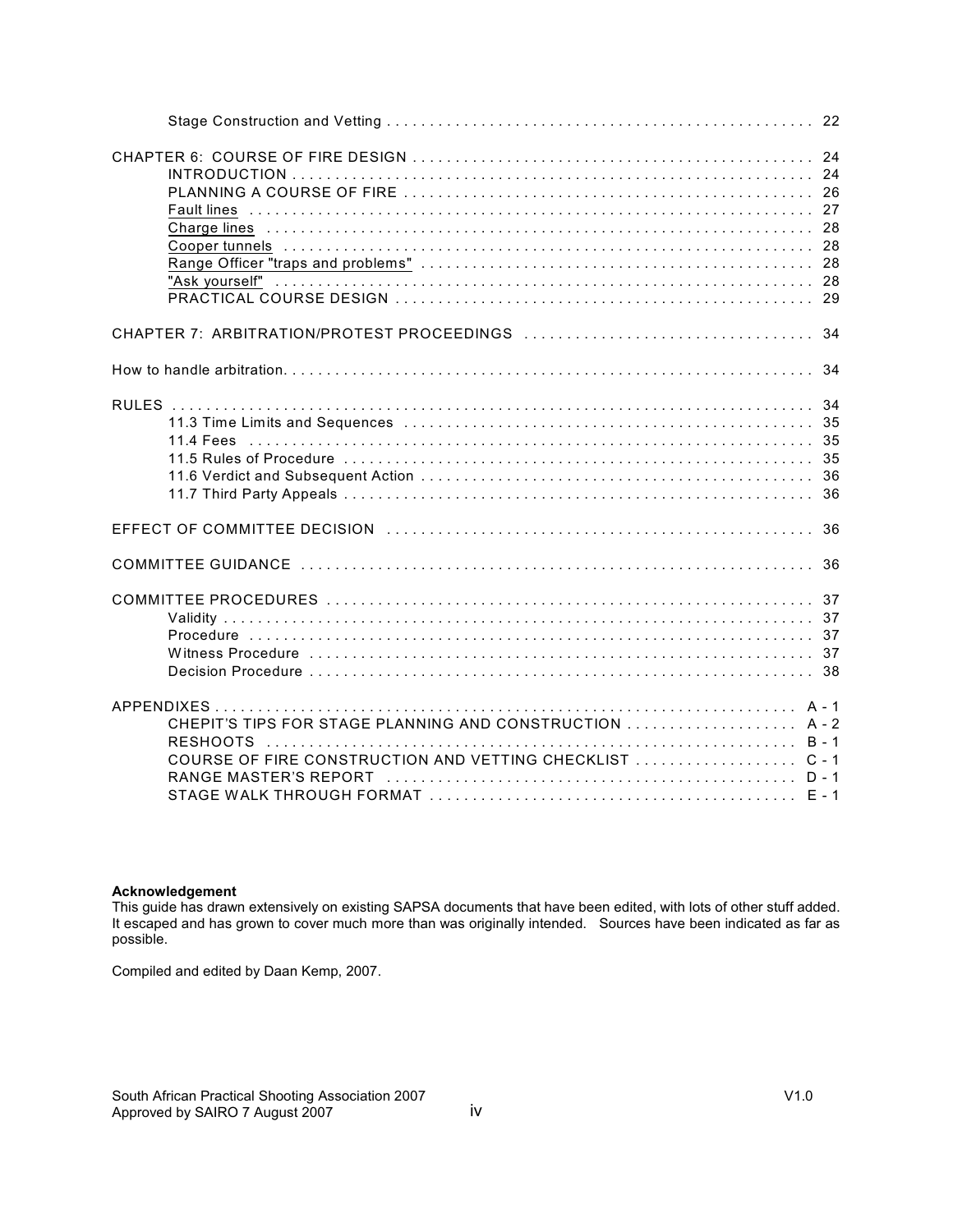Stage Construction and Vetting . . . . . . . . . . . . . . . . . . . . . . . . . . . . . . . . . . . . . . . . . . . . . . . . 22

CHAPTER 6: COURSE OF FIRE DESIGN . . . . . . . . . . . . . . . . . . . . . . . . . . . . . . . . . . . . . . . . . . . . . . 24
- INTRODUCTION . . . . . . . . . . . . . . . . . . . . . . . . . . . . . . . . . . . . . . . . . . . . . . . . . . . . . . . . . . . . . 24
- PLANNING A COURSE OF FIRE . . . . . . . . . . . . . . . . . . . . . . . . . . . . . . . . . . . . . . . . . . . . . . . . 26
- Fault lines . . . . . . . . . . . . . . . . . . . . . . . . . . . . . . . . . . . . . . . . . . . . . . . . . . . . . . . . . . . . . . . . 27
- Charge lines . . . . . . . . . . . . . . . . . . . . . . . . . . . . . . . . . . . . . . . . . . . . . . . . . . . . . . . . . . . . . . 28
- Cooper tunnels . . . . . . . . . . . . . . . . . . . . . . . . . . . . . . . . . . . . . . . . . . . . . . . . . . . . . . . . . . . . 28
- Range Officer "traps and problems" . . . . . . . . . . . . . . . . . . . . . . . . . . . . . . . . . . . . . . . . . . . . 28
- "Ask yourself" . . . . . . . . . . . . . . . . . . . . . . . . . . . . . . . . . . . . . . . . . . . . . . . . . . . . . . . . . . . . 28
- PRACTICAL COURSE DESIGN . . . . . . . . . . . . . . . . . . . . . . . . . . . . . . . . . . . . . . . . . . . . . . . . . 29

CHAPTER 7: ARBITRATION/PROTEST PROCEEDINGS . . . . . . . . . . . . . . . . . . . . . . . . . . . . . . . . . 34

How to handle arbitration. . . . . . . . . . . . . . . . . . . . . . . . . . . . . . . . . . . . . . . . . . . . . . . . . . . . . . . . . 34

RULES . . . . . . . . . . . . . . . . . . . . . . . . . . . . . . . . . . . . . . . . . . . . . . . . . . . . . . . . . . . . . . . . . . . . . . 34
- 11.3 Time Limits and Sequences . . . . . . . . . . . . . . . . . . . . . . . . . . . . . . . . . . . . . . . . . . . . . . . . 35
- 11.4 Fees . . . . . . . . . . . . . . . . . . . . . . . . . . . . . . . . . . . . . . . . . . . . . . . . . . . . . . . . . . . . . . . . . . . 35
- 11.5 Rules of Procedure . . . . . . . . . . . . . . . . . . . . . . . . . . . . . . . . . . . . . . . . . . . . . . . . . . . . . . . . 35
- 11.6 Verdict and Subsequent Action . . . . . . . . . . . . . . . . . . . . . . . . . . . . . . . . . . . . . . . . . . . . . . 36
- 11.7 Third Party Appeals . . . . . . . . . . . . . . . . . . . . . . . . . . . . . . . . . . . . . . . . . . . . . . . . . . . . . . . 36

EFFECT OF COMMITTEE DECISION . . . . . . . . . . . . . . . . . . . . . . . . . . . . . . . . . . . . . . . . . . . . . . . 36

COMMITTEE GUIDANCE . . . . . . . . . . . . . . . . . . . . . . . . . . . . . . . . . . . . . . . . . . . . . . . . . . . . . . . . 36

COMMITTEE PROCEDURES . . . . . . . . . . . . . . . . . . . . . . . . . . . . . . . . . . . . . . . . . . . . . . . . . . . . . . 37
- Validity . . . . . . . . . . . . . . . . . . . . . . . . . . . . . . . . . . . . . . . . . . . . . . . . . . . . . . . . . . . . . . . . . . . . 37
- Procedure . . . . . . . . . . . . . . . . . . . . . . . . . . . . . . . . . . . . . . . . . . . . . . . . . . . . . . . . . . . . . . . . . 37
- Witness Procedure . . . . . . . . . . . . . . . . . . . . . . . . . . . . . . . . . . . . . . . . . . . . . . . . . . . . . . . . . . 37
- Decision Procedure . . . . . . . . . . . . . . . . . . . . . . . . . . . . . . . . . . . . . . . . . . . . . . . . . . . . . . . . . . 38

APPENDIXES . . . . . . . . . . . . . . . . . . . . . . . . . . . . . . . . . . . . . . . . . . . . . . . . . . . . . . . . . . . . . . . . A - 1
- CHEPIT'S TIPS FOR STAGE PLANNING AND CONSTRUCTION . . . . . . . . . . . . . . . . . . . . A - 2
- RESHOOTS . . . . . . . . . . . . . . . . . . . . . . . . . . . . . . . . . . . . . . . . . . . . . . . . . . . . . . . . . . . . . . B - 1
- COURSE OF FIRE CONSTRUCTION AND VETTING CHECKLIST . . . . . . . . . . . . . . . . . . C - 1
- RANGE MASTER'S REPORT . . . . . . . . . . . . . . . . . . . . . . . . . . . . . . . . . . . . . . . . . . . . . . . . . D - 1
- STAGE WALK THROUGH FORMAT . . . . . . . . . . . . . . . . . . . . . . . . . . . . . . . . . . . . . . . . . . . E - 1

**Acknowledgement**

This guide has drawn extensively on existing SAPSA documents that have been edited, with lots of other stuff added. It escaped and has grown to cover much more than was originally intended. Sources have been indicated as far as possible.

Compiled and edited by Daan Kemp, 2007.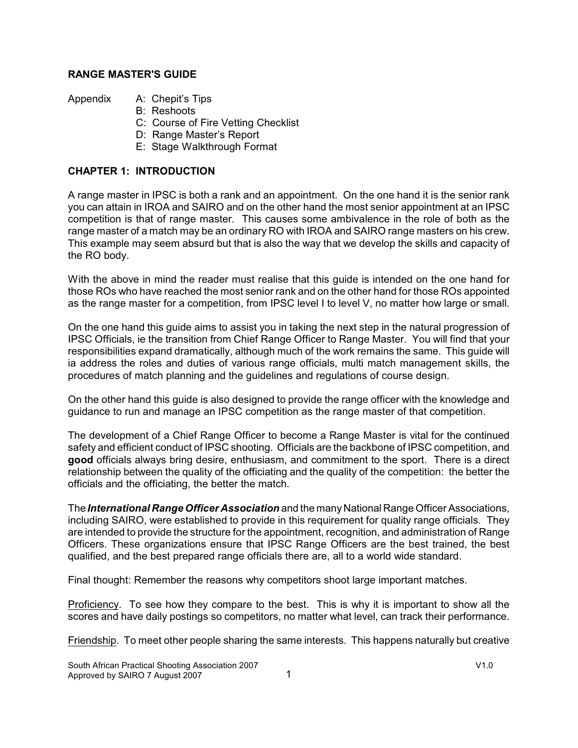**RANGE MASTER'S GUIDE**

Appendix
- A: Chepit's Tips
- B: Reshoots
- C: Course of Fire Vetting Checklist
- D: Range Master's Report
- E: Stage Walkthrough Format

## CHAPTER 1: INTRODUCTION

A range master in IPSC is both a rank and an appointment. On the one hand it is the senior rank you can attain in IROA and SAIRO and on the other hand the most senior appointment at an IPSC competition is that of range master. This causes some ambivalence in the role of both as the range master of a match may be an ordinary RO with IROA and SAIRO range masters on his crew. This example may seem absurd but that is also the way that we develop the skills and capacity of the RO body.

With the above in mind the reader must realise that this guide is intended on the one hand for those ROs who have reached the most senior rank and on the other hand for those ROs appointed as the range master for a competition, from IPSC level I to level V, no matter how large or small.

On the one hand this guide aims to assist you in taking the next step in the natural progression of IPSC Officials, ie the transition from Chief Range Officer to Range Master. You will find that your responsibilities expand dramatically, although much of the work remains the same. This guide will ia address the roles and duties of various range officials, multi match management skills, the procedures of match planning and the guidelines and regulations of course design.

On the other hand this guide is also designed to provide the range officer with the knowledge and guidance to run and manage an IPSC competition as the range master of that competition.

The development of a Chief Range Officer to become a Range Master is vital for the continued safety and efficient conduct of IPSC shooting. Officials are the backbone of IPSC competition, and **good** officials always bring desire, enthusiasm, and commitment to the sport. There is a direct relationship between the quality of the officiating and the quality of the competition: the better the officials and the officiating, the better the match.

The ***International Range Officer Association*** and the many National Range Officer Associations, including SAIRO, were established to provide in this requirement for quality range officials. They are intended to provide the structure for the appointment, recognition, and administration of Range Officers. These organizations ensure that IPSC Range Officers are the best trained, the best qualified, and the best prepared range officials there are, all to a world wide standard.

Final thought: Remember the reasons why competitors shoot large important matches.

Proficiency. To see how they compare to the best. This is why it is important to show all the scores and have daily postings so competitors, no matter what level, can track their performance.

Friendship. To meet other people sharing the same interests. This happens naturally but creative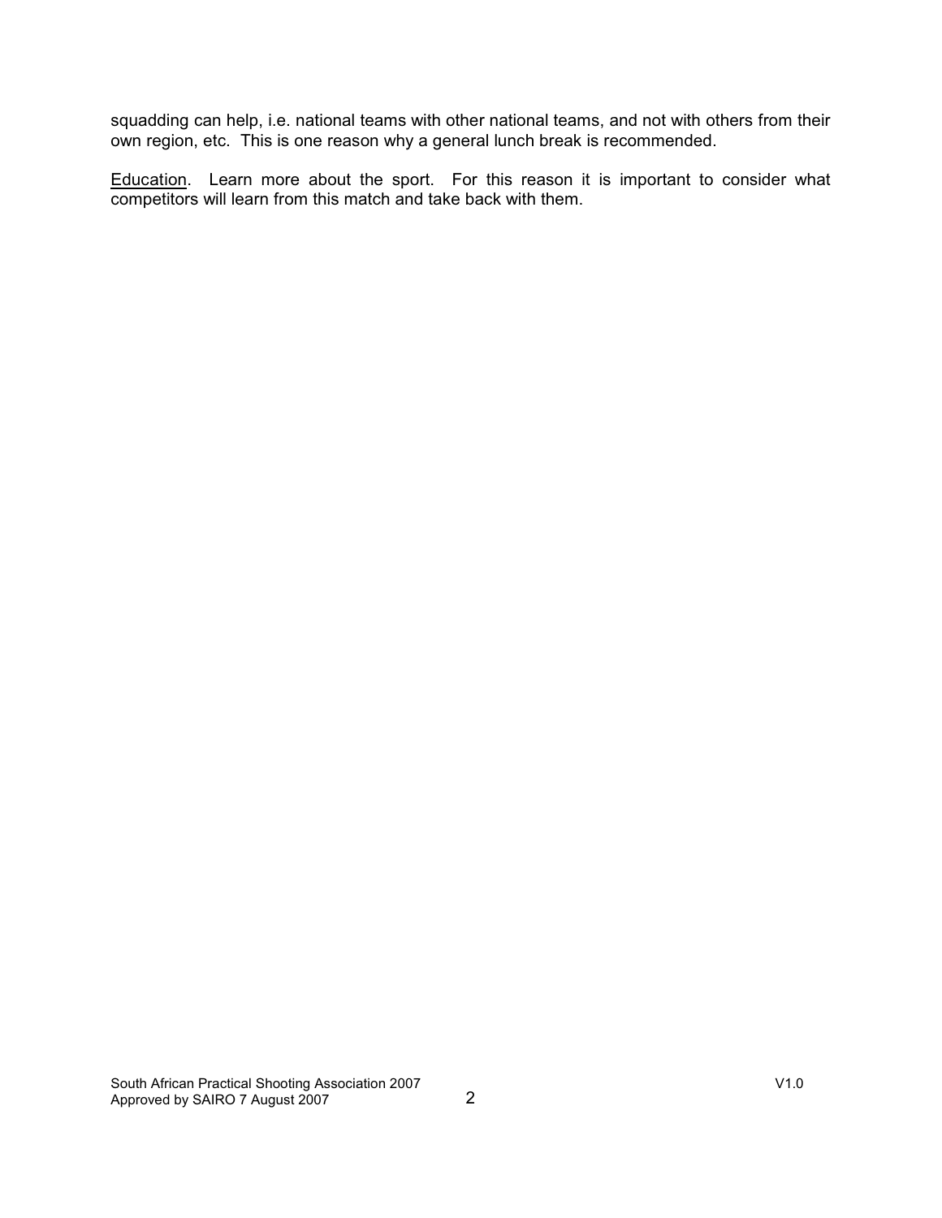squadding can help, i.e. national teams with other national teams, and not with others from their own region, etc. This is one reason why a general lunch break is recommended.

<u>Education</u>. Learn more about the sport. For this reason it is important to consider what competitors will learn from this match and take back with them.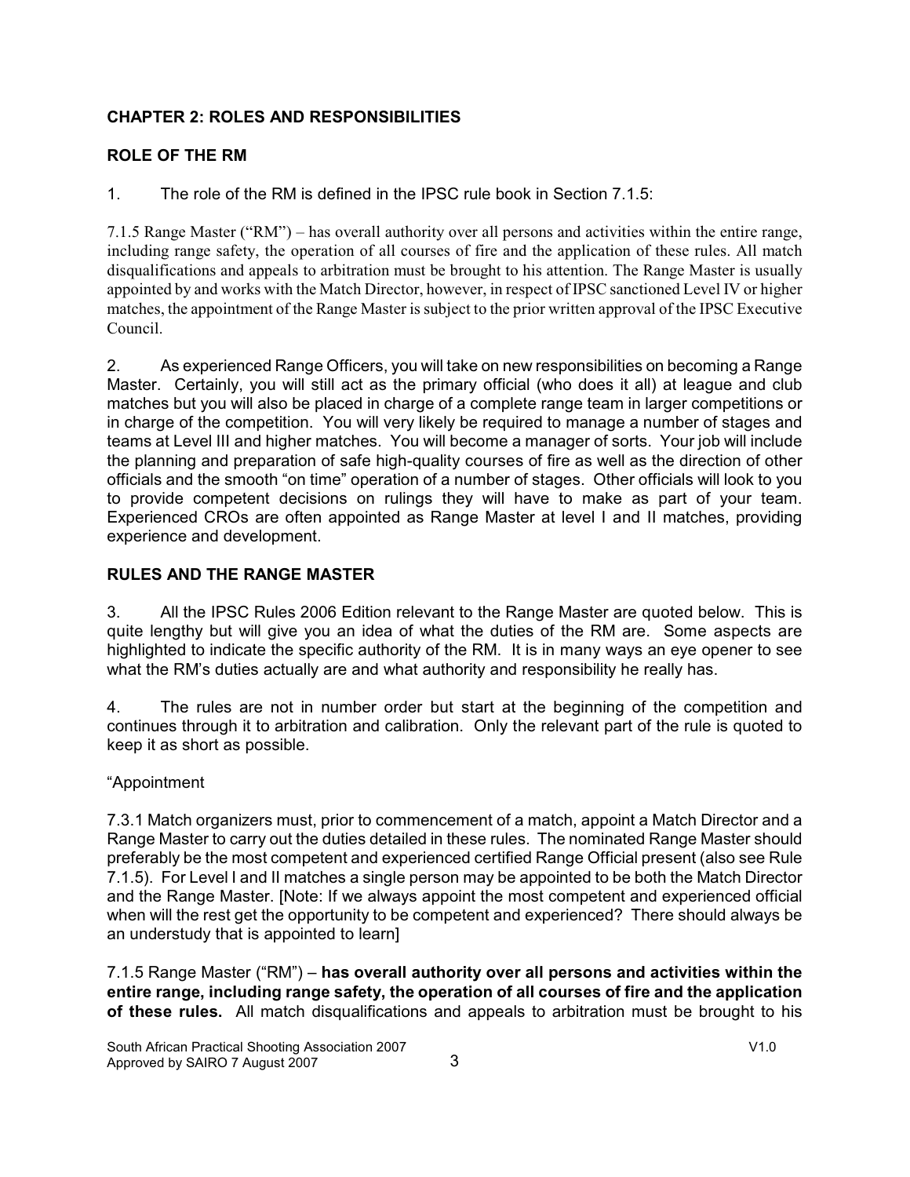## CHAPTER 2: ROLES AND RESPONSIBILITIES

### ROLE OF THE RM

1. The role of the RM is defined in the IPSC rule book in Section 7.1.5:

7.1.5 Range Master ("RM") – has overall authority over all persons and activities within the entire range, including range safety, the operation of all courses of fire and the application of these rules. All match disqualifications and appeals to arbitration must be brought to his attention. The Range Master is usually appointed by and works with the Match Director, however, in respect of IPSC sanctioned Level IV or higher matches, the appointment of the Range Master is subject to the prior written approval of the IPSC Executive Council.

2. As experienced Range Officers, you will take on new responsibilities on becoming a Range Master. Certainly, you will still act as the primary official (who does it all) at league and club matches but you will also be placed in charge of a complete range team in larger competitions or in charge of the competition. You will very likely be required to manage a number of stages and teams at Level III and higher matches. You will become a manager of sorts. Your job will include the planning and preparation of safe high-quality courses of fire as well as the direction of other officials and the smooth "on time" operation of a number of stages. Other officials will look to you to provide competent decisions on rulings they will have to make as part of your team. Experienced CROs are often appointed as Range Master at level I and II matches, providing experience and development.

### RULES AND THE RANGE MASTER

3. All the IPSC Rules 2006 Edition relevant to the Range Master are quoted below. This is quite lengthy but will give you an idea of what the duties of the RM are. Some aspects are highlighted to indicate the specific authority of the RM. It is in many ways an eye opener to see what the RM's duties actually are and what authority and responsibility he really has.

4. The rules are not in number order but start at the beginning of the competition and continues through it to arbitration and calibration. Only the relevant part of the rule is quoted to keep it as short as possible.

"Appointment

7.3.1 Match organizers must, prior to commencement of a match, appoint a Match Director and a Range Master to carry out the duties detailed in these rules. The nominated Range Master should preferably be the most competent and experienced certified Range Official present (also see Rule 7.1.5). For Level I and II matches a single person may be appointed to be both the Match Director and the Range Master. [Note: If we always appoint the most competent and experienced official when will the rest get the opportunity to be competent and experienced? There should always be an understudy that is appointed to learn]

7.1.5 Range Master ("RM") – **has overall authority over all persons and activities within the entire range, including range safety, the operation of all courses of fire and the application of these rules.** All match disqualifications and appeals to arbitration must be brought to his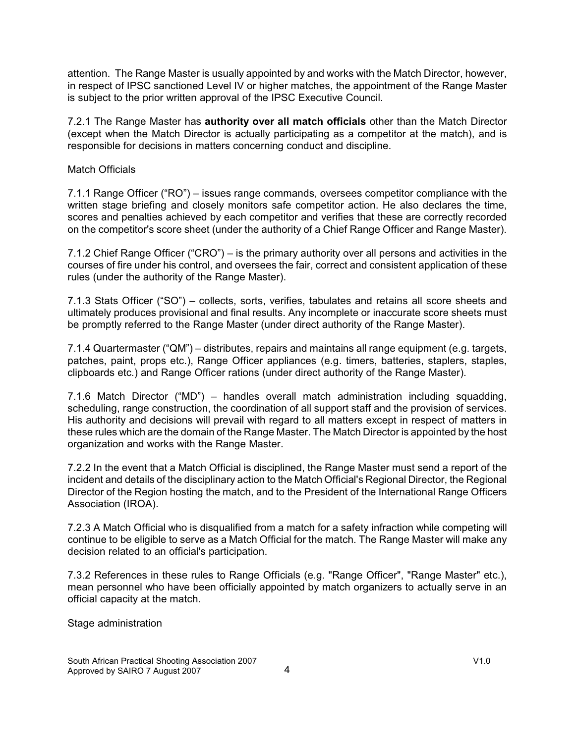attention. The Range Master is usually appointed by and works with the Match Director, however, in respect of IPSC sanctioned Level IV or higher matches, the appointment of the Range Master is subject to the prior written approval of the IPSC Executive Council.

7.2.1 The Range Master has **authority over all match officials** other than the Match Director (except when the Match Director is actually participating as a competitor at the match), and is responsible for decisions in matters concerning conduct and discipline.

Match Officials

7.1.1 Range Officer ("RO") – issues range commands, oversees competitor compliance with the written stage briefing and closely monitors safe competitor action. He also declares the time, scores and penalties achieved by each competitor and verifies that these are correctly recorded on the competitor's score sheet (under the authority of a Chief Range Officer and Range Master).

7.1.2 Chief Range Officer ("CRO") – is the primary authority over all persons and activities in the courses of fire under his control, and oversees the fair, correct and consistent application of these rules (under the authority of the Range Master).

7.1.3 Stats Officer ("SO") – collects, sorts, verifies, tabulates and retains all score sheets and ultimately produces provisional and final results. Any incomplete or inaccurate score sheets must be promptly referred to the Range Master (under direct authority of the Range Master).

7.1.4 Quartermaster ("QM") – distributes, repairs and maintains all range equipment (e.g. targets, patches, paint, props etc.), Range Officer appliances (e.g. timers, batteries, staplers, staples, clipboards etc.) and Range Officer rations (under direct authority of the Range Master).

7.1.6 Match Director ("MD") – handles overall match administration including squadding, scheduling, range construction, the coordination of all support staff and the provision of services. His authority and decisions will prevail with regard to all matters except in respect of matters in these rules which are the domain of the Range Master. The Match Director is appointed by the host organization and works with the Range Master.

7.2.2 In the event that a Match Official is disciplined, the Range Master must send a report of the incident and details of the disciplinary action to the Match Official's Regional Director, the Regional Director of the Region hosting the match, and to the President of the International Range Officers Association (IROA).

7.2.3 A Match Official who is disqualified from a match for a safety infraction while competing will continue to be eligible to serve as a Match Official for the match. The Range Master will make any decision related to an official's participation.

7.3.2 References in these rules to Range Officials (e.g. "Range Officer", "Range Master" etc.), mean personnel who have been officially appointed by match organizers to actually serve in an official capacity at the match.

Stage administration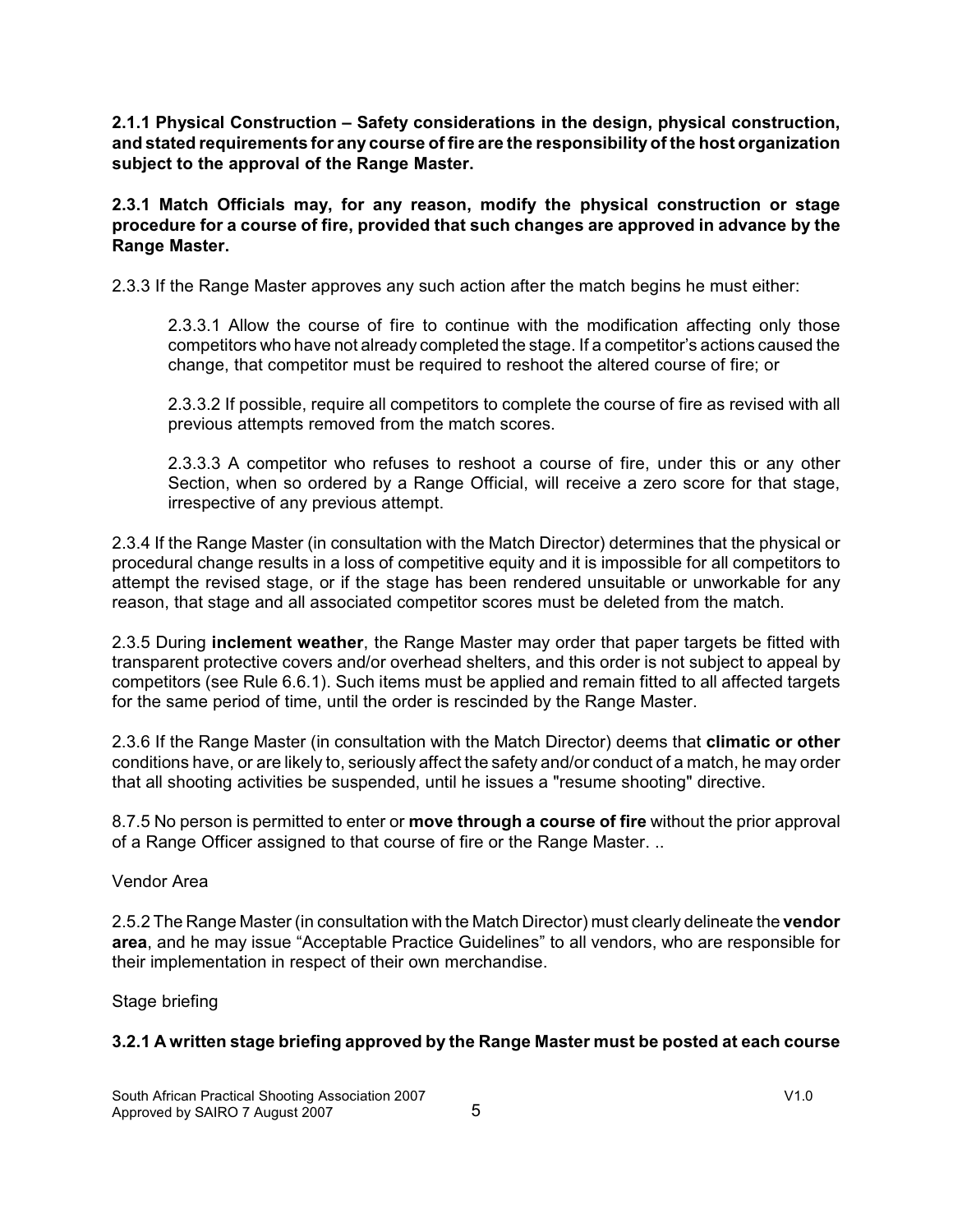**2.1.1 Physical Construction – Safety considerations in the design, physical construction, and stated requirements for any course of fire are the responsibility of the host organization subject to the approval of the Range Master.**

**2.3.1 Match Officials may, for any reason, modify the physical construction or stage procedure for a course of fire, provided that such changes are approved in advance by the Range Master.**

2.3.3 If the Range Master approves any such action after the match begins he must either:

> 2.3.3.1 Allow the course of fire to continue with the modification affecting only those competitors who have not already completed the stage. If a competitor's actions caused the change, that competitor must be required to reshoot the altered course of fire; or
>
> 2.3.3.2 If possible, require all competitors to complete the course of fire as revised with all previous attempts removed from the match scores.
>
> 2.3.3.3 A competitor who refuses to reshoot a course of fire, under this or any other Section, when so ordered by a Range Official, will receive a zero score for that stage, irrespective of any previous attempt.

2.3.4 If the Range Master (in consultation with the Match Director) determines that the physical or procedural change results in a loss of competitive equity and it is impossible for all competitors to attempt the revised stage, or if the stage has been rendered unsuitable or unworkable for any reason, that stage and all associated competitor scores must be deleted from the match.

2.3.5 During **inclement weather**, the Range Master may order that paper targets be fitted with transparent protective covers and/or overhead shelters, and this order is not subject to appeal by competitors (see Rule 6.6.1). Such items must be applied and remain fitted to all affected targets for the same period of time, until the order is rescinded by the Range Master.

2.3.6 If the Range Master (in consultation with the Match Director) deems that **climatic or other** conditions have, or are likely to, seriously affect the safety and/or conduct of a match, he may order that all shooting activities be suspended, until he issues a "resume shooting" directive.

8.7.5 No person is permitted to enter or **move through a course of fire** without the prior approval of a Range Officer assigned to that course of fire or the Range Master. ..

Vendor Area

2.5.2 The Range Master (in consultation with the Match Director) must clearly delineate the **vendor area**, and he may issue "Acceptable Practice Guidelines" to all vendors, who are responsible for their implementation in respect of their own merchandise.

Stage briefing

**3.2.1 A written stage briefing approved by the Range Master must be posted at each course**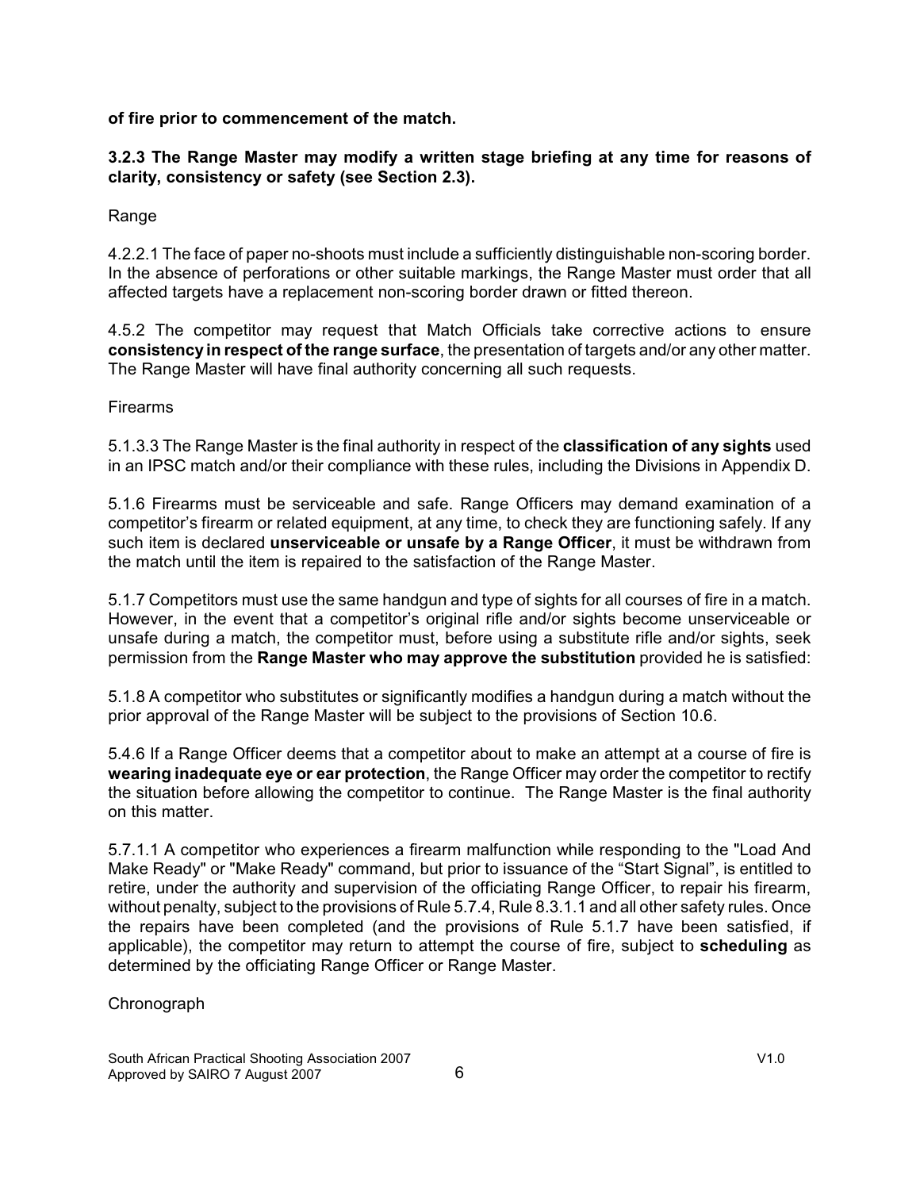**of fire prior to commencement of the match.**

**3.2.3 The Range Master may modify a written stage briefing at any time for reasons of clarity, consistency or safety (see Section 2.3).**

Range

4.2.2.1 The face of paper no-shoots must include a sufficiently distinguishable non-scoring border. In the absence of perforations or other suitable markings, the Range Master must order that all affected targets have a replacement non-scoring border drawn or fitted thereon.

4.5.2 The competitor may request that Match Officials take corrective actions to ensure **consistency in respect of the range surface**, the presentation of targets and/or any other matter. The Range Master will have final authority concerning all such requests.

Firearms

5.1.3.3 The Range Master is the final authority in respect of the **classification of any sights** used in an IPSC match and/or their compliance with these rules, including the Divisions in Appendix D.

5.1.6 Firearms must be serviceable and safe. Range Officers may demand examination of a competitor's firearm or related equipment, at any time, to check they are functioning safely. If any such item is declared **unserviceable or unsafe by a Range Officer**, it must be withdrawn from the match until the item is repaired to the satisfaction of the Range Master.

5.1.7 Competitors must use the same handgun and type of sights for all courses of fire in a match. However, in the event that a competitor's original rifle and/or sights become unserviceable or unsafe during a match, the competitor must, before using a substitute rifle and/or sights, seek permission from the **Range Master who may approve the substitution** provided he is satisfied:

5.1.8 A competitor who substitutes or significantly modifies a handgun during a match without the prior approval of the Range Master will be subject to the provisions of Section 10.6.

5.4.6 If a Range Officer deems that a competitor about to make an attempt at a course of fire is **wearing inadequate eye or ear protection**, the Range Officer may order the competitor to rectify the situation before allowing the competitor to continue. The Range Master is the final authority on this matter.

5.7.1.1 A competitor who experiences a firearm malfunction while responding to the "Load And Make Ready" or "Make Ready" command, but prior to issuance of the "Start Signal", is entitled to retire, under the authority and supervision of the officiating Range Officer, to repair his firearm, without penalty, subject to the provisions of Rule 5.7.4, Rule 8.3.1.1 and all other safety rules. Once the repairs have been completed (and the provisions of Rule 5.1.7 have been satisfied, if applicable), the competitor may return to attempt the course of fire, subject to **scheduling** as determined by the officiating Range Officer or Range Master.

Chronograph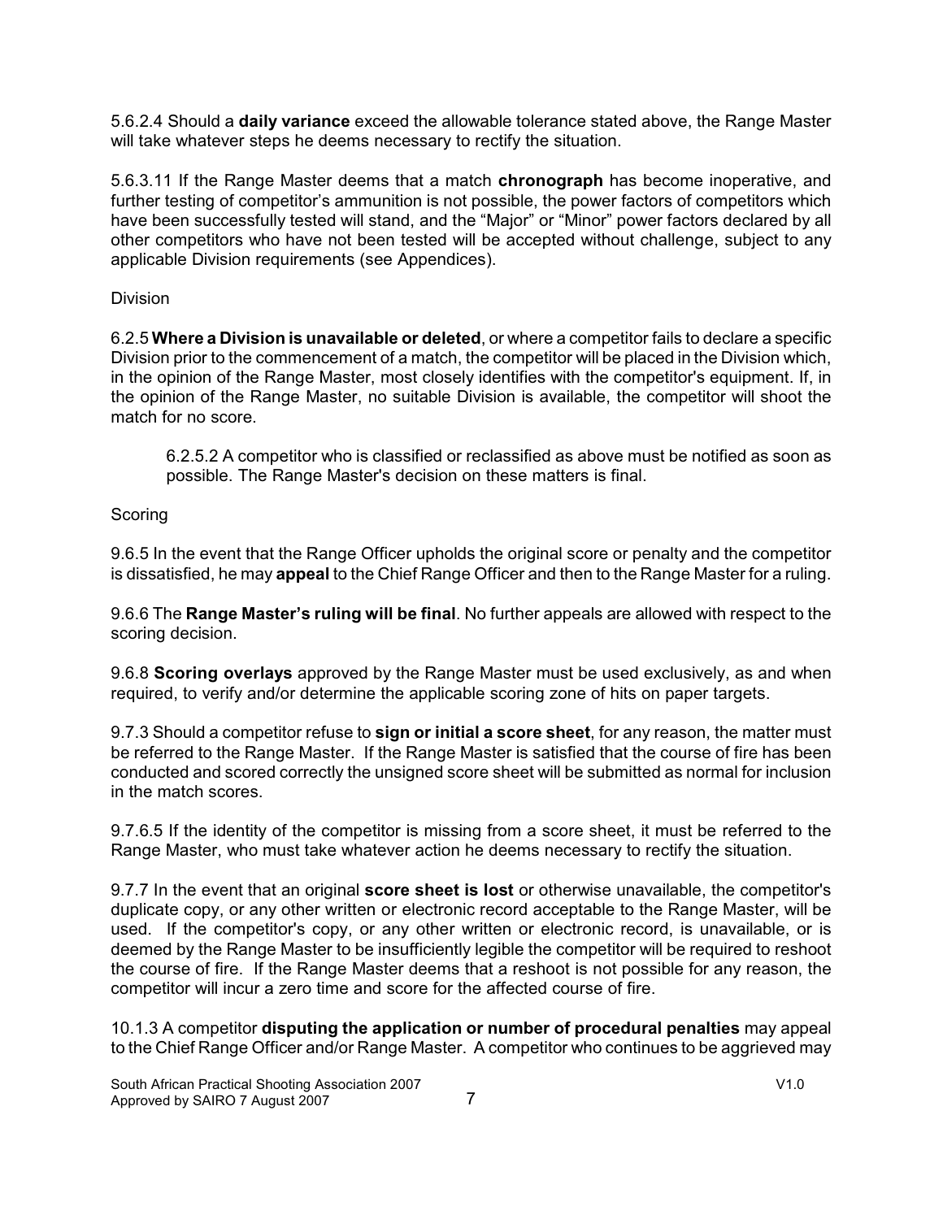5.6.2.4 Should a **daily variance** exceed the allowable tolerance stated above, the Range Master will take whatever steps he deems necessary to rectify the situation.

5.6.3.11 If the Range Master deems that a match **chronograph** has become inoperative, and further testing of competitor's ammunition is not possible, the power factors of competitors which have been successfully tested will stand, and the "Major" or "Minor" power factors declared by all other competitors who have not been tested will be accepted without challenge, subject to any applicable Division requirements (see Appendices).

Division

6.2.5 **Where a Division is unavailable or deleted**, or where a competitor fails to declare a specific Division prior to the commencement of a match, the competitor will be placed in the Division which, in the opinion of the Range Master, most closely identifies with the competitor's equipment. If, in the opinion of the Range Master, no suitable Division is available, the competitor will shoot the match for no score.

> 6.2.5.2 A competitor who is classified or reclassified as above must be notified as soon as possible. The Range Master's decision on these matters is final.

Scoring

9.6.5 In the event that the Range Officer upholds the original score or penalty and the competitor is dissatisfied, he may **appeal** to the Chief Range Officer and then to the Range Master for a ruling.

9.6.6 The **Range Master's ruling will be final**. No further appeals are allowed with respect to the scoring decision.

9.6.8 **Scoring overlays** approved by the Range Master must be used exclusively, as and when required, to verify and/or determine the applicable scoring zone of hits on paper targets.

9.7.3 Should a competitor refuse to **sign or initial a score sheet**, for any reason, the matter must be referred to the Range Master. If the Range Master is satisfied that the course of fire has been conducted and scored correctly the unsigned score sheet will be submitted as normal for inclusion in the match scores.

9.7.6.5 If the identity of the competitor is missing from a score sheet, it must be referred to the Range Master, who must take whatever action he deems necessary to rectify the situation.

9.7.7 In the event that an original **score sheet is lost** or otherwise unavailable, the competitor's duplicate copy, or any other written or electronic record acceptable to the Range Master, will be used. If the competitor's copy, or any other written or electronic record, is unavailable, or is deemed by the Range Master to be insufficiently legible the competitor will be required to reshoot the course of fire. If the Range Master deems that a reshoot is not possible for any reason, the competitor will incur a zero time and score for the affected course of fire.

10.1.3 A competitor **disputing the application or number of procedural penalties** may appeal to the Chief Range Officer and/or Range Master. A competitor who continues to be aggrieved may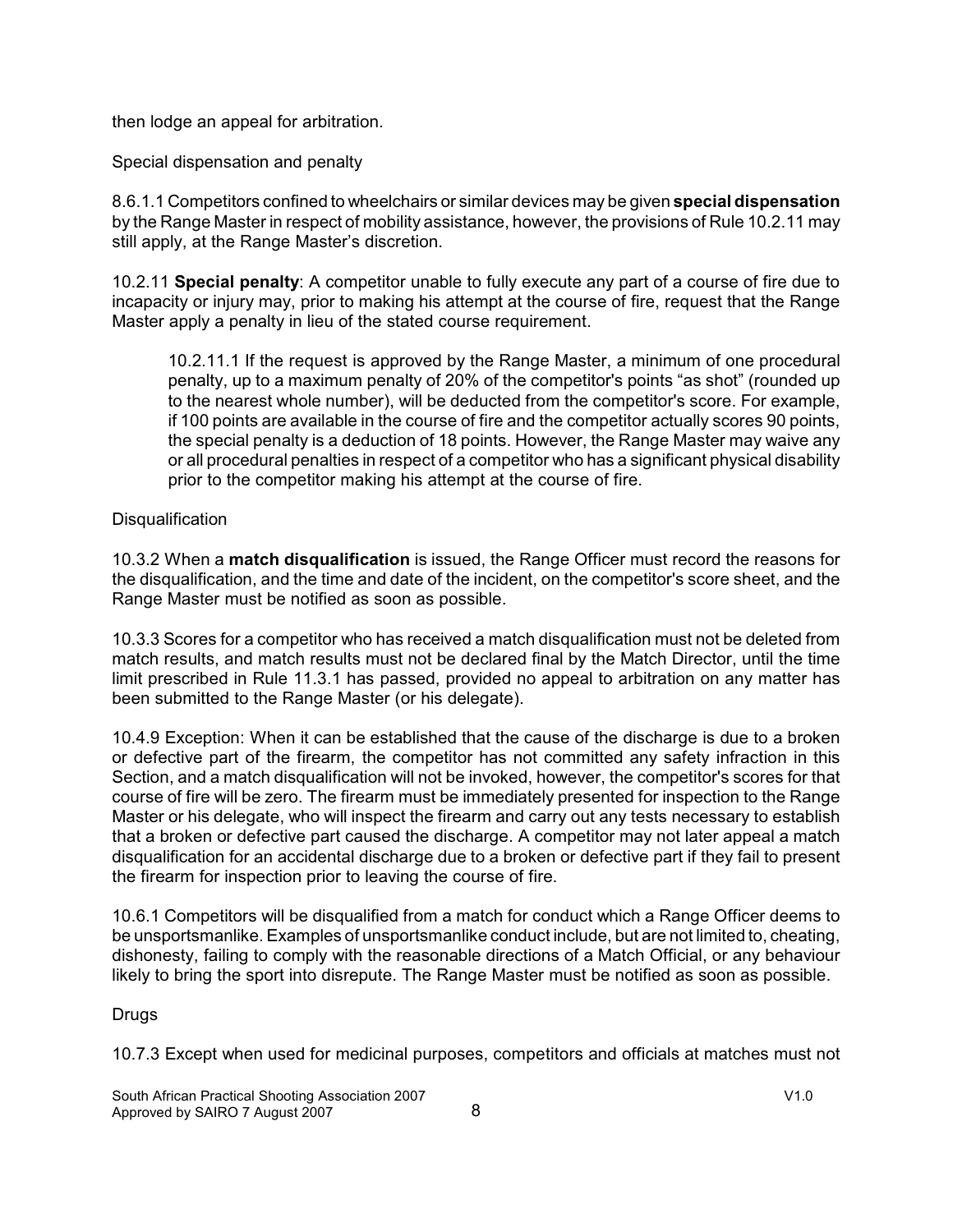then lodge an appeal for arbitration.

Special dispensation and penalty

8.6.1.1 Competitors confined to wheelchairs or similar devices may be given **special dispensation** by the Range Master in respect of mobility assistance, however, the provisions of Rule 10.2.11 may still apply, at the Range Master's discretion.

10.2.11 **Special penalty**: A competitor unable to fully execute any part of a course of fire due to incapacity or injury may, prior to making his attempt at the course of fire, request that the Range Master apply a penalty in lieu of the stated course requirement.

> 10.2.11.1 If the request is approved by the Range Master, a minimum of one procedural penalty, up to a maximum penalty of 20% of the competitor's points "as shot" (rounded up to the nearest whole number), will be deducted from the competitor's score. For example, if 100 points are available in the course of fire and the competitor actually scores 90 points, the special penalty is a deduction of 18 points. However, the Range Master may waive any or all procedural penalties in respect of a competitor who has a significant physical disability prior to the competitor making his attempt at the course of fire.

Disqualification

10.3.2 When a **match disqualification** is issued, the Range Officer must record the reasons for the disqualification, and the time and date of the incident, on the competitor's score sheet, and the Range Master must be notified as soon as possible.

10.3.3 Scores for a competitor who has received a match disqualification must not be deleted from match results, and match results must not be declared final by the Match Director, until the time limit prescribed in Rule 11.3.1 has passed, provided no appeal to arbitration on any matter has been submitted to the Range Master (or his delegate).

10.4.9 Exception: When it can be established that the cause of the discharge is due to a broken or defective part of the firearm, the competitor has not committed any safety infraction in this Section, and a match disqualification will not be invoked, however, the competitor's scores for that course of fire will be zero. The firearm must be immediately presented for inspection to the Range Master or his delegate, who will inspect the firearm and carry out any tests necessary to establish that a broken or defective part caused the discharge. A competitor may not later appeal a match disqualification for an accidental discharge due to a broken or defective part if they fail to present the firearm for inspection prior to leaving the course of fire.

10.6.1 Competitors will be disqualified from a match for conduct which a Range Officer deems to be unsportsmanlike. Examples of unsportsmanlike conduct include, but are not limited to, cheating, dishonesty, failing to comply with the reasonable directions of a Match Official, or any behaviour likely to bring the sport into disrepute. The Range Master must be notified as soon as possible.

Drugs

10.7.3 Except when used for medicinal purposes, competitors and officials at matches must not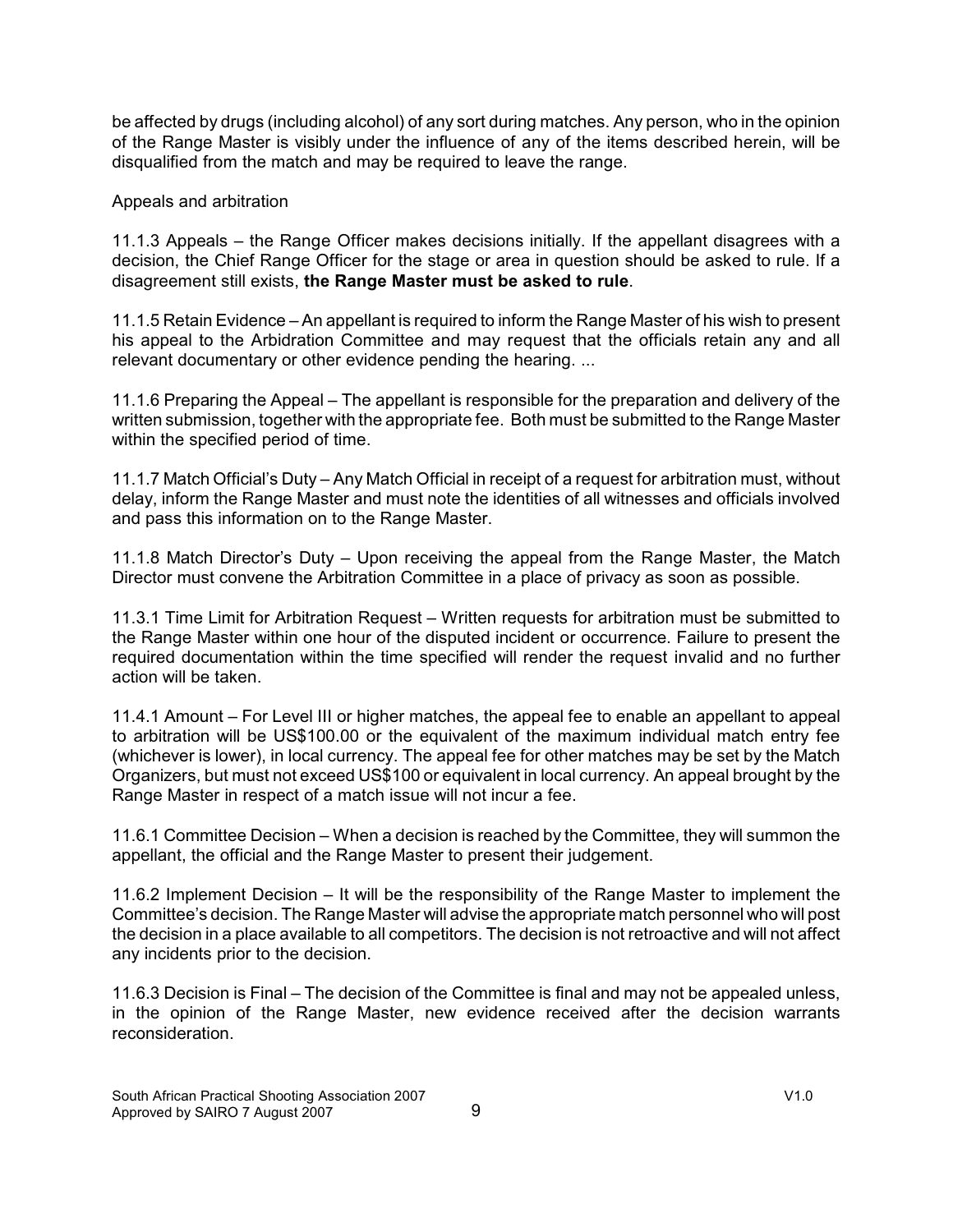be affected by drugs (including alcohol) of any sort during matches. Any person, who in the opinion of the Range Master is visibly under the influence of any of the items described herein, will be disqualified from the match and may be required to leave the range.

Appeals and arbitration

11.1.3 Appeals – the Range Officer makes decisions initially. If the appellant disagrees with a decision, the Chief Range Officer for the stage or area in question should be asked to rule. If a disagreement still exists, **the Range Master must be asked to rule**.

11.1.5 Retain Evidence – An appellant is required to inform the Range Master of his wish to present his appeal to the Arbidration Committee and may request that the officials retain any and all relevant documentary or other evidence pending the hearing. ...

11.1.6 Preparing the Appeal – The appellant is responsible for the preparation and delivery of the written submission, together with the appropriate fee. Both must be submitted to the Range Master within the specified period of time.

11.1.7 Match Official's Duty – Any Match Official in receipt of a request for arbitration must, without delay, inform the Range Master and must note the identities of all witnesses and officials involved and pass this information on to the Range Master.

11.1.8 Match Director's Duty – Upon receiving the appeal from the Range Master, the Match Director must convene the Arbitration Committee in a place of privacy as soon as possible.

11.3.1 Time Limit for Arbitration Request – Written requests for arbitration must be submitted to the Range Master within one hour of the disputed incident or occurrence. Failure to present the required documentation within the time specified will render the request invalid and no further action will be taken.

11.4.1 Amount – For Level III or higher matches, the appeal fee to enable an appellant to appeal to arbitration will be US$100.00 or the equivalent of the maximum individual match entry fee (whichever is lower), in local currency. The appeal fee for other matches may be set by the Match Organizers, but must not exceed US$100 or equivalent in local currency. An appeal brought by the Range Master in respect of a match issue will not incur a fee.

11.6.1 Committee Decision – When a decision is reached by the Committee, they will summon the appellant, the official and the Range Master to present their judgement.

11.6.2 Implement Decision – It will be the responsibility of the Range Master to implement the Committee's decision. The Range Master will advise the appropriate match personnel who will post the decision in a place available to all competitors. The decision is not retroactive and will not affect any incidents prior to the decision.

11.6.3 Decision is Final – The decision of the Committee is final and may not be appealed unless, in the opinion of the Range Master, new evidence received after the decision warrants reconsideration.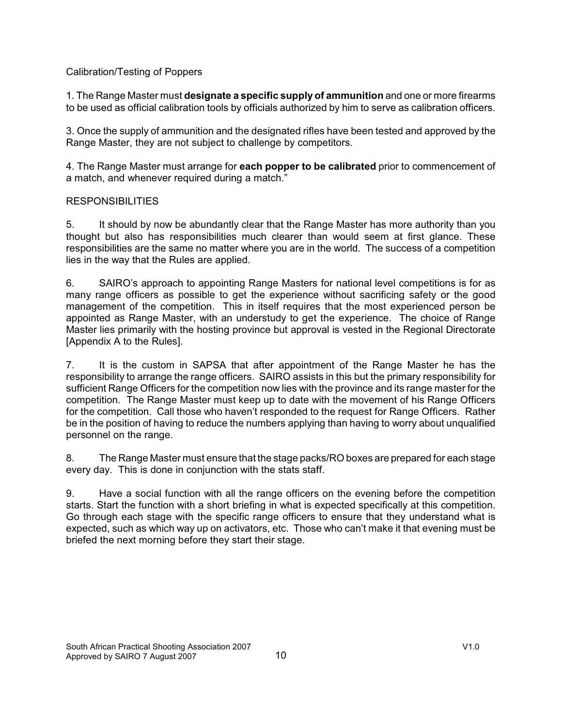Calibration/Testing of Poppers

1. The Range Master must **designate a specific supply of ammunition** and one or more firearms to be used as official calibration tools by officials authorized by him to serve as calibration officers.

3. Once the supply of ammunition and the designated rifles have been tested and approved by the Range Master, they are not subject to challenge by competitors.

4. The Range Master must arrange for **each popper to be calibrated** prior to commencement of a match, and whenever required during a match."

RESPONSIBILITIES

5. It should by now be abundantly clear that the Range Master has more authority than you thought but also has responsibilities much clearer than would seem at first glance. These responsibilities are the same no matter where you are in the world. The success of a competition lies in the way that the Rules are applied.

6. SAIRO's approach to appointing Range Masters for national level competitions is for as many range officers as possible to get the experience without sacrificing safety or the good management of the competition. This in itself requires that the most experienced person be appointed as Range Master, with an understudy to get the experience. The choice of Range Master lies primarily with the hosting province but approval is vested in the Regional Directorate [Appendix A to the Rules].

7. It is the custom in SAPSA that after appointment of the Range Master he has the responsibility to arrange the range officers. SAIRO assists in this but the primary responsibility for sufficient Range Officers for the competition now lies with the province and its range master for the competition. The Range Master must keep up to date with the movement of his Range Officers for the competition. Call those who haven't responded to the request for Range Officers. Rather be in the position of having to reduce the numbers applying than having to worry about unqualified personnel on the range.

8. The Range Master must ensure that the stage packs/RO boxes are prepared for each stage every day. This is done in conjunction with the stats staff.

9. Have a social function with all the range officers on the evening before the competition starts. Start the function with a short briefing in what is expected specifically at this competition. Go through each stage with the specific range officers to ensure that they understand what is expected, such as which way up on activators, etc. Those who can't make it that evening must be briefed the next morning before they start their stage.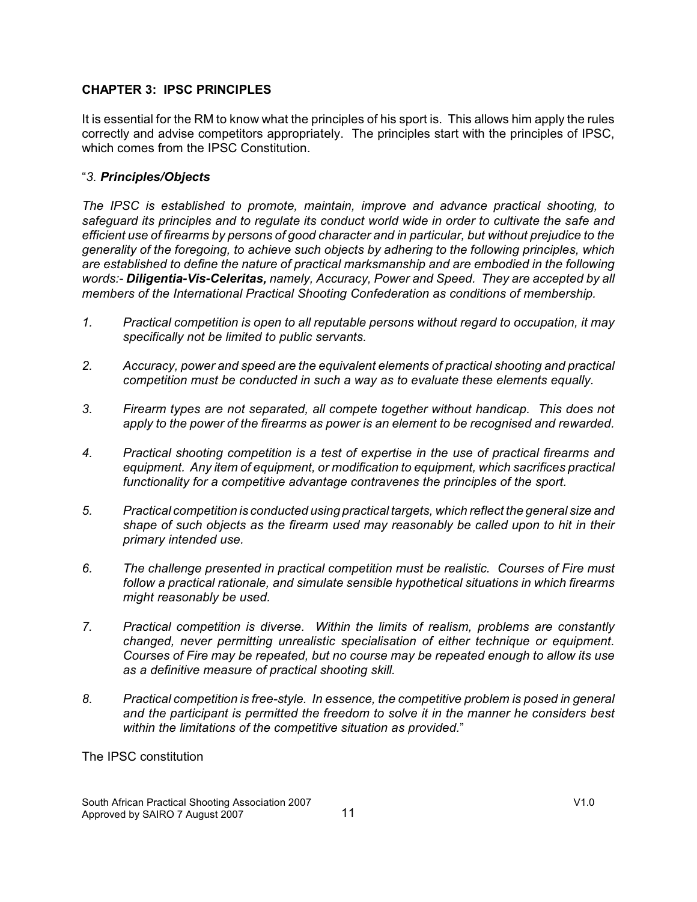## CHAPTER 3: IPSC PRINCIPLES

It is essential for the RM to know what the principles of his sport is. This allows him apply the rules correctly and advise competitors appropriately. The principles start with the principles of IPSC, which comes from the IPSC Constitution.

"*3. **Principles/Objects***

*The IPSC is established to promote, maintain, improve and advance practical shooting, to safeguard its principles and to regulate its conduct world wide in order to cultivate the safe and efficient use of firearms by persons of good character and in particular, but without prejudice to the generality of the foregoing, to achieve such objects by adhering to the following principles, which are established to define the nature of practical marksmanship and are embodied in the following words:- **Diligentia-Vis-Celeritas,** namely, Accuracy, Power and Speed. They are accepted by all members of the International Practical Shooting Confederation as conditions of membership.*

1. *Practical competition is open to all reputable persons without regard to occupation, it may specifically not be limited to public servants.*

2. *Accuracy, power and speed are the equivalent elements of practical shooting and practical competition must be conducted in such a way as to evaluate these elements equally.*

3. *Firearm types are not separated, all compete together without handicap. This does not apply to the power of the firearms as power is an element to be recognised and rewarded.*

4. *Practical shooting competition is a test of expertise in the use of practical firearms and equipment. Any item of equipment, or modification to equipment, which sacrifices practical functionality for a competitive advantage contravenes the principles of the sport.*

5. *Practical competition is conducted using practical targets, which reflect the general size and shape of such objects as the firearm used may reasonably be called upon to hit in their primary intended use.*

6. *The challenge presented in practical competition must be realistic. Courses of Fire must follow a practical rationale, and simulate sensible hypothetical situations in which firearms might reasonably be used.*

7. *Practical competition is diverse. Within the limits of realism, problems are constantly changed, never permitting unrealistic specialisation of either technique or equipment. Courses of Fire may be repeated, but no course may be repeated enough to allow its use as a definitive measure of practical shooting skill.*

8. *Practical competition is free-style. In essence, the competitive problem is posed in general and the participant is permitted the freedom to solve it in the manner he considers best within the limitations of the competitive situation as provided.*"

The IPSC constitution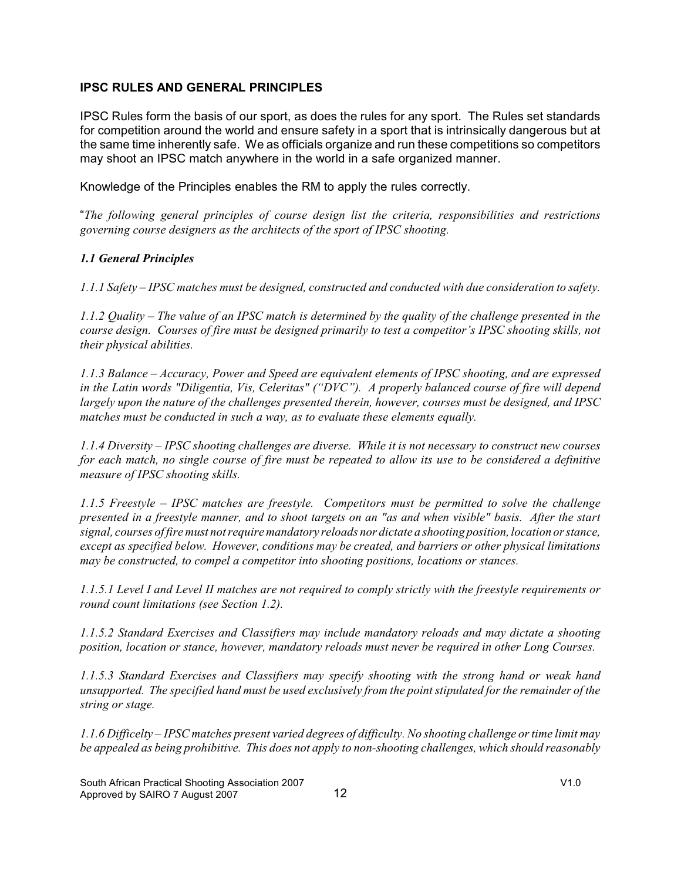**IPSC RULES AND GENERAL PRINCIPLES**

IPSC Rules form the basis of our sport, as does the rules for any sport. The Rules set standards for competition around the world and ensure safety in a sport that is intrinsically dangerous but at the same time inherently safe. We as officials organize and run these competitions so competitors may shoot an IPSC match anywhere in the world in a safe organized manner.

Knowledge of the Principles enables the RM to apply the rules correctly.

"*The following general principles of course design list the criteria, responsibilities and restrictions governing course designers as the architects of the sport of IPSC shooting.*

***1.1 General Principles***

*1.1.1 Safety – IPSC matches must be designed, constructed and conducted with due consideration to safety.*

*1.1.2 Quality – The value of an IPSC match is determined by the quality of the challenge presented in the course design. Courses of fire must be designed primarily to test a competitor's IPSC shooting skills, not their physical abilities.*

*1.1.3 Balance – Accuracy, Power and Speed are equivalent elements of IPSC shooting, and are expressed in the Latin words "Diligentia, Vis, Celeritas" ("DVC"). A properly balanced course of fire will depend largely upon the nature of the challenges presented therein, however, courses must be designed, and IPSC matches must be conducted in such a way, as to evaluate these elements equally.*

*1.1.4 Diversity – IPSC shooting challenges are diverse. While it is not necessary to construct new courses for each match, no single course of fire must be repeated to allow its use to be considered a definitive measure of IPSC shooting skills.*

*1.1.5 Freestyle – IPSC matches are freestyle. Competitors must be permitted to solve the challenge presented in a freestyle manner, and to shoot targets on an "as and when visible" basis. After the start signal, courses of fire must not require mandatory reloads nor dictate a shooting position, location or stance, except as specified below. However, conditions may be created, and barriers or other physical limitations may be constructed, to compel a competitor into shooting positions, locations or stances.*

*1.1.5.1 Level I and Level II matches are not required to comply strictly with the freestyle requirements or round count limitations (see Section 1.2).*

*1.1.5.2 Standard Exercises and Classifiers may include mandatory reloads and may dictate a shooting position, location or stance, however, mandatory reloads must never be required in other Long Courses.*

*1.1.5.3 Standard Exercises and Classifiers may specify shooting with the strong hand or weak hand unsupported. The specified hand must be used exclusively from the point stipulated for the remainder of the string or stage.*

*1.1.6 Difficelty – IPSC matches present varied degrees of difficulty. No shooting challenge or time limit may be appealed as being prohibitive. This does not apply to non-shooting challenges, which should reasonably*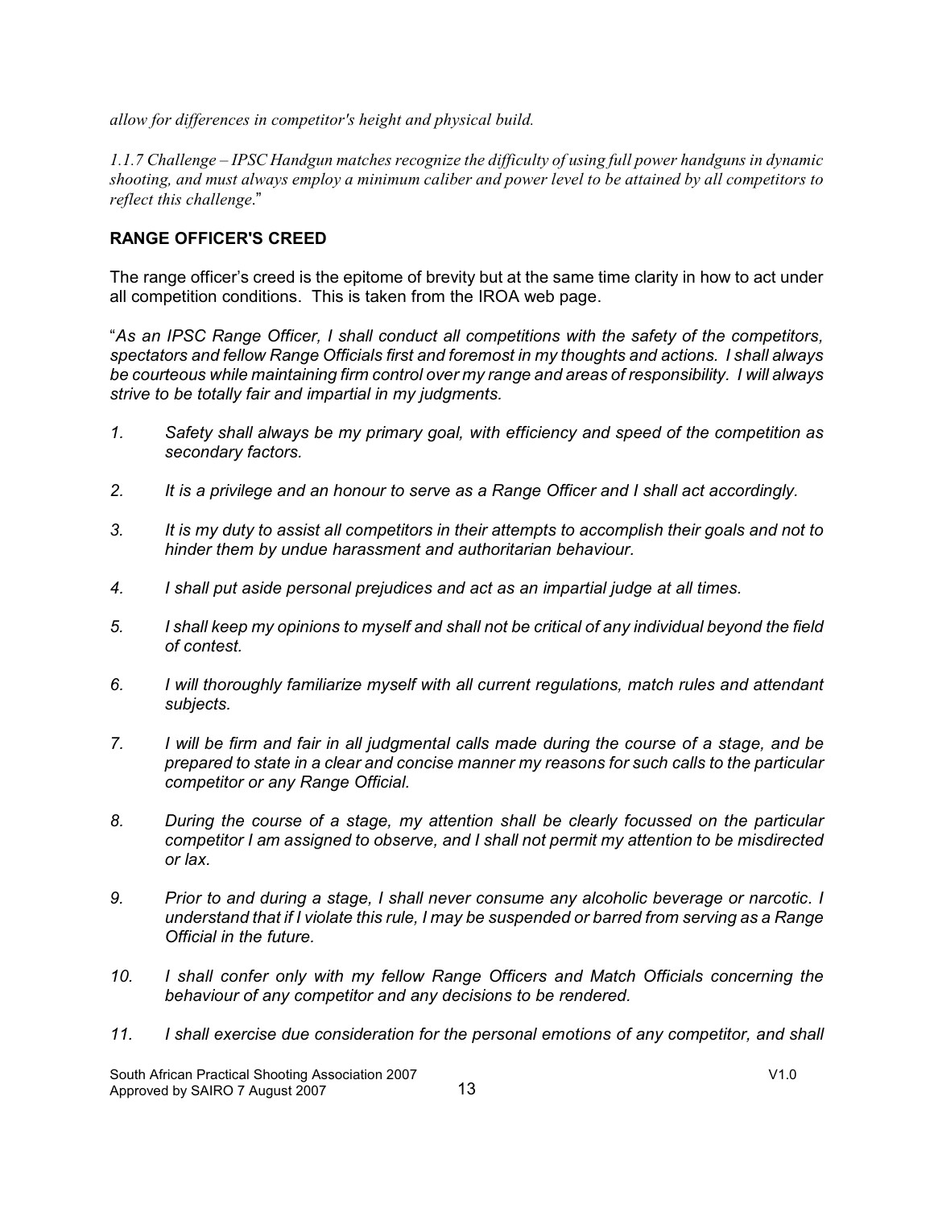*allow for differences in competitor's height and physical build.*

*1.1.7 Challenge – IPSC Handgun matches recognize the difficulty of using full power handguns in dynamic shooting, and must always employ a minimum caliber and power level to be attained by all competitors to reflect this challenge*."

## RANGE OFFICER'S CREED

The range officer's creed is the epitome of brevity but at the same time clarity in how to act under all competition conditions. This is taken from the IROA web page.

"*As an IPSC Range Officer, I shall conduct all competitions with the safety of the competitors, spectators and fellow Range Officials first and foremost in my thoughts and actions. I shall always be courteous while maintaining firm control over my range and areas of responsibility. I will always strive to be totally fair and impartial in my judgments.*

1. *Safety shall always be my primary goal, with efficiency and speed of the competition as secondary factors.*
2. *It is a privilege and an honour to serve as a Range Officer and I shall act accordingly.*
3. *It is my duty to assist all competitors in their attempts to accomplish their goals and not to hinder them by undue harassment and authoritarian behaviour.*
4. *I shall put aside personal prejudices and act as an impartial judge at all times.*
5. *I shall keep my opinions to myself and shall not be critical of any individual beyond the field of contest.*
6. *I will thoroughly familiarize myself with all current regulations, match rules and attendant subjects.*
7. *I will be firm and fair in all judgmental calls made during the course of a stage, and be prepared to state in a clear and concise manner my reasons for such calls to the particular competitor or any Range Official.*
8. *During the course of a stage, my attention shall be clearly focussed on the particular competitor I am assigned to observe, and I shall not permit my attention to be misdirected or lax.*
9. *Prior to and during a stage, I shall never consume any alcoholic beverage or narcotic. I understand that if I violate this rule, I may be suspended or barred from serving as a Range Official in the future.*
10. *I shall confer only with my fellow Range Officers and Match Officials concerning the behaviour of any competitor and any decisions to be rendered.*
11. *I shall exercise due consideration for the personal emotions of any competitor, and shall*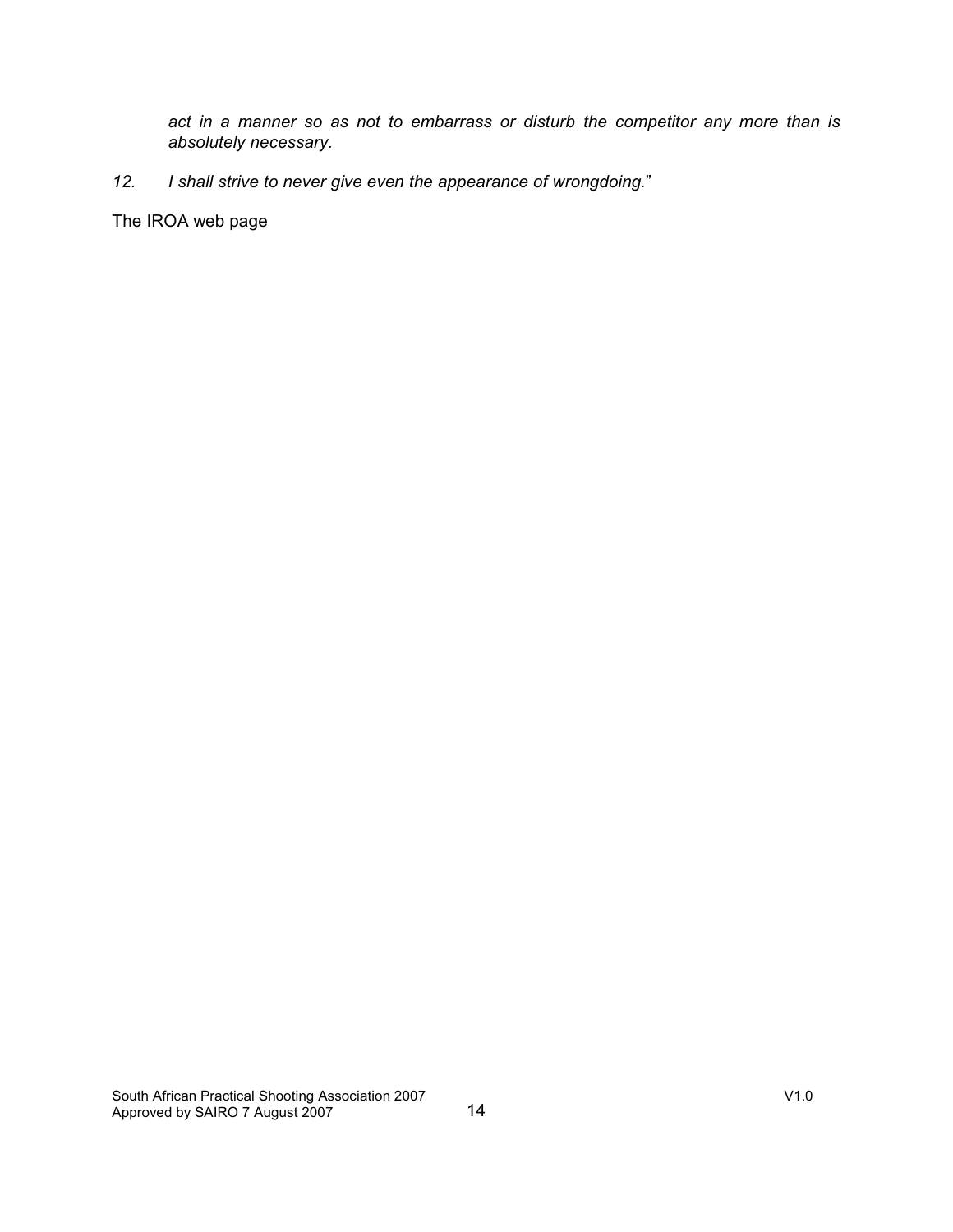*act in a manner so as not to embarrass or disturb the competitor any more than is absolutely necessary.*

*12. I shall strive to never give even the appearance of wrongdoing.*"

The IROA web page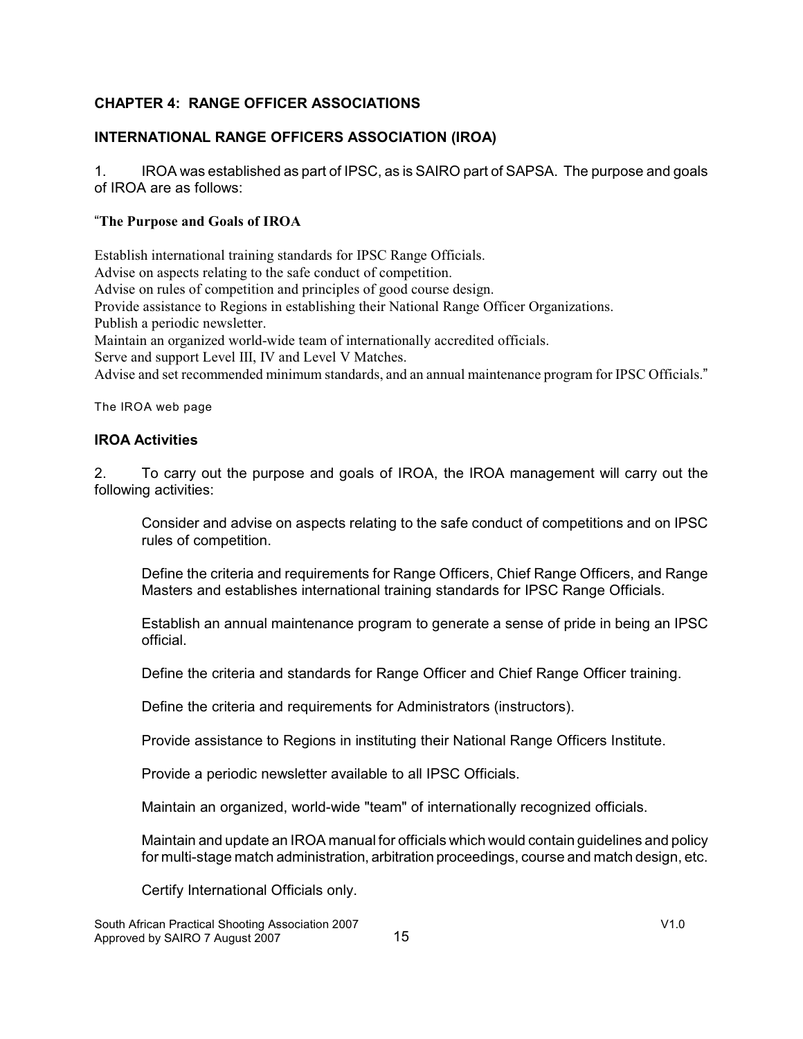## CHAPTER 4: RANGE OFFICER ASSOCIATIONS

### INTERNATIONAL RANGE OFFICERS ASSOCIATION (IROA)

1. IROA was established as part of IPSC, as is SAIRO part of SAPSA. The purpose and goals of IROA are as follows:

"**The Purpose and Goals of IROA**

Establish international training standards for IPSC Range Officials.
Advise on aspects relating to the safe conduct of competition.
Advise on rules of competition and principles of good course design.
Provide assistance to Regions in establishing their National Range Officer Organizations.
Publish a periodic newsletter.
Maintain an organized world-wide team of internationally accredited officials.
Serve and support Level III, IV and Level V Matches.
Advise and set recommended minimum standards, and an annual maintenance program for IPSC Officials."

The IROA web page

### IROA Activities

2. To carry out the purpose and goals of IROA, the IROA management will carry out the following activities:

Consider and advise on aspects relating to the safe conduct of competitions and on IPSC rules of competition.

Define the criteria and requirements for Range Officers, Chief Range Officers, and Range Masters and establishes international training standards for IPSC Range Officials.

Establish an annual maintenance program to generate a sense of pride in being an IPSC official.

Define the criteria and standards for Range Officer and Chief Range Officer training.

Define the criteria and requirements for Administrators (instructors).

Provide assistance to Regions in instituting their National Range Officers Institute.

Provide a periodic newsletter available to all IPSC Officials.

Maintain an organized, world-wide "team" of internationally recognized officials.

Maintain and update an IROA manual for officials which would contain guidelines and policy for multi-stage match administration, arbitration proceedings, course and match design, etc.

Certify International Officials only.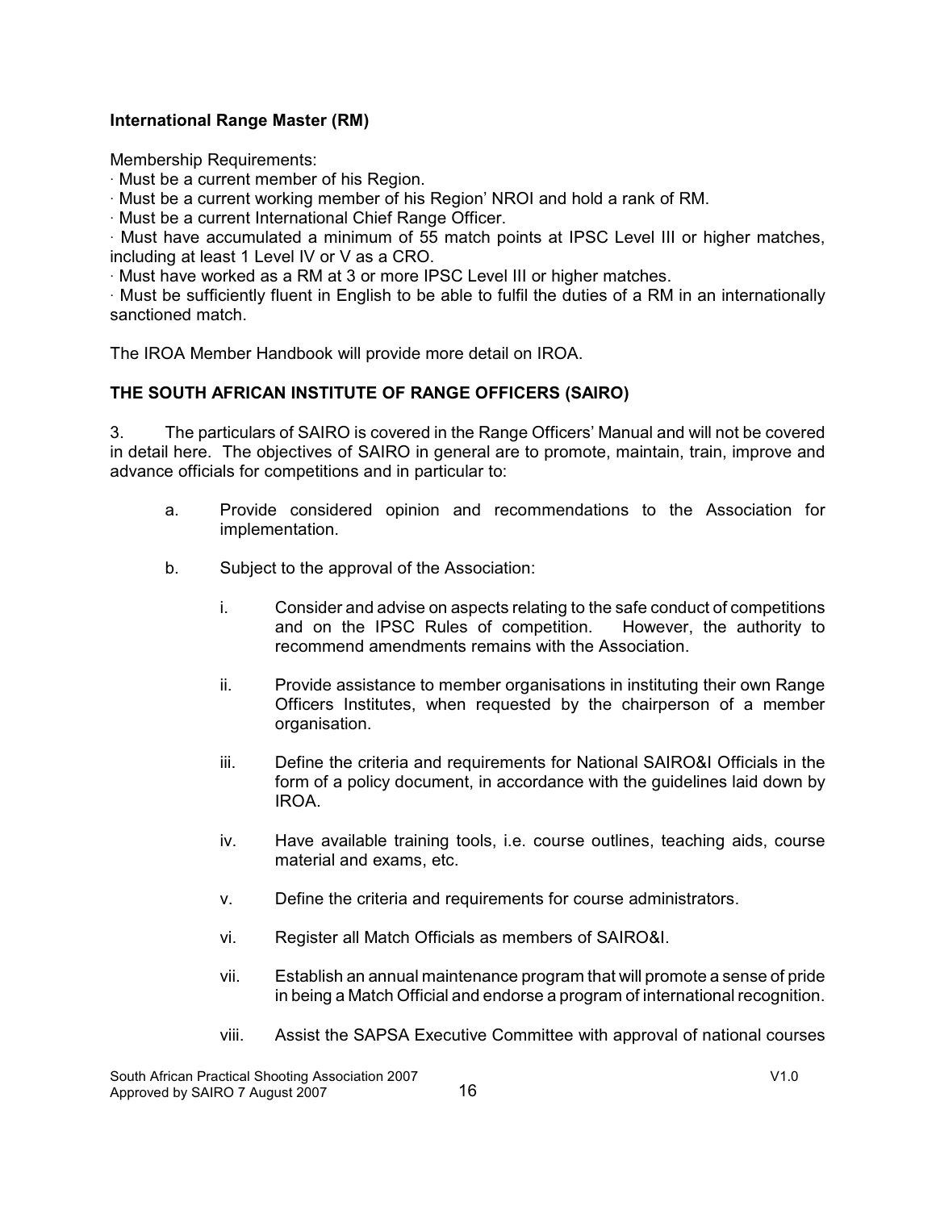**International Range Master (RM)**

Membership Requirements:

- Must be a current member of his Region.
- Must be a current working member of his Region' NROI and hold a rank of RM.
- Must be a current International Chief Range Officer.
- Must have accumulated a minimum of 55 match points at IPSC Level III or higher matches, including at least 1 Level IV or V as a CRO.
- Must have worked as a RM at 3 or more IPSC Level III or higher matches.
- Must be sufficiently fluent in English to be able to fulfil the duties of a RM in an internationally sanctioned match.

The IROA Member Handbook will provide more detail on IROA.

**THE SOUTH AFRICAN INSTITUTE OF RANGE OFFICERS (SAIRO)**

3. The particulars of SAIRO is covered in the Range Officers' Manual and will not be covered in detail here. The objectives of SAIRO in general are to promote, maintain, train, improve and advance officials for competitions and in particular to:

a. Provide considered opinion and recommendations to the Association for implementation.

b. Subject to the approval of the Association:

   i. Consider and advise on aspects relating to the safe conduct of competitions and on the IPSC Rules of competition. However, the authority to recommend amendments remains with the Association.

   ii. Provide assistance to member organisations in instituting their own Range Officers Institutes, when requested by the chairperson of a member organisation.

   iii. Define the criteria and requirements for National SAIRO&I Officials in the form of a policy document, in accordance with the guidelines laid down by IROA.

   iv. Have available training tools, i.e. course outlines, teaching aids, course material and exams, etc.

   v. Define the criteria and requirements for course administrators.

   vi. Register all Match Officials as members of SAIRO&I.

   vii. Establish an annual maintenance program that will promote a sense of pride in being a Match Official and endorse a program of international recognition.

   viii. Assist the SAPSA Executive Committee with approval of national courses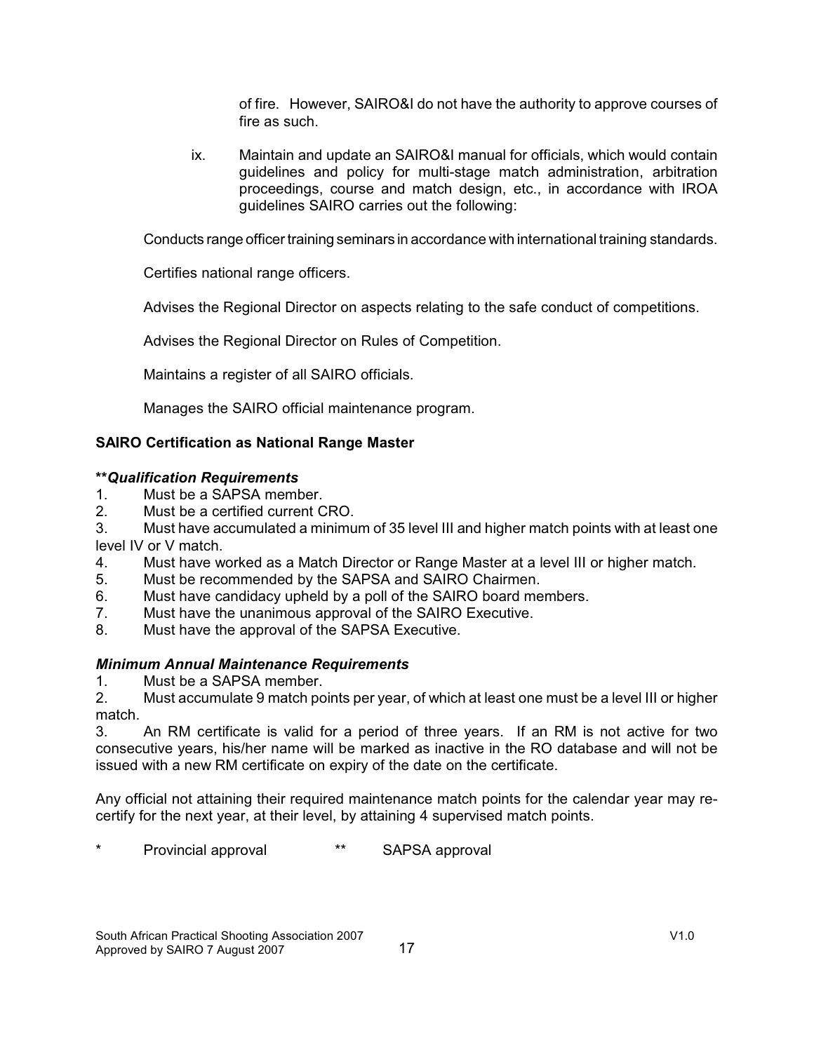of fire. However, SAIRO&I do not have the authority to approve courses of fire as such.

ix. Maintain and update an SAIRO&I manual for officials, which would contain guidelines and policy for multi-stage match administration, arbitration proceedings, course and match design, etc., in accordance with IROA guidelines SAIRO carries out the following:

Conducts range officer training seminars in accordance with international training standards.

Certifies national range officers.

Advises the Regional Director on aspects relating to the safe conduct of competitions.

Advises the Regional Director on Rules of Competition.

Maintains a register of all SAIRO officials.

Manages the SAIRO official maintenance program.

**SAIRO Certification as National Range Master**

***\*\*Qualification Requirements***

1. Must be a SAPSA member.
2. Must be a certified current CRO.
3. Must have accumulated a minimum of 35 level III and higher match points with at least one level IV or V match.
4. Must have worked as a Match Director or Range Master at a level III or higher match.
5. Must be recommended by the SAPSA and SAIRO Chairmen.
6. Must have candidacy upheld by a poll of the SAIRO board members.
7. Must have the unanimous approval of the SAIRO Executive.
8. Must have the approval of the SAPSA Executive.

***Minimum Annual Maintenance Requirements***

1. Must be a SAPSA member.
2. Must accumulate 9 match points per year, of which at least one must be a level III or higher match.
3. An RM certificate is valid for a period of three years. If an RM is not active for two consecutive years, his/her name will be marked as inactive in the RO database and will not be issued with a new RM certificate on expiry of the date on the certificate.

Any official not attaining their required maintenance match points for the calendar year may re-certify for the next year, at their level, by attaining 4 supervised match points.

\* Provincial approval \*\* SAPSA approval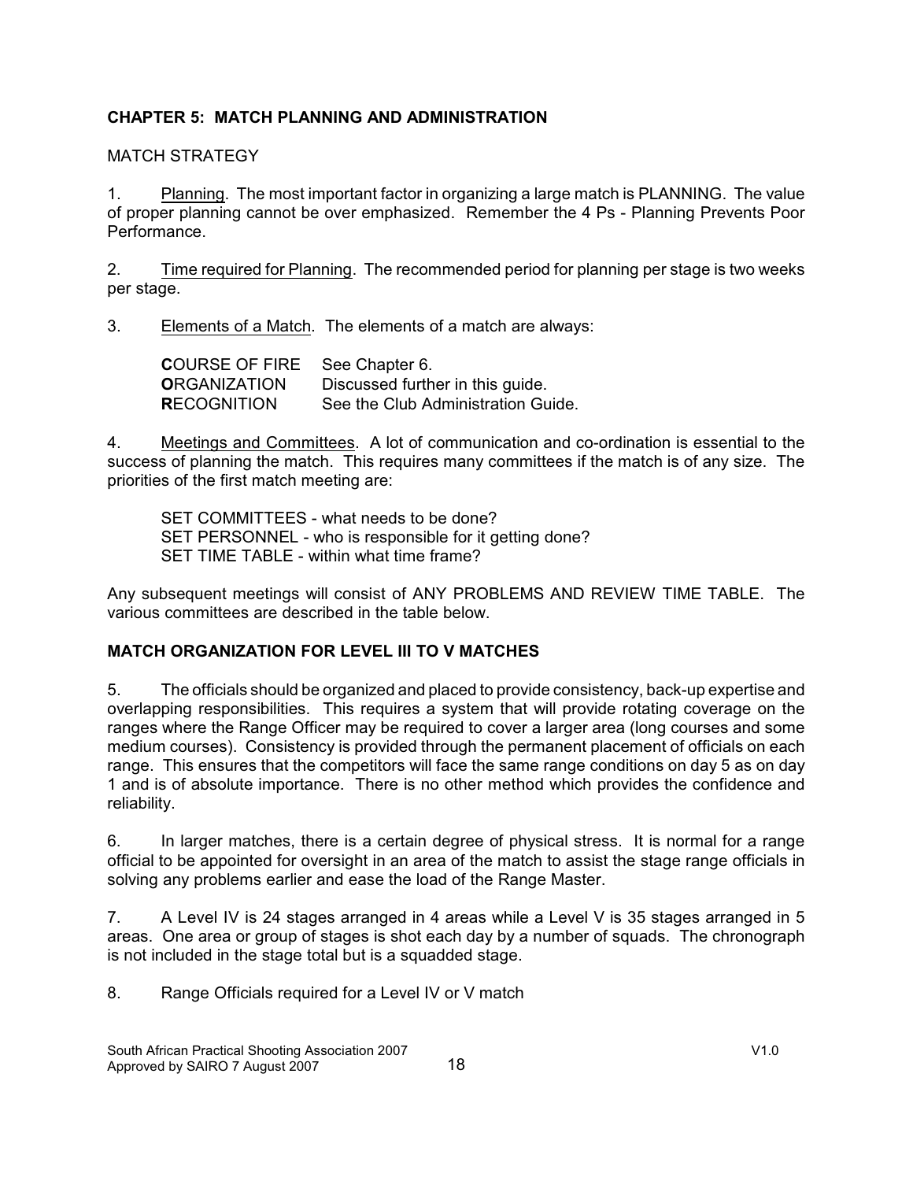## CHAPTER 5: MATCH PLANNING AND ADMINISTRATION

MATCH STRATEGY

1. Planning. The most important factor in organizing a large match is PLANNING. The value of proper planning cannot be over emphasized. Remember the 4 Ps - Planning Prevents Poor Performance.

2. Time required for Planning. The recommended period for planning per stage is two weeks per stage.

3. Elements of a Match. The elements of a match are always:

| | |
|---|---|
| **C**OURSE OF FIRE | See Chapter 6. |
| **O**RGANIZATION | Discussed further in this guide. |
| **R**ECOGNITION | See the Club Administration Guide. |

4. Meetings and Committees. A lot of communication and co-ordination is essential to the success of planning the match. This requires many committees if the match is of any size. The priorities of the first match meeting are:

SET COMMITTEES - what needs to be done?
SET PERSONNEL - who is responsible for it getting done?
SET TIME TABLE - within what time frame?

Any subsequent meetings will consist of ANY PROBLEMS AND REVIEW TIME TABLE. The various committees are described in the table below.

### MATCH ORGANIZATION FOR LEVEL III TO V MATCHES

5. The officials should be organized and placed to provide consistency, back-up expertise and overlapping responsibilities. This requires a system that will provide rotating coverage on the ranges where the Range Officer may be required to cover a larger area (long courses and some medium courses). Consistency is provided through the permanent placement of officials on each range. This ensures that the competitors will face the same range conditions on day 5 as on day 1 and is of absolute importance. There is no other method which provides the confidence and reliability.

6. In larger matches, there is a certain degree of physical stress. It is normal for a range official to be appointed for oversight in an area of the match to assist the stage range officials in solving any problems earlier and ease the load of the Range Master.

7. A Level IV is 24 stages arranged in 4 areas while a Level V is 35 stages arranged in 5 areas. One area or group of stages is shot each day by a number of squads. The chronograph is not included in the stage total but is a squadded stage.

8. Range Officials required for a Level IV or V match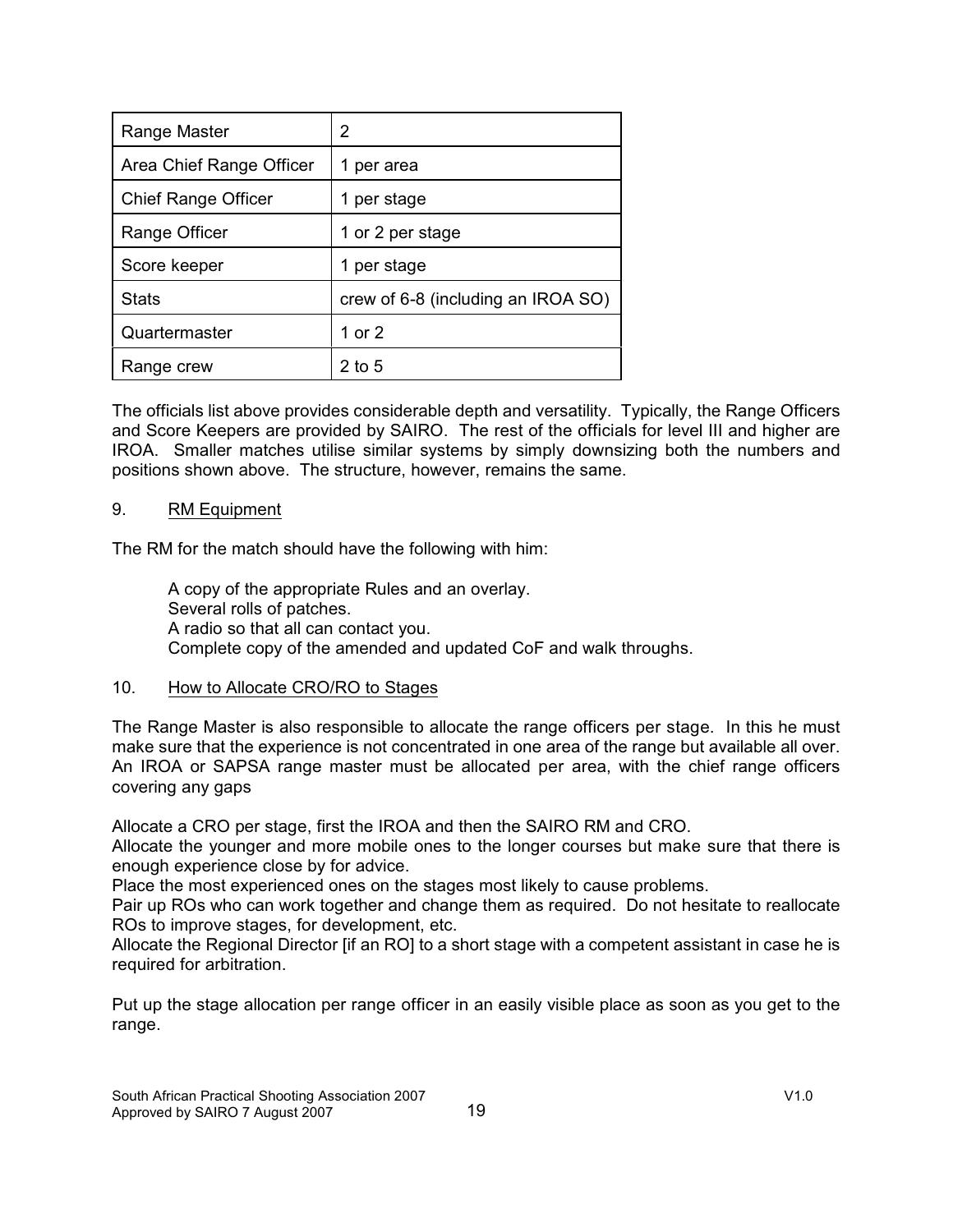| Range Master | 2 |
|---|---|
| Area Chief Range Officer | 1 per area |
| Chief Range Officer | 1 per stage |
| Range Officer | 1 or 2 per stage |
| Score keeper | 1 per stage |
| Stats | crew of 6-8 (including an IROA SO) |
| Quartermaster | 1 or 2 |
| Range crew | 2 to 5 |

The officials list above provides considerable depth and versatility. Typically, the Range Officers and Score Keepers are provided by SAIRO. The rest of the officials for level III and higher are IROA. Smaller matches utilise similar systems by simply downsizing both the numbers and positions shown above. The structure, however, remains the same.

9. <u>RM Equipment</u>

The RM for the match should have the following with him:

A copy of the appropriate Rules and an overlay.
Several rolls of patches.
A radio so that all can contact you.
Complete copy of the amended and updated CoF and walk throughs.

10. <u>How to Allocate CRO/RO to Stages</u>

The Range Master is also responsible to allocate the range officers per stage. In this he must make sure that the experience is not concentrated in one area of the range but available all over. An IROA or SAPSA range master must be allocated per area, with the chief range officers covering any gaps

Allocate a CRO per stage, first the IROA and then the SAIRO RM and CRO.
Allocate the younger and more mobile ones to the longer courses but make sure that there is enough experience close by for advice.
Place the most experienced ones on the stages most likely to cause problems.
Pair up ROs who can work together and change them as required. Do not hesitate to reallocate ROs to improve stages, for development, etc.
Allocate the Regional Director [if an RO] to a short stage with a competent assistant in case he is required for arbitration.

Put up the stage allocation per range officer in an easily visible place as soon as you get to the range.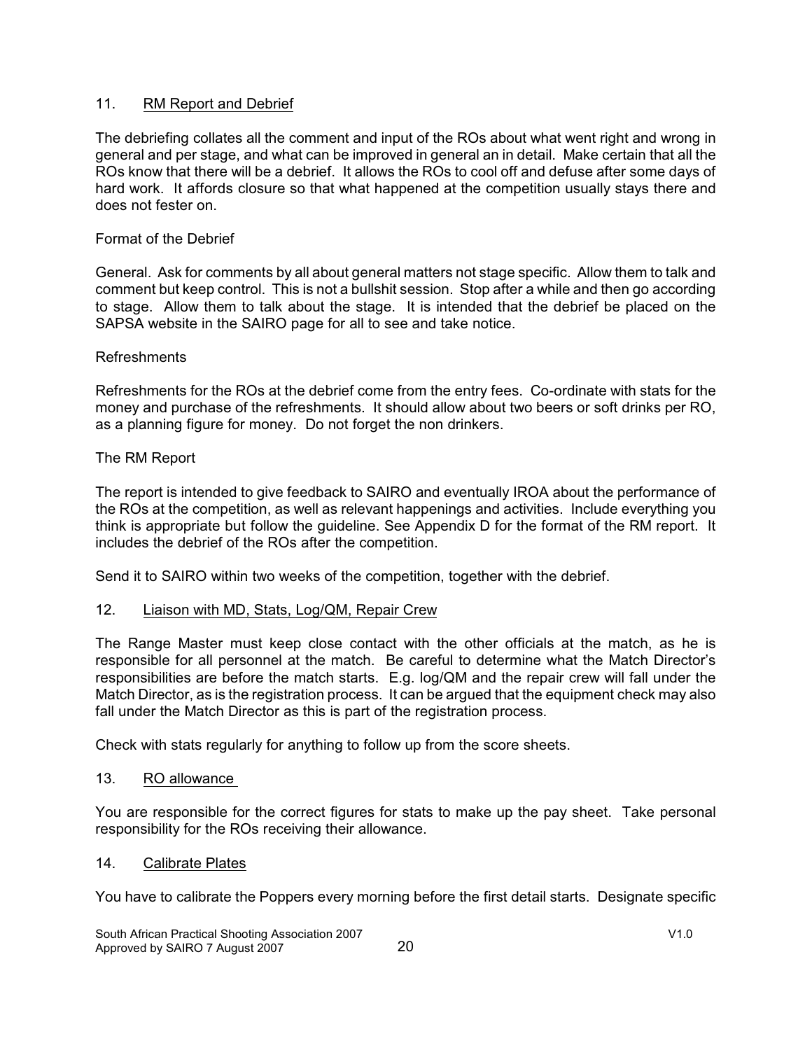## 11. RM Report and Debrief

The debriefing collates all the comment and input of the ROs about what went right and wrong in general and per stage, and what can be improved in general an in detail. Make certain that all the ROs know that there will be a debrief. It allows the ROs to cool off and defuse after some days of hard work. It affords closure so that what happened at the competition usually stays there and does not fester on.

Format of the Debrief

General. Ask for comments by all about general matters not stage specific. Allow them to talk and comment but keep control. This is not a bullshit session. Stop after a while and then go according to stage. Allow them to talk about the stage. It is intended that the debrief be placed on the SAPSA website in the SAIRO page for all to see and take notice.

Refreshments

Refreshments for the ROs at the debrief come from the entry fees. Co-ordinate with stats for the money and purchase of the refreshments. It should allow about two beers or soft drinks per RO, as a planning figure for money. Do not forget the non drinkers.

The RM Report

The report is intended to give feedback to SAIRO and eventually IROA about the performance of the ROs at the competition, as well as relevant happenings and activities. Include everything you think is appropriate but follow the guideline. See Appendix D for the format of the RM report. It includes the debrief of the ROs after the competition.

Send it to SAIRO within two weeks of the competition, together with the debrief.

## 12. Liaison with MD, Stats, Log/QM, Repair Crew

The Range Master must keep close contact with the other officials at the match, as he is responsible for all personnel at the match. Be careful to determine what the Match Director's responsibilities are before the match starts. E.g. log/QM and the repair crew will fall under the Match Director, as is the registration process. It can be argued that the equipment check may also fall under the Match Director as this is part of the registration process.

Check with stats regularly for anything to follow up from the score sheets.

## 13. RO allowance

You are responsible for the correct figures for stats to make up the pay sheet. Take personal responsibility for the ROs receiving their allowance.

## 14. Calibrate Plates

You have to calibrate the Poppers every morning before the first detail starts. Designate specific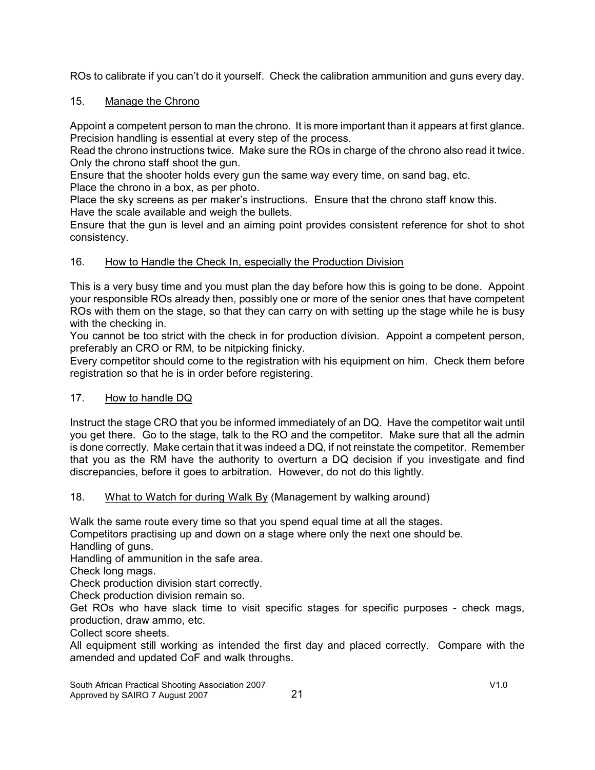ROs to calibrate if you can't do it yourself. Check the calibration ammunition and guns every day.

## 15. Manage the Chrono

Appoint a competent person to man the chrono. It is more important than it appears at first glance. Precision handling is essential at every step of the process.
Read the chrono instructions twice. Make sure the ROs in charge of the chrono also read it twice.
Only the chrono staff shoot the gun.
Ensure that the shooter holds every gun the same way every time, on sand bag, etc.
Place the chrono in a box, as per photo.
Place the sky screens as per maker's instructions. Ensure that the chrono staff know this.
Have the scale available and weigh the bullets.
Ensure that the gun is level and an aiming point provides consistent reference for shot to shot consistency.

## 16. How to Handle the Check In, especially the Production Division

This is a very busy time and you must plan the day before how this is going to be done. Appoint your responsible ROs already then, possibly one or more of the senior ones that have competent ROs with them on the stage, so that they can carry on with setting up the stage while he is busy with the checking in.
You cannot be too strict with the check in for production division. Appoint a competent person, preferably an CRO or RM, to be nitpicking finicky.
Every competitor should come to the registration with his equipment on him. Check them before registration so that he is in order before registering.

## 17. How to handle DQ

Instruct the stage CRO that you be informed immediately of an DQ. Have the competitor wait until you get there. Go to the stage, talk to the RO and the competitor. Make sure that all the admin is done correctly. Make certain that it was indeed a DQ, if not reinstate the competitor. Remember that you as the RM have the authority to overturn a DQ decision if you investigate and find discrepancies, before it goes to arbitration. However, do not do this lightly.

## 18. What to Watch for during Walk By (Management by walking around)

Walk the same route every time so that you spend equal time at all the stages.
Competitors practising up and down on a stage where only the next one should be.
Handling of guns.
Handling of ammunition in the safe area.
Check long mags.
Check production division start correctly.
Check production division remain so.
Get ROs who have slack time to visit specific stages for specific purposes - check mags, production, draw ammo, etc.
Collect score sheets.
All equipment still working as intended the first day and placed correctly. Compare with the amended and updated CoF and walk throughs.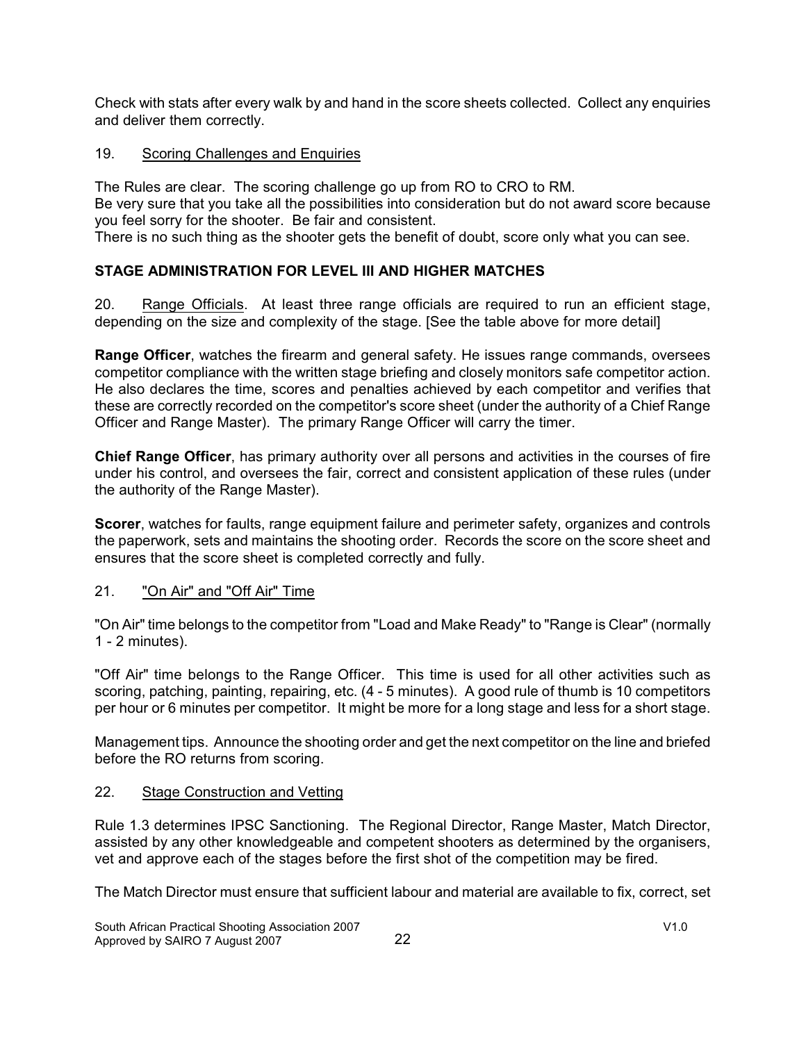Check with stats after every walk by and hand in the score sheets collected. Collect any enquiries and deliver them correctly.

19. Scoring Challenges and Enquiries

The Rules are clear. The scoring challenge go up from RO to CRO to RM.
Be very sure that you take all the possibilities into consideration but do not award score because you feel sorry for the shooter. Be fair and consistent.
There is no such thing as the shooter gets the benefit of doubt, score only what you can see.

**STAGE ADMINISTRATION FOR LEVEL III AND HIGHER MATCHES**

20. Range Officials. At least three range officials are required to run an efficient stage, depending on the size and complexity of the stage. [See the table above for more detail]

**Range Officer**, watches the firearm and general safety. He issues range commands, oversees competitor compliance with the written stage briefing and closely monitors safe competitor action. He also declares the time, scores and penalties achieved by each competitor and verifies that these are correctly recorded on the competitor's score sheet (under the authority of a Chief Range Officer and Range Master). The primary Range Officer will carry the timer.

**Chief Range Officer**, has primary authority over all persons and activities in the courses of fire under his control, and oversees the fair, correct and consistent application of these rules (under the authority of the Range Master).

**Scorer**, watches for faults, range equipment failure and perimeter safety, organizes and controls the paperwork, sets and maintains the shooting order. Records the score on the score sheet and ensures that the score sheet is completed correctly and fully.

21. "On Air" and "Off Air" Time

"On Air" time belongs to the competitor from "Load and Make Ready" to "Range is Clear" (normally 1 - 2 minutes).

"Off Air" time belongs to the Range Officer. This time is used for all other activities such as scoring, patching, painting, repairing, etc. (4 - 5 minutes). A good rule of thumb is 10 competitors per hour or 6 minutes per competitor. It might be more for a long stage and less for a short stage.

Management tips. Announce the shooting order and get the next competitor on the line and briefed before the RO returns from scoring.

22. Stage Construction and Vetting

Rule 1.3 determines IPSC Sanctioning. The Regional Director, Range Master, Match Director, assisted by any other knowledgeable and competent shooters as determined by the organisers, vet and approve each of the stages before the first shot of the competition may be fired.

The Match Director must ensure that sufficient labour and material are available to fix, correct, set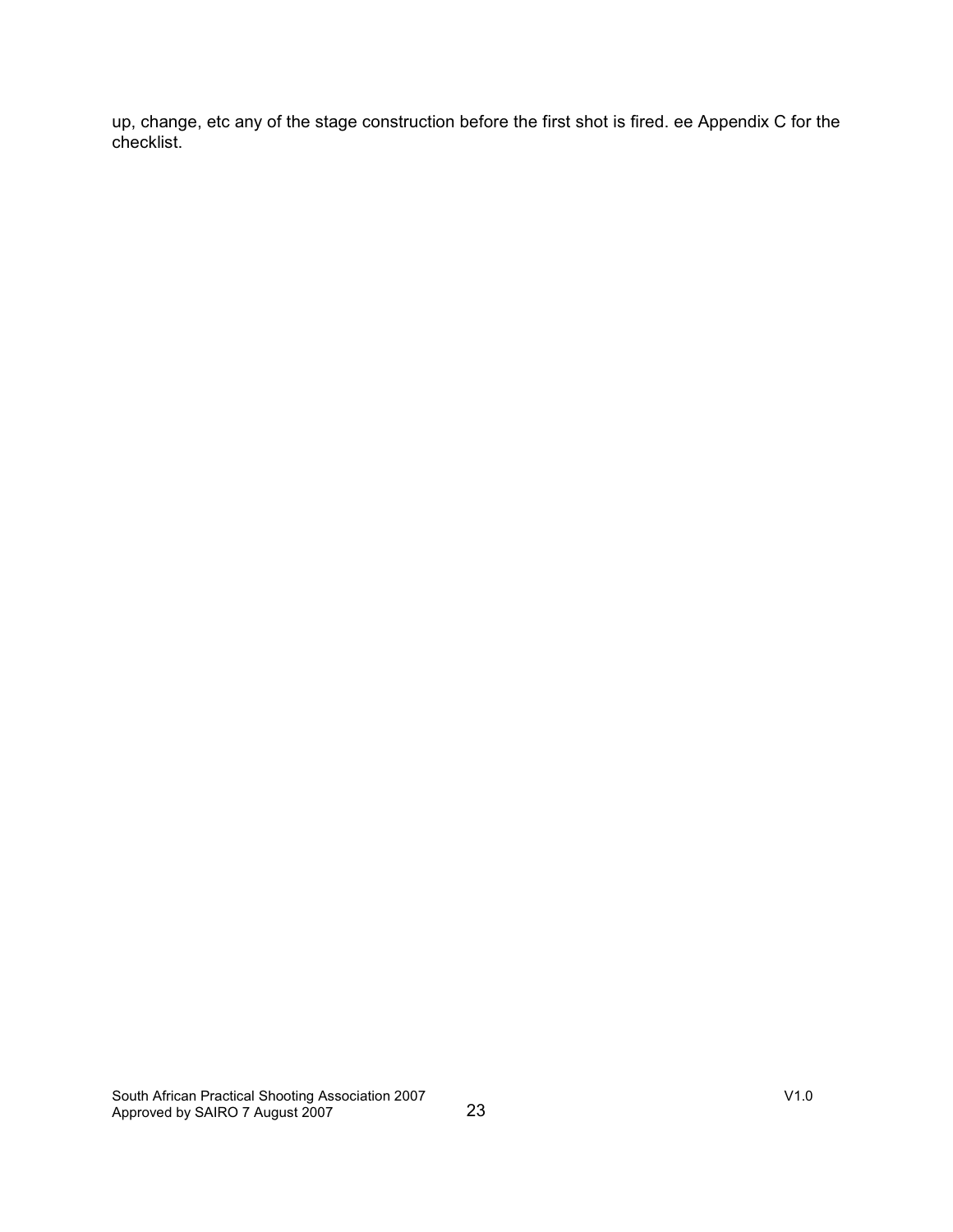up, change, etc any of the stage construction before the first shot is fired. ee Appendix C for the checklist.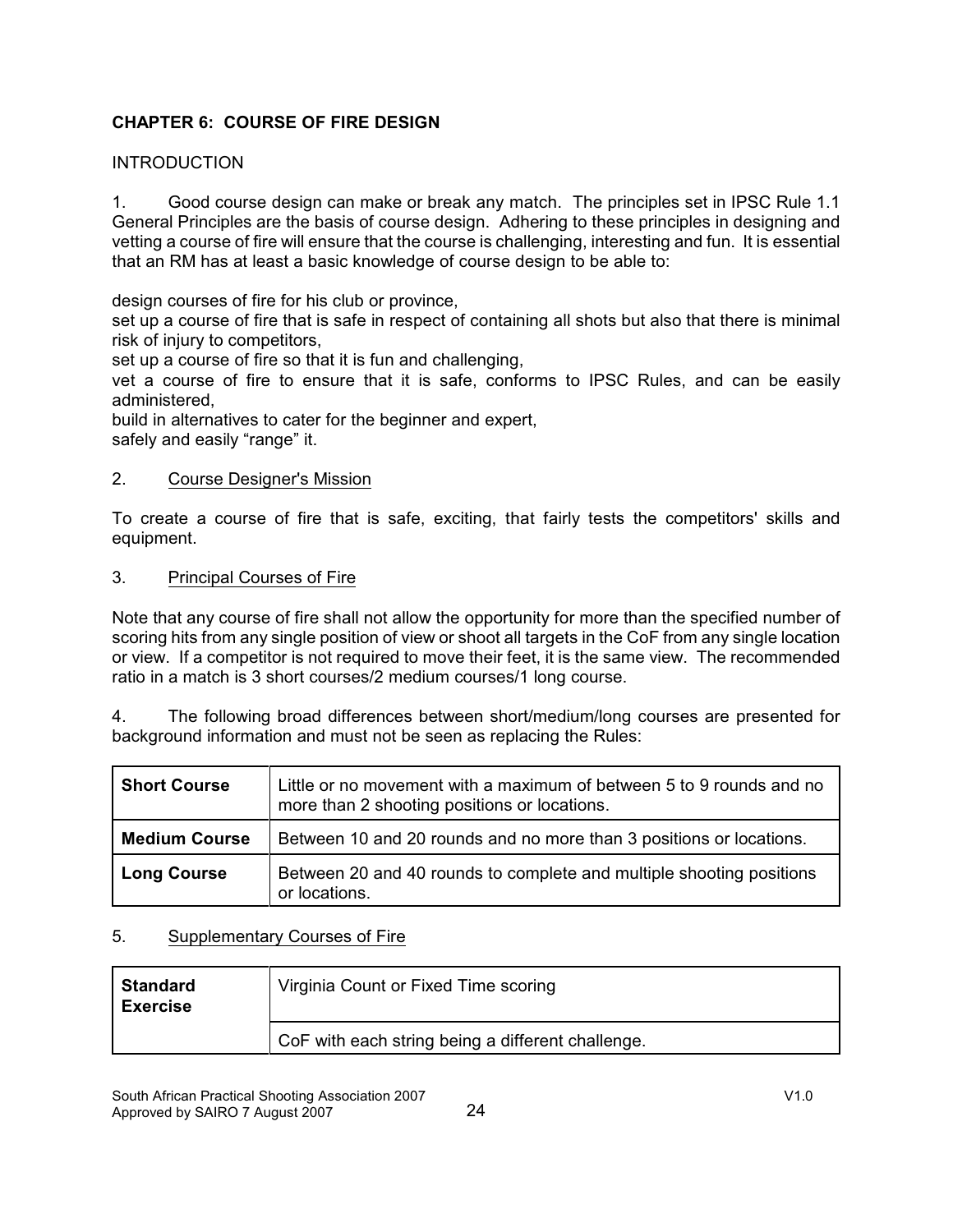**CHAPTER 6: COURSE OF FIRE DESIGN**

INTRODUCTION

1. Good course design can make or break any match. The principles set in IPSC Rule 1.1 General Principles are the basis of course design. Adhering to these principles in designing and vetting a course of fire will ensure that the course is challenging, interesting and fun. It is essential that an RM has at least a basic knowledge of course design to be able to:

design courses of fire for his club or province,
set up a course of fire that is safe in respect of containing all shots but also that there is minimal risk of injury to competitors,
set up a course of fire so that it is fun and challenging,
vet a course of fire to ensure that it is safe, conforms to IPSC Rules, and can be easily administered,
build in alternatives to cater for the beginner and expert,
safely and easily "range" it.

2. Course Designer's Mission

To create a course of fire that is safe, exciting, that fairly tests the competitors' skills and equipment.

3. Principal Courses of Fire

Note that any course of fire shall not allow the opportunity for more than the specified number of scoring hits from any single position of view or shoot all targets in the CoF from any single location or view. If a competitor is not required to move their feet, it is the same view. The recommended ratio in a match is 3 short courses/2 medium courses/1 long course.

4. The following broad differences between short/medium/long courses are presented for background information and must not be seen as replacing the Rules:

| | |
|---|---|
| **Short Course** | Little or no movement with a maximum of between 5 to 9 rounds and no more than 2 shooting positions or locations. |
| **Medium Course** | Between 10 and 20 rounds and no more than 3 positions or locations. |
| **Long Course** | Between 20 and 40 rounds to complete and multiple shooting positions or locations. |

5. Supplementary Courses of Fire

| | |
|---|---|
| **Standard Exercise** | Virginia Count or Fixed Time scoring |
| | CoF with each string being a different challenge. |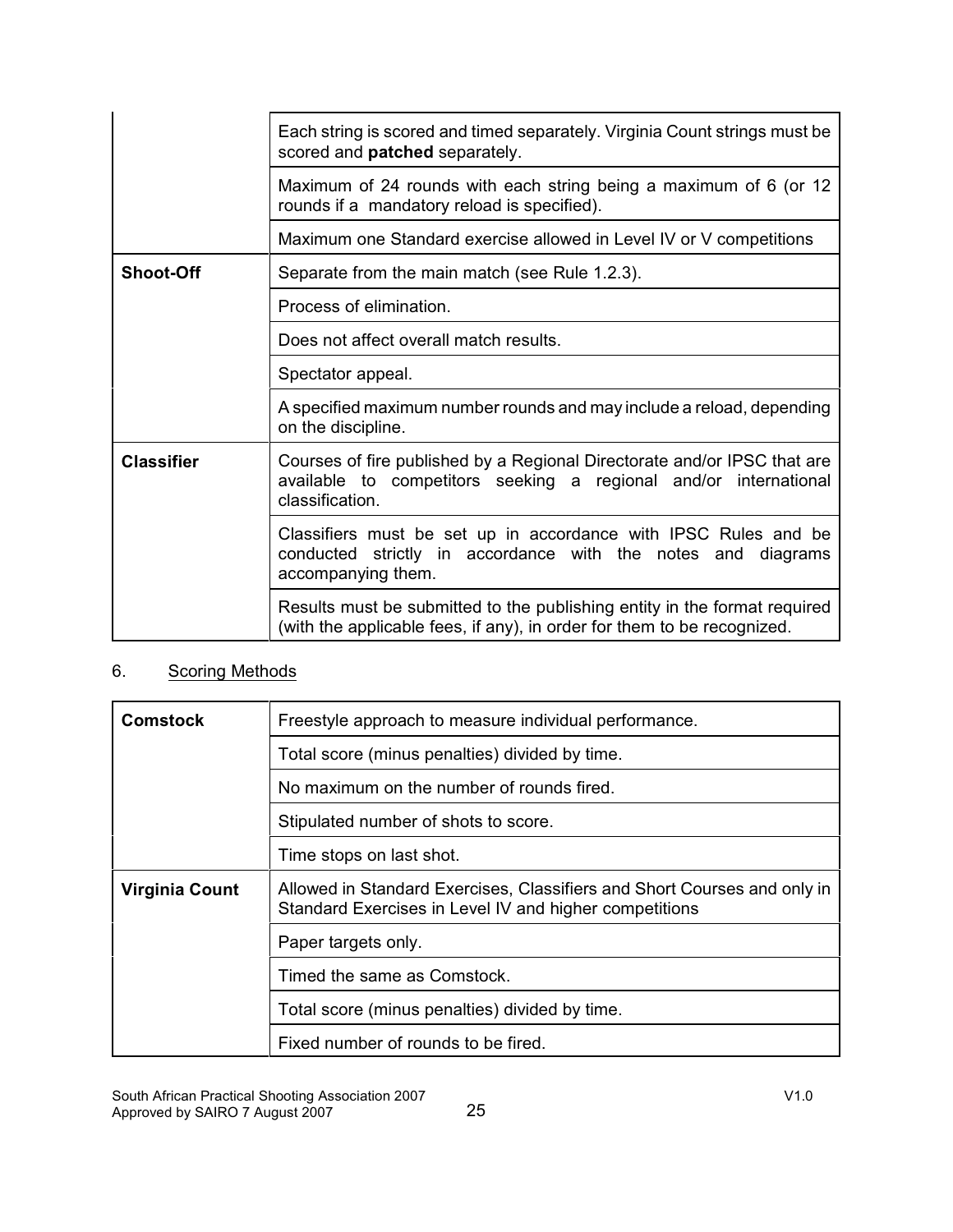| | |
|---|---|
| | Each string is scored and timed separately. Virginia Count strings must be scored and **patched** separately. |
| | Maximum of 24 rounds with each string being a maximum of 6 (or 12 rounds if a mandatory reload is specified). |
| | Maximum one Standard exercise allowed in Level IV or V competitions |
| **Shoot-Off** | Separate from the main match (see Rule 1.2.3). |
| | Process of elimination. |
| | Does not affect overall match results. |
| | Spectator appeal. |
| | A specified maximum number rounds and may include a reload, depending on the discipline. |
| **Classifier** | Courses of fire published by a Regional Directorate and/or IPSC that are available to competitors seeking a regional and/or international classification. |
| | Classifiers must be set up in accordance with IPSC Rules and be conducted strictly in accordance with the notes and diagrams accompanying them. |
| | Results must be submitted to the publishing entity in the format required (with the applicable fees, if any), in order for them to be recognized. |

6. Scoring Methods

| | |
|---|---|
| **Comstock** | Freestyle approach to measure individual performance. |
| | Total score (minus penalties) divided by time. |
| | No maximum on the number of rounds fired. |
| | Stipulated number of shots to score. |
| | Time stops on last shot. |
| **Virginia Count** | Allowed in Standard Exercises, Classifiers and Short Courses and only in Standard Exercises in Level IV and higher competitions |
| | Paper targets only. |
| | Timed the same as Comstock. |
| | Total score (minus penalties) divided by time. |
| | Fixed number of rounds to be fired. |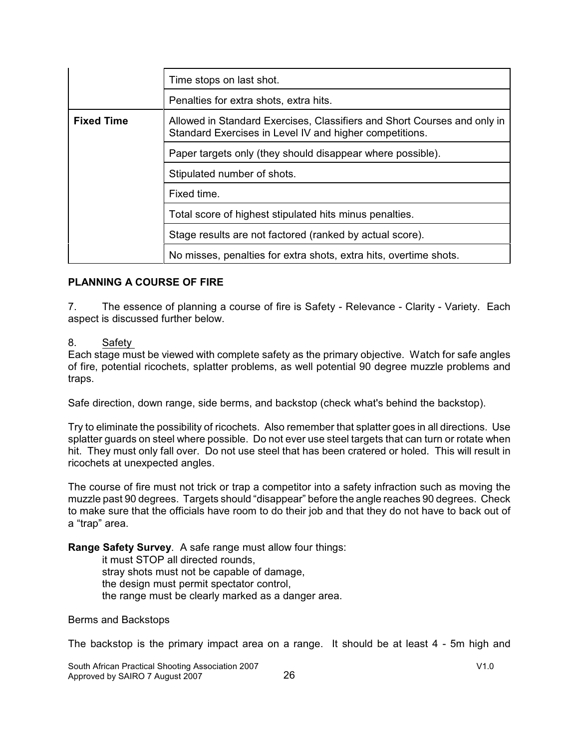| | |
|---|---|
| | Time stops on last shot. |
| | Penalties for extra shots, extra hits. |
| **Fixed Time** | Allowed in Standard Exercises, Classifiers and Short Courses and only in Standard Exercises in Level IV and higher competitions. |
| | Paper targets only (they should disappear where possible). |
| | Stipulated number of shots. |
| | Fixed time. |
| | Total score of highest stipulated hits minus penalties. |
| | Stage results are not factored (ranked by actual score). |
| | No misses, penalties for extra shots, extra hits, overtime shots. |

## PLANNING A COURSE OF FIRE

7. The essence of planning a course of fire is Safety - Relevance - Clarity - Variety. Each aspect is discussed further below.

8. Safety

Each stage must be viewed with complete safety as the primary objective. Watch for safe angles of fire, potential ricochets, splatter problems, as well potential 90 degree muzzle problems and traps.

Safe direction, down range, side berms, and backstop (check what's behind the backstop).

Try to eliminate the possibility of ricochets. Also remember that splatter goes in all directions. Use splatter guards on steel where possible. Do not ever use steel targets that can turn or rotate when hit. They must only fall over. Do not use steel that has been cratered or holed. This will result in ricochets at unexpected angles.

The course of fire must not trick or trap a competitor into a safety infraction such as moving the muzzle past 90 degrees. Targets should "disappear" before the angle reaches 90 degrees. Check to make sure that the officials have room to do their job and that they do not have to back out of a "trap" area.

**Range Safety Survey**. A safe range must allow four things:

- it must STOP all directed rounds,
- stray shots must not be capable of damage,
- the design must permit spectator control,
- the range must be clearly marked as a danger area.

Berms and Backstops

The backstop is the primary impact area on a range. It should be at least 4 - 5m high and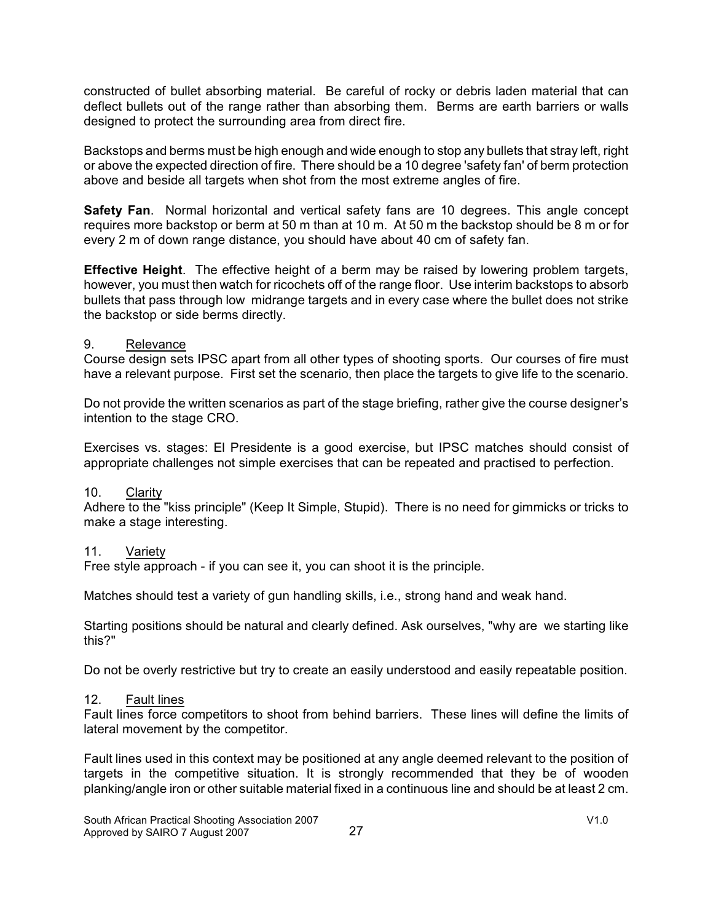constructed of bullet absorbing material. Be careful of rocky or debris laden material that can deflect bullets out of the range rather than absorbing them. Berms are earth barriers or walls designed to protect the surrounding area from direct fire.

Backstops and berms must be high enough and wide enough to stop any bullets that stray left, right or above the expected direction of fire. There should be a 10 degree 'safety fan' of berm protection above and beside all targets when shot from the most extreme angles of fire.

**Safety Fan**. Normal horizontal and vertical safety fans are 10 degrees. This angle concept requires more backstop or berm at 50 m than at 10 m. At 50 m the backstop should be 8 m or for every 2 m of down range distance, you should have about 40 cm of safety fan.

**Effective Height**. The effective height of a berm may be raised by lowering problem targets, however, you must then watch for ricochets off of the range floor. Use interim backstops to absorb bullets that pass through low midrange targets and in every case where the bullet does not strike the backstop or side berms directly.

9. Relevance

Course design sets IPSC apart from all other types of shooting sports. Our courses of fire must have a relevant purpose. First set the scenario, then place the targets to give life to the scenario.

Do not provide the written scenarios as part of the stage briefing, rather give the course designer's intention to the stage CRO.

Exercises vs. stages: El Presidente is a good exercise, but IPSC matches should consist of appropriate challenges not simple exercises that can be repeated and practised to perfection.

10. Clarity

Adhere to the "kiss principle" (Keep It Simple, Stupid). There is no need for gimmicks or tricks to make a stage interesting.

11. Variety

Free style approach - if you can see it, you can shoot it is the principle.

Matches should test a variety of gun handling skills, i.e., strong hand and weak hand.

Starting positions should be natural and clearly defined. Ask ourselves, "why are we starting like this?"

Do not be overly restrictive but try to create an easily understood and easily repeatable position.

12. Fault lines

Fault lines force competitors to shoot from behind barriers. These lines will define the limits of lateral movement by the competitor.

Fault lines used in this context may be positioned at any angle deemed relevant to the position of targets in the competitive situation. It is strongly recommended that they be of wooden planking/angle iron or other suitable material fixed in a continuous line and should be at least 2 cm.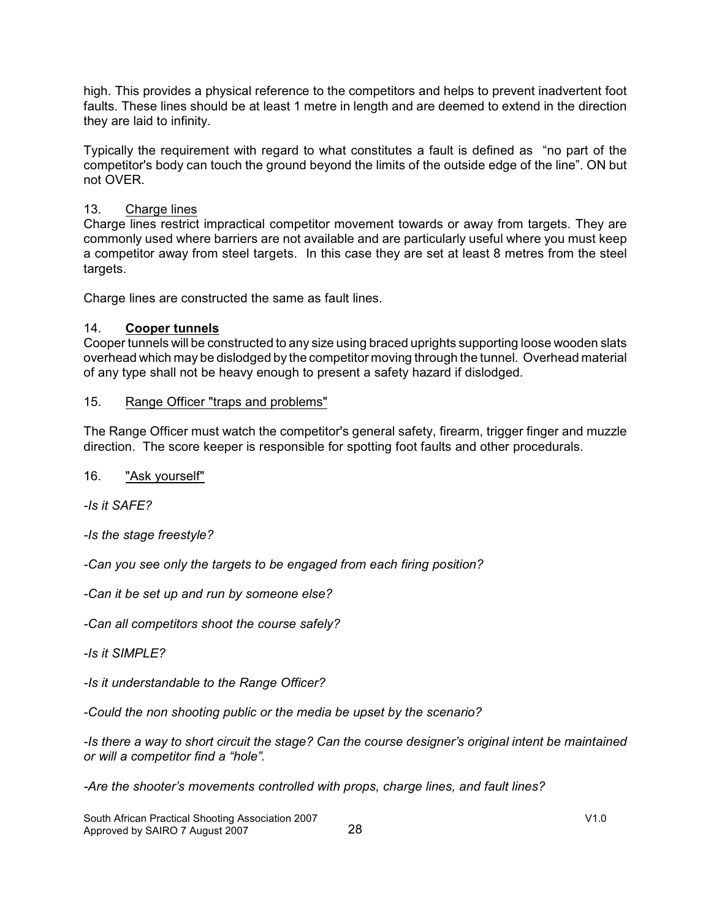high. This provides a physical reference to the competitors and helps to prevent inadvertent foot faults. These lines should be at least 1 metre in length and are deemed to extend in the direction they are laid to infinity.

Typically the requirement with regard to what constitutes a fault is defined as "no part of the competitor's body can touch the ground beyond the limits of the outside edge of the line". ON but not OVER.

13. Charge lines

Charge lines restrict impractical competitor movement towards or away from targets. They are commonly used where barriers are not available and are particularly useful where you must keep a competitor away from steel targets. In this case they are set at least 8 metres from the steel targets.

Charge lines are constructed the same as fault lines.

14. **Cooper tunnels**

Cooper tunnels will be constructed to any size using braced uprights supporting loose wooden slats overhead which may be dislodged by the competitor moving through the tunnel. Overhead material of any type shall not be heavy enough to present a safety hazard if dislodged.

15. Range Officer "traps and problems"

The Range Officer must watch the competitor's general safety, firearm, trigger finger and muzzle direction. The score keeper is responsible for spotting foot faults and other procedurals.

16. "Ask yourself"

*-Is it SAFE?*

*-Is the stage freestyle?*

*-Can you see only the targets to be engaged from each firing position?*

*-Can it be set up and run by someone else?*

*-Can all competitors shoot the course safely?*

*-Is it SIMPLE?*

*-Is it understandable to the Range Officer?*

*-Could the non shooting public or the media be upset by the scenario?*

*-Is there a way to short circuit the stage? Can the course designer's original intent be maintained or will a competitor find a "hole".*

*-Are the shooter's movements controlled with props, charge lines, and fault lines?*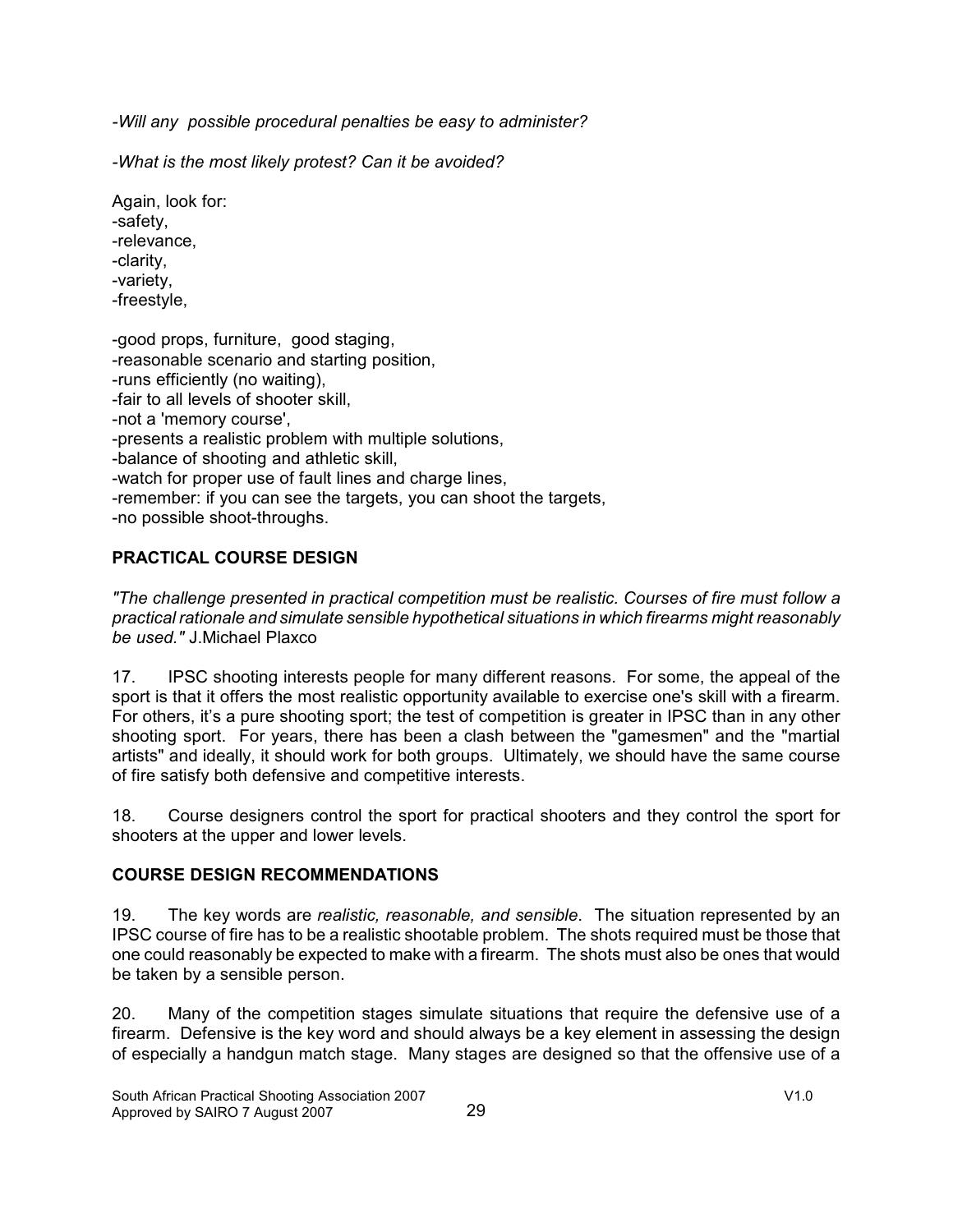*-Will any possible procedural penalties be easy to administer?*

*-What is the most likely protest? Can it be avoided?*

Again, look for:
-safety,
-relevance,
-clarity,
-variety,
-freestyle,

-good props, furniture, good staging,
-reasonable scenario and starting position,
-runs efficiently (no waiting),
-fair to all levels of shooter skill,
-not a 'memory course',
-presents a realistic problem with multiple solutions,
-balance of shooting and athletic skill,
-watch for proper use of fault lines and charge lines,
-remember: if you can see the targets, you can shoot the targets,
-no possible shoot-throughs.

## PRACTICAL COURSE DESIGN

*"The challenge presented in practical competition must be realistic. Courses of fire must follow a practical rationale and simulate sensible hypothetical situations in which firearms might reasonably be used."* J.Michael Plaxco

17. IPSC shooting interests people for many different reasons. For some, the appeal of the sport is that it offers the most realistic opportunity available to exercise one's skill with a firearm. For others, it's a pure shooting sport; the test of competition is greater in IPSC than in any other shooting sport. For years, there has been a clash between the "gamesmen" and the "martial artists" and ideally, it should work for both groups. Ultimately, we should have the same course of fire satisfy both defensive and competitive interests.

18. Course designers control the sport for practical shooters and they control the sport for shooters at the upper and lower levels.

## COURSE DESIGN RECOMMENDATIONS

19. The key words are *realistic, reasonable, and sensible*. The situation represented by an IPSC course of fire has to be a realistic shootable problem. The shots required must be those that one could reasonably be expected to make with a firearm. The shots must also be ones that would be taken by a sensible person.

20. Many of the competition stages simulate situations that require the defensive use of a firearm. Defensive is the key word and should always be a key element in assessing the design of especially a handgun match stage. Many stages are designed so that the offensive use of a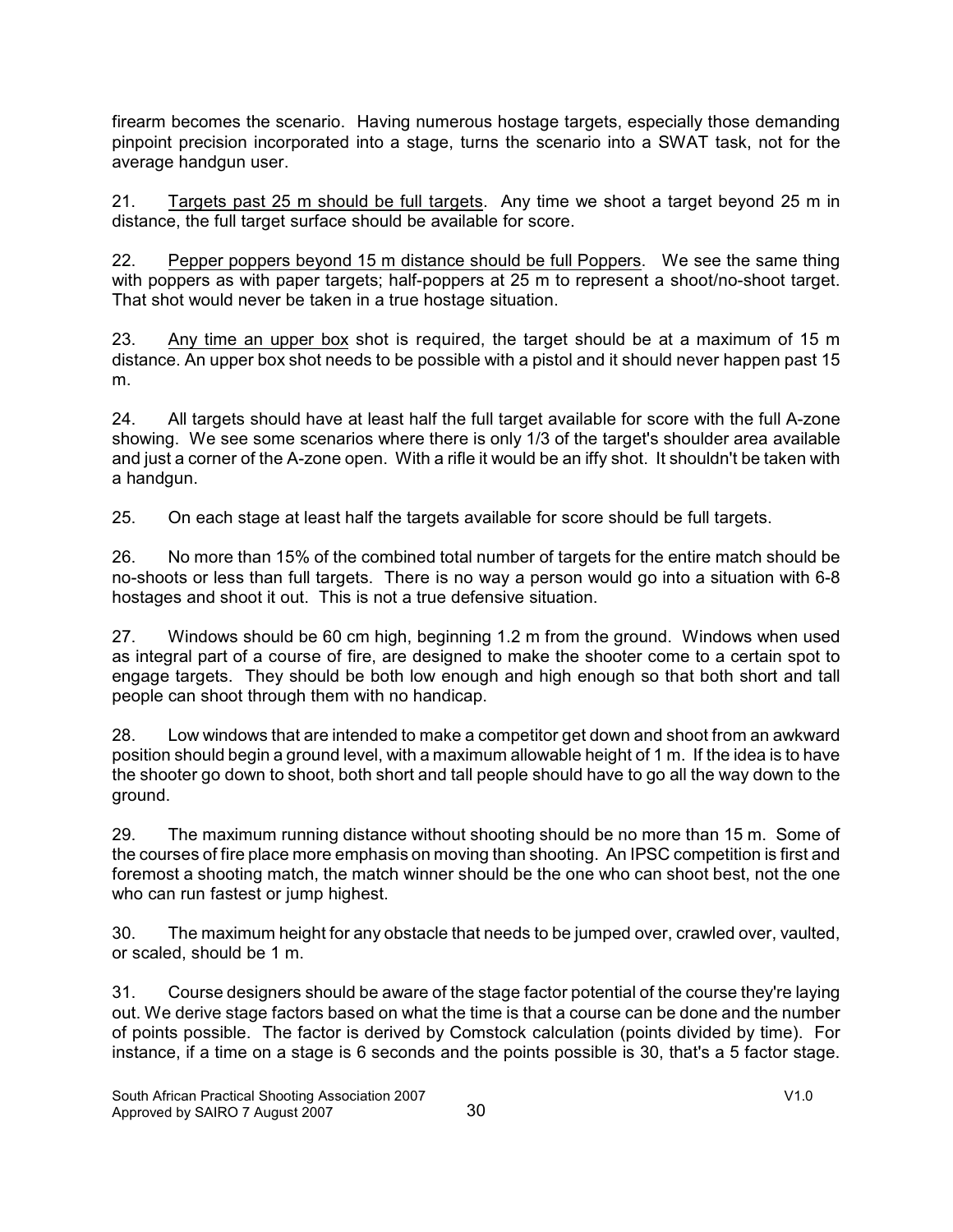firearm becomes the scenario. Having numerous hostage targets, especially those demanding pinpoint precision incorporated into a stage, turns the scenario into a SWAT task, not for the average handgun user.

21. Targets past 25 m should be full targets. Any time we shoot a target beyond 25 m in distance, the full target surface should be available for score.

22. Pepper poppers beyond 15 m distance should be full Poppers. We see the same thing with poppers as with paper targets; half-poppers at 25 m to represent a shoot/no-shoot target. That shot would never be taken in a true hostage situation.

23. Any time an upper box shot is required, the target should be at a maximum of 15 m distance. An upper box shot needs to be possible with a pistol and it should never happen past 15 m.

24. All targets should have at least half the full target available for score with the full A-zone showing. We see some scenarios where there is only 1/3 of the target's shoulder area available and just a corner of the A-zone open. With a rifle it would be an iffy shot. It shouldn't be taken with a handgun.

25. On each stage at least half the targets available for score should be full targets.

26. No more than 15% of the combined total number of targets for the entire match should be no-shoots or less than full targets. There is no way a person would go into a situation with 6-8 hostages and shoot it out. This is not a true defensive situation.

27. Windows should be 60 cm high, beginning 1.2 m from the ground. Windows when used as integral part of a course of fire, are designed to make the shooter come to a certain spot to engage targets. They should be both low enough and high enough so that both short and tall people can shoot through them with no handicap.

28. Low windows that are intended to make a competitor get down and shoot from an awkward position should begin a ground level, with a maximum allowable height of 1 m. If the idea is to have the shooter go down to shoot, both short and tall people should have to go all the way down to the ground.

29. The maximum running distance without shooting should be no more than 15 m. Some of the courses of fire place more emphasis on moving than shooting. An IPSC competition is first and foremost a shooting match, the match winner should be the one who can shoot best, not the one who can run fastest or jump highest.

30. The maximum height for any obstacle that needs to be jumped over, crawled over, vaulted, or scaled, should be 1 m.

31. Course designers should be aware of the stage factor potential of the course they're laying out. We derive stage factors based on what the time is that a course can be done and the number of points possible. The factor is derived by Comstock calculation (points divided by time). For instance, if a time on a stage is 6 seconds and the points possible is 30, that's a 5 factor stage.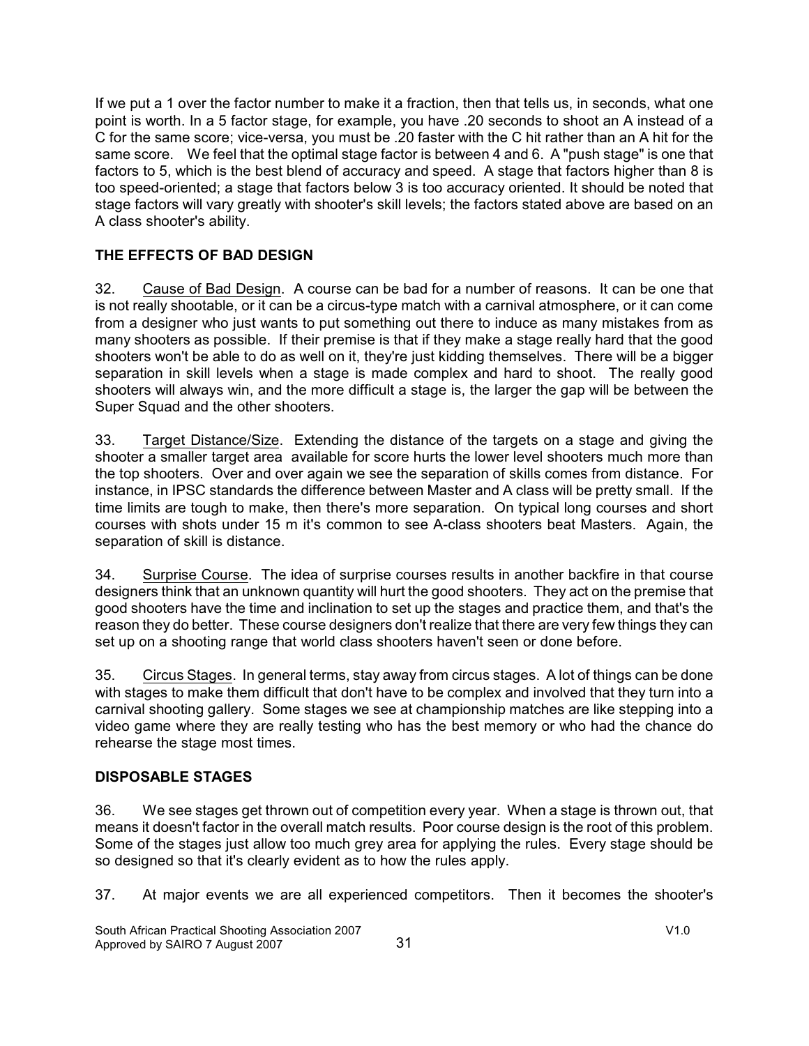If we put a 1 over the factor number to make it a fraction, then that tells us, in seconds, what one point is worth. In a 5 factor stage, for example, you have .20 seconds to shoot an A instead of a C for the same score; vice-versa, you must be .20 faster with the C hit rather than an A hit for the same score. We feel that the optimal stage factor is between 4 and 6. A "push stage" is one that factors to 5, which is the best blend of accuracy and speed. A stage that factors higher than 8 is too speed-oriented; a stage that factors below 3 is too accuracy oriented. It should be noted that stage factors will vary greatly with shooter's skill levels; the factors stated above are based on an A class shooter's ability.

## THE EFFECTS OF BAD DESIGN

32. Cause of Bad Design. A course can be bad for a number of reasons. It can be one that is not really shootable, or it can be a circus-type match with a carnival atmosphere, or it can come from a designer who just wants to put something out there to induce as many mistakes from as many shooters as possible. If their premise is that if they make a stage really hard that the good shooters won't be able to do as well on it, they're just kidding themselves. There will be a bigger separation in skill levels when a stage is made complex and hard to shoot. The really good shooters will always win, and the more difficult a stage is, the larger the gap will be between the Super Squad and the other shooters.

33. Target Distance/Size. Extending the distance of the targets on a stage and giving the shooter a smaller target area available for score hurts the lower level shooters much more than the top shooters. Over and over again we see the separation of skills comes from distance. For instance, in IPSC standards the difference between Master and A class will be pretty small. If the time limits are tough to make, then there's more separation. On typical long courses and short courses with shots under 15 m it's common to see A-class shooters beat Masters. Again, the separation of skill is distance.

34. Surprise Course. The idea of surprise courses results in another backfire in that course designers think that an unknown quantity will hurt the good shooters. They act on the premise that good shooters have the time and inclination to set up the stages and practice them, and that's the reason they do better. These course designers don't realize that there are very few things they can set up on a shooting range that world class shooters haven't seen or done before.

35. Circus Stages. In general terms, stay away from circus stages. A lot of things can be done with stages to make them difficult that don't have to be complex and involved that they turn into a carnival shooting gallery. Some stages we see at championship matches are like stepping into a video game where they are really testing who has the best memory or who had the chance do rehearse the stage most times.

## DISPOSABLE STAGES

36. We see stages get thrown out of competition every year. When a stage is thrown out, that means it doesn't factor in the overall match results. Poor course design is the root of this problem. Some of the stages just allow too much grey area for applying the rules. Every stage should be so designed so that it's clearly evident as to how the rules apply.

37. At major events we are all experienced competitors. Then it becomes the shooter's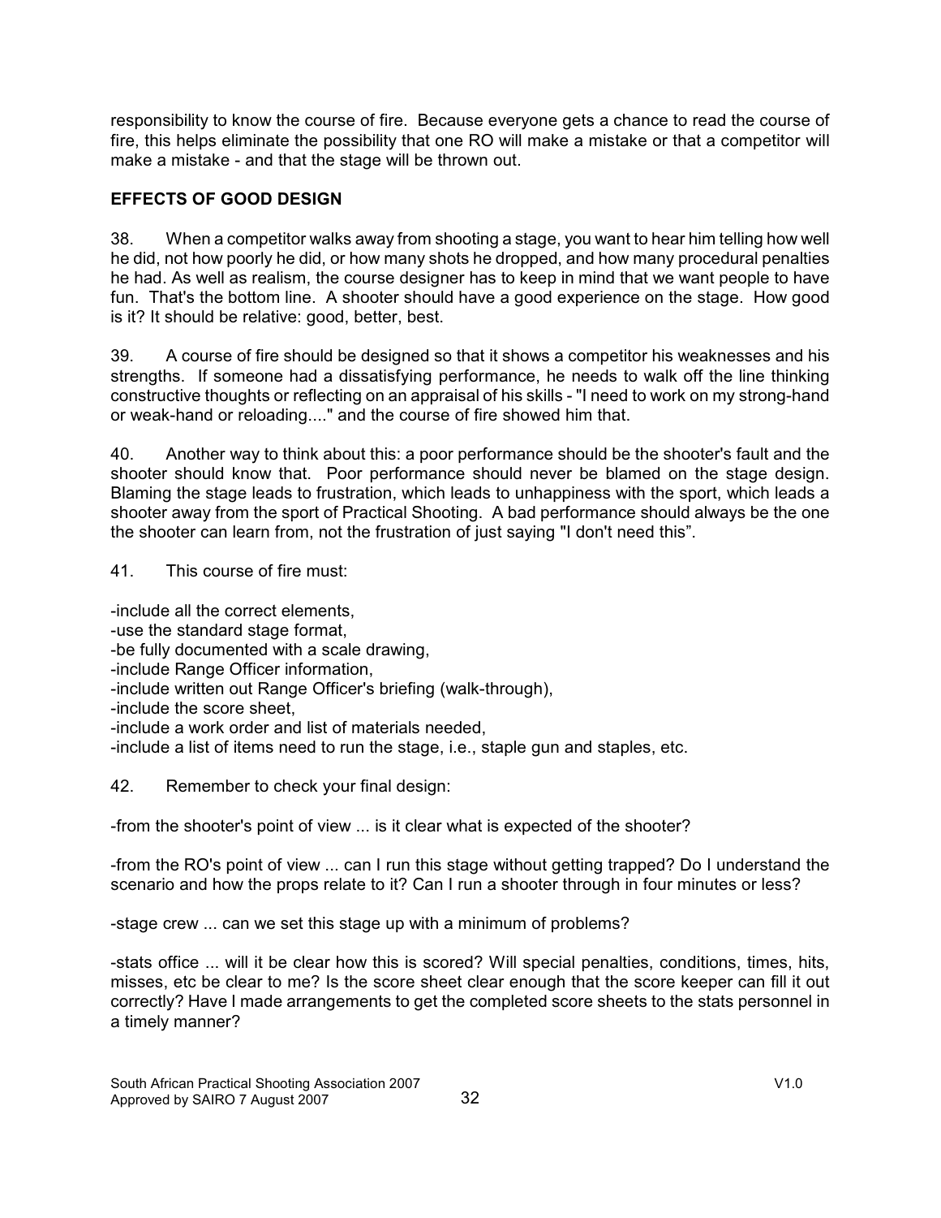responsibility to know the course of fire. Because everyone gets a chance to read the course of fire, this helps eliminate the possibility that one RO will make a mistake or that a competitor will make a mistake - and that the stage will be thrown out.

## EFFECTS OF GOOD DESIGN

38. When a competitor walks away from shooting a stage, you want to hear him telling how well he did, not how poorly he did, or how many shots he dropped, and how many procedural penalties he had. As well as realism, the course designer has to keep in mind that we want people to have fun. That's the bottom line. A shooter should have a good experience on the stage. How good is it? It should be relative: good, better, best.

39. A course of fire should be designed so that it shows a competitor his weaknesses and his strengths. If someone had a dissatisfying performance, he needs to walk off the line thinking constructive thoughts or reflecting on an appraisal of his skills - "I need to work on my strong-hand or weak-hand or reloading...." and the course of fire showed him that.

40. Another way to think about this: a poor performance should be the shooter's fault and the shooter should know that. Poor performance should never be blamed on the stage design. Blaming the stage leads to frustration, which leads to unhappiness with the sport, which leads a shooter away from the sport of Practical Shooting. A bad performance should always be the one the shooter can learn from, not the frustration of just saying "I don't need this".

41. This course of fire must:

- include all the correct elements,
- use the standard stage format,
- be fully documented with a scale drawing,
- include Range Officer information,
- include written out Range Officer's briefing (walk-through),
- include the score sheet,
- include a work order and list of materials needed,
- include a list of items need to run the stage, i.e., staple gun and staples, etc.

42. Remember to check your final design:

-from the shooter's point of view ... is it clear what is expected of the shooter?

-from the RO's point of view ... can I run this stage without getting trapped? Do I understand the scenario and how the props relate to it? Can I run a shooter through in four minutes or less?

-stage crew ... can we set this stage up with a minimum of problems?

-stats office ... will it be clear how this is scored? Will special penalties, conditions, times, hits, misses, etc be clear to me? Is the score sheet clear enough that the score keeper can fill it out correctly? Have I made arrangements to get the completed score sheets to the stats personnel in a timely manner?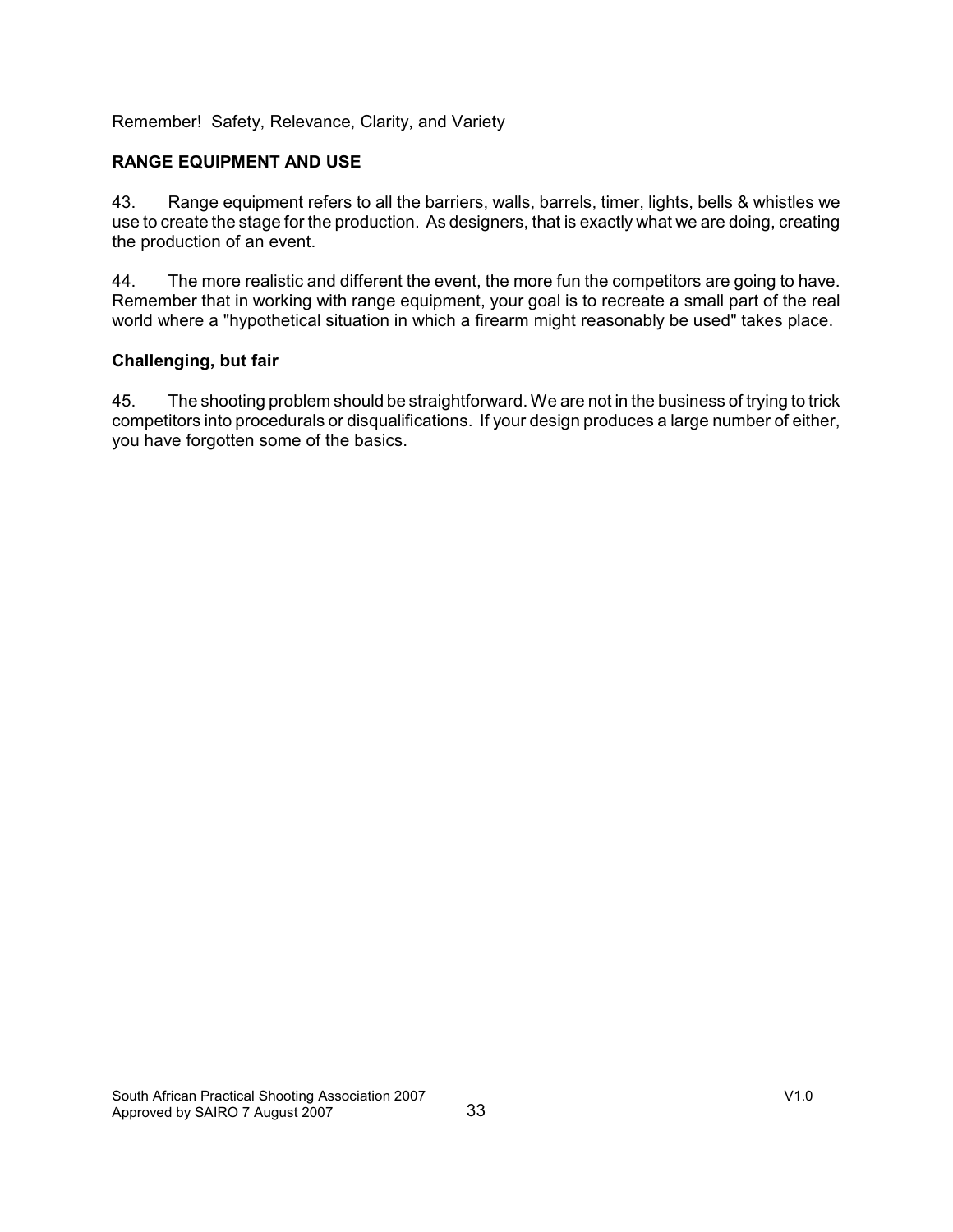Remember! Safety, Relevance, Clarity, and Variety

## RANGE EQUIPMENT AND USE

43. Range equipment refers to all the barriers, walls, barrels, timer, lights, bells & whistles we use to create the stage for the production. As designers, that is exactly what we are doing, creating the production of an event.

44. The more realistic and different the event, the more fun the competitors are going to have. Remember that in working with range equipment, your goal is to recreate a small part of the real world where a "hypothetical situation in which a firearm might reasonably be used" takes place.

### Challenging, but fair

45. The shooting problem should be straightforward. We are not in the business of trying to trick competitors into procedurals or disqualifications. If your design produces a large number of either, you have forgotten some of the basics.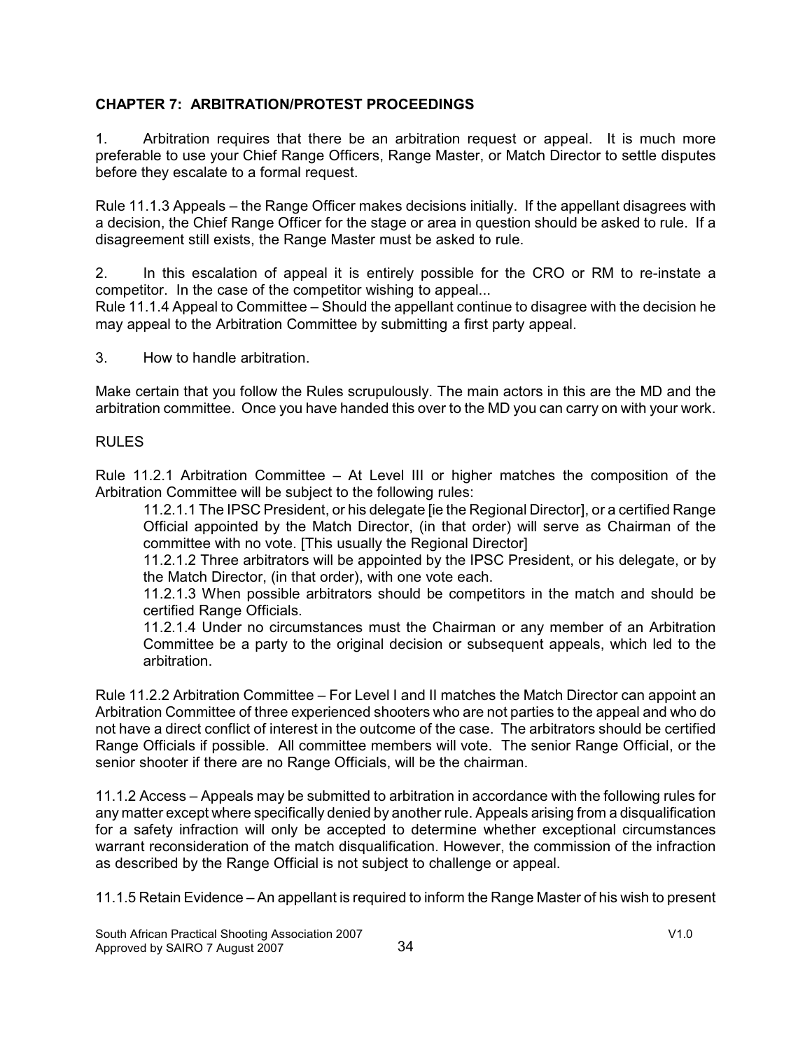## CHAPTER 7: ARBITRATION/PROTEST PROCEEDINGS

1. Arbitration requires that there be an arbitration request or appeal. It is much more preferable to use your Chief Range Officers, Range Master, or Match Director to settle disputes before they escalate to a formal request.

Rule 11.1.3 Appeals – the Range Officer makes decisions initially. If the appellant disagrees with a decision, the Chief Range Officer for the stage or area in question should be asked to rule. If a disagreement still exists, the Range Master must be asked to rule.

2. In this escalation of appeal it is entirely possible for the CRO or RM to re-instate a competitor. In the case of the competitor wishing to appeal...
Rule 11.1.4 Appeal to Committee – Should the appellant continue to disagree with the decision he may appeal to the Arbitration Committee by submitting a first party appeal.

3. How to handle arbitration.

Make certain that you follow the Rules scrupulously. The main actors in this are the MD and the arbitration committee. Once you have handed this over to the MD you can carry on with your work.

RULES

Rule 11.2.1 Arbitration Committee – At Level III or higher matches the composition of the Arbitration Committee will be subject to the following rules:

> 11.2.1.1 The IPSC President, or his delegate [ie the Regional Director], or a certified Range Official appointed by the Match Director, (in that order) will serve as Chairman of the committee with no vote. [This usually the Regional Director]
>
> 11.2.1.2 Three arbitrators will be appointed by the IPSC President, or his delegate, or by the Match Director, (in that order), with one vote each.
>
> 11.2.1.3 When possible arbitrators should be competitors in the match and should be certified Range Officials.
>
> 11.2.1.4 Under no circumstances must the Chairman or any member of an Arbitration Committee be a party to the original decision or subsequent appeals, which led to the arbitration.

Rule 11.2.2 Arbitration Committee – For Level I and II matches the Match Director can appoint an Arbitration Committee of three experienced shooters who are not parties to the appeal and who do not have a direct conflict of interest in the outcome of the case. The arbitrators should be certified Range Officials if possible. All committee members will vote. The senior Range Official, or the senior shooter if there are no Range Officials, will be the chairman.

11.1.2 Access – Appeals may be submitted to arbitration in accordance with the following rules for any matter except where specifically denied by another rule. Appeals arising from a disqualification for a safety infraction will only be accepted to determine whether exceptional circumstances warrant reconsideration of the match disqualification. However, the commission of the infraction as described by the Range Official is not subject to challenge or appeal.

11.1.5 Retain Evidence – An appellant is required to inform the Range Master of his wish to present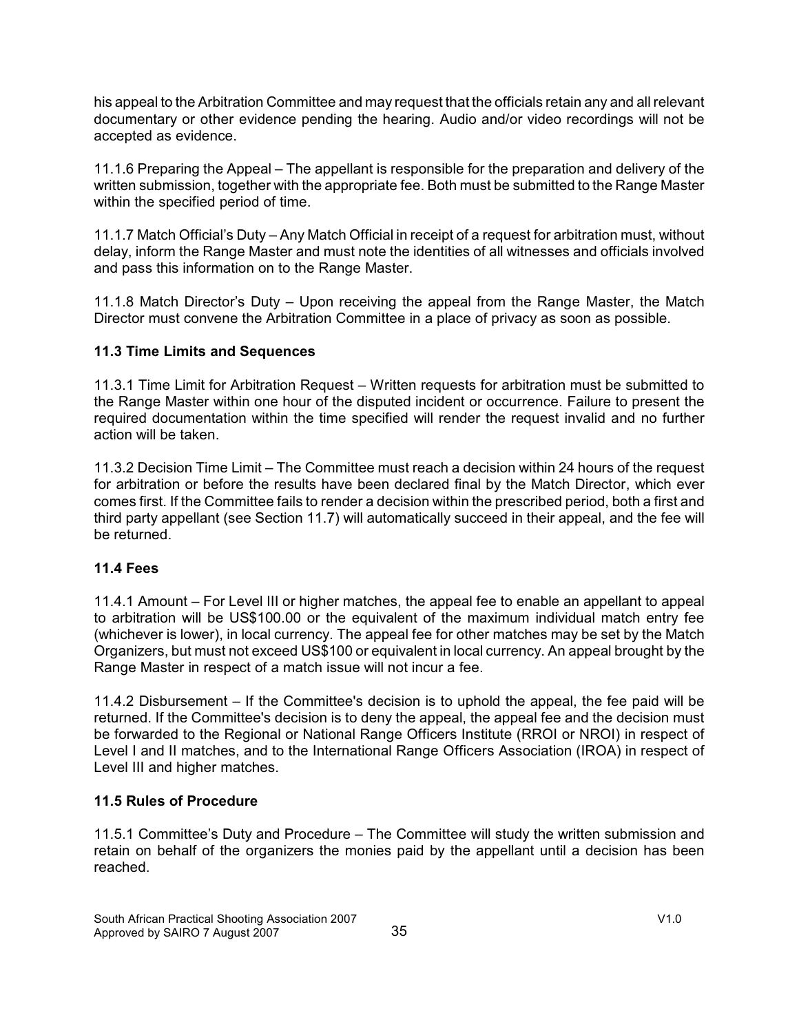his appeal to the Arbitration Committee and may request that the officials retain any and all relevant documentary or other evidence pending the hearing. Audio and/or video recordings will not be accepted as evidence.

11.1.6 Preparing the Appeal – The appellant is responsible for the preparation and delivery of the written submission, together with the appropriate fee. Both must be submitted to the Range Master within the specified period of time.

11.1.7 Match Official's Duty – Any Match Official in receipt of a request for arbitration must, without delay, inform the Range Master and must note the identities of all witnesses and officials involved and pass this information on to the Range Master.

11.1.8 Match Director's Duty – Upon receiving the appeal from the Range Master, the Match Director must convene the Arbitration Committee in a place of privacy as soon as possible.

### 11.3 Time Limits and Sequences

11.3.1 Time Limit for Arbitration Request – Written requests for arbitration must be submitted to the Range Master within one hour of the disputed incident or occurrence. Failure to present the required documentation within the time specified will render the request invalid and no further action will be taken.

11.3.2 Decision Time Limit – The Committee must reach a decision within 24 hours of the request for arbitration or before the results have been declared final by the Match Director, which ever comes first. If the Committee fails to render a decision within the prescribed period, both a first and third party appellant (see Section 11.7) will automatically succeed in their appeal, and the fee will be returned.

### 11.4 Fees

11.4.1 Amount – For Level III or higher matches, the appeal fee to enable an appellant to appeal to arbitration will be US$100.00 or the equivalent of the maximum individual match entry fee (whichever is lower), in local currency. The appeal fee for other matches may be set by the Match Organizers, but must not exceed US$100 or equivalent in local currency. An appeal brought by the Range Master in respect of a match issue will not incur a fee.

11.4.2 Disbursement – If the Committee's decision is to uphold the appeal, the fee paid will be returned. If the Committee's decision is to deny the appeal, the appeal fee and the decision must be forwarded to the Regional or National Range Officers Institute (RROI or NROI) in respect of Level I and II matches, and to the International Range Officers Association (IROA) in respect of Level III and higher matches.

### 11.5 Rules of Procedure

11.5.1 Committee's Duty and Procedure – The Committee will study the written submission and retain on behalf of the organizers the monies paid by the appellant until a decision has been reached.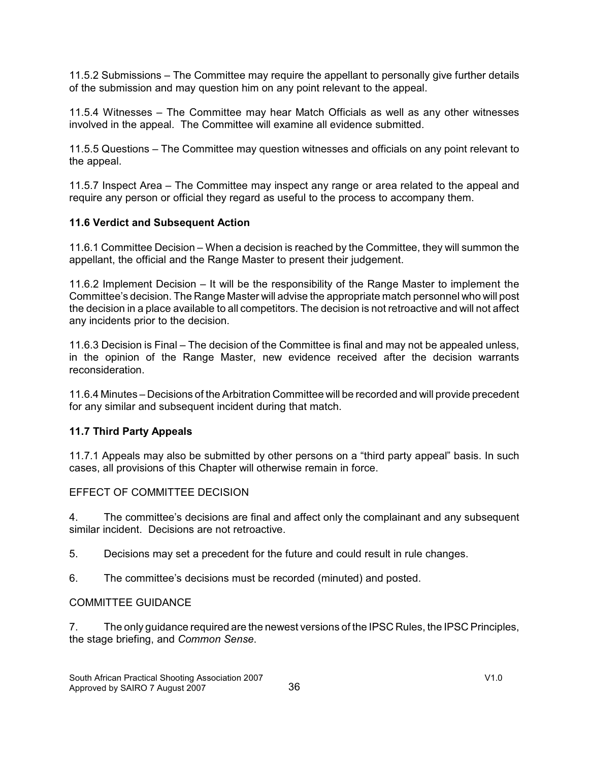11.5.2 Submissions – The Committee may require the appellant to personally give further details of the submission and may question him on any point relevant to the appeal.

11.5.4 Witnesses – The Committee may hear Match Officials as well as any other witnesses involved in the appeal. The Committee will examine all evidence submitted.

11.5.5 Questions – The Committee may question witnesses and officials on any point relevant to the appeal.

11.5.7 Inspect Area – The Committee may inspect any range or area related to the appeal and require any person or official they regard as useful to the process to accompany them.

**11.6 Verdict and Subsequent Action**

11.6.1 Committee Decision – When a decision is reached by the Committee, they will summon the appellant, the official and the Range Master to present their judgement.

11.6.2 Implement Decision – It will be the responsibility of the Range Master to implement the Committee's decision. The Range Master will advise the appropriate match personnel who will post the decision in a place available to all competitors. The decision is not retroactive and will not affect any incidents prior to the decision.

11.6.3 Decision is Final – The decision of the Committee is final and may not be appealed unless, in the opinion of the Range Master, new evidence received after the decision warrants reconsideration.

11.6.4 Minutes – Decisions of the Arbitration Committee will be recorded and will provide precedent for any similar and subsequent incident during that match.

**11.7 Third Party Appeals**

11.7.1 Appeals may also be submitted by other persons on a "third party appeal" basis. In such cases, all provisions of this Chapter will otherwise remain in force.

EFFECT OF COMMITTEE DECISION

4. The committee's decisions are final and affect only the complainant and any subsequent similar incident. Decisions are not retroactive.

5. Decisions may set a precedent for the future and could result in rule changes.

6. The committee's decisions must be recorded (minuted) and posted.

COMMITTEE GUIDANCE

7. The only guidance required are the newest versions of the IPSC Rules, the IPSC Principles, the stage briefing, and *Common Sense*.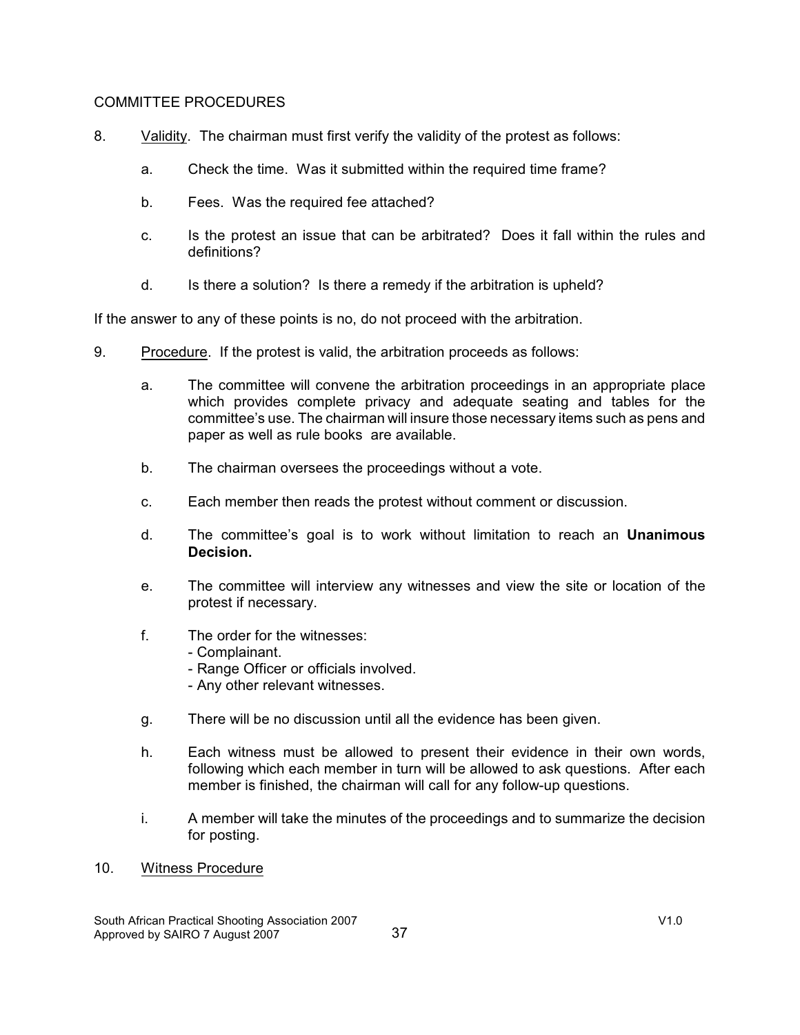COMMITTEE PROCEDURES

8. Validity. The chairman must first verify the validity of the protest as follows:

   a. Check the time. Was it submitted within the required time frame?

   b. Fees. Was the required fee attached?

   c. Is the protest an issue that can be arbitrated? Does it fall within the rules and definitions?

   d. Is there a solution? Is there a remedy if the arbitration is upheld?

If the answer to any of these points is no, do not proceed with the arbitration.

9. Procedure. If the protest is valid, the arbitration proceeds as follows:

   a. The committee will convene the arbitration proceedings in an appropriate place which provides complete privacy and adequate seating and tables for the committee's use. The chairman will insure those necessary items such as pens and paper as well as rule books are available.

   b. The chairman oversees the proceedings without a vote.

   c. Each member then reads the protest without comment or discussion.

   d. The committee's goal is to work without limitation to reach an **Unanimous Decision.**

   e. The committee will interview any witnesses and view the site or location of the protest if necessary.

   f. The order for the witnesses:
      - Complainant.
      - Range Officer or officials involved.
      - Any other relevant witnesses.

   g. There will be no discussion until all the evidence has been given.

   h. Each witness must be allowed to present their evidence in their own words, following which each member in turn will be allowed to ask questions. After each member is finished, the chairman will call for any follow-up questions.

   i. A member will take the minutes of the proceedings and to summarize the decision for posting.

10. Witness Procedure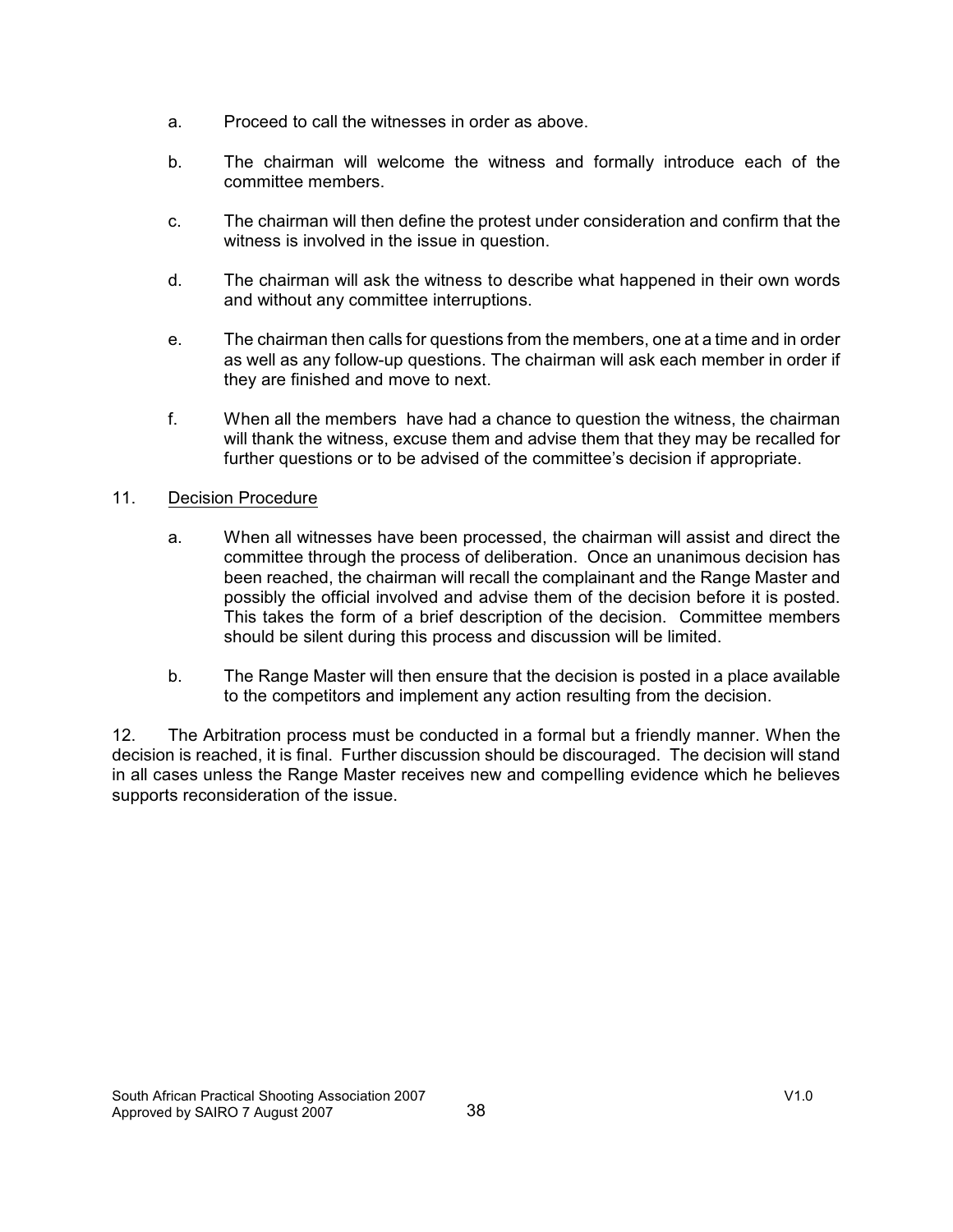a. Proceed to call the witnesses in order as above.

b. The chairman will welcome the witness and formally introduce each of the committee members.

c. The chairman will then define the protest under consideration and confirm that the witness is involved in the issue in question.

d. The chairman will ask the witness to describe what happened in their own words and without any committee interruptions.

e. The chairman then calls for questions from the members, one at a time and in order as well as any follow-up questions. The chairman will ask each member in order if they are finished and move to next.

f. When all the members have had a chance to question the witness, the chairman will thank the witness, excuse them and advise them that they may be recalled for further questions or to be advised of the committee's decision if appropriate.

11. <u>Decision Procedure</u>

a. When all witnesses have been processed, the chairman will assist and direct the committee through the process of deliberation. Once an unanimous decision has been reached, the chairman will recall the complainant and the Range Master and possibly the official involved and advise them of the decision before it is posted. This takes the form of a brief description of the decision. Committee members should be silent during this process and discussion will be limited.

b. The Range Master will then ensure that the decision is posted in a place available to the competitors and implement any action resulting from the decision.

12. The Arbitration process must be conducted in a formal but a friendly manner. When the decision is reached, it is final. Further discussion should be discouraged. The decision will stand in all cases unless the Range Master receives new and compelling evidence which he believes supports reconsideration of the issue.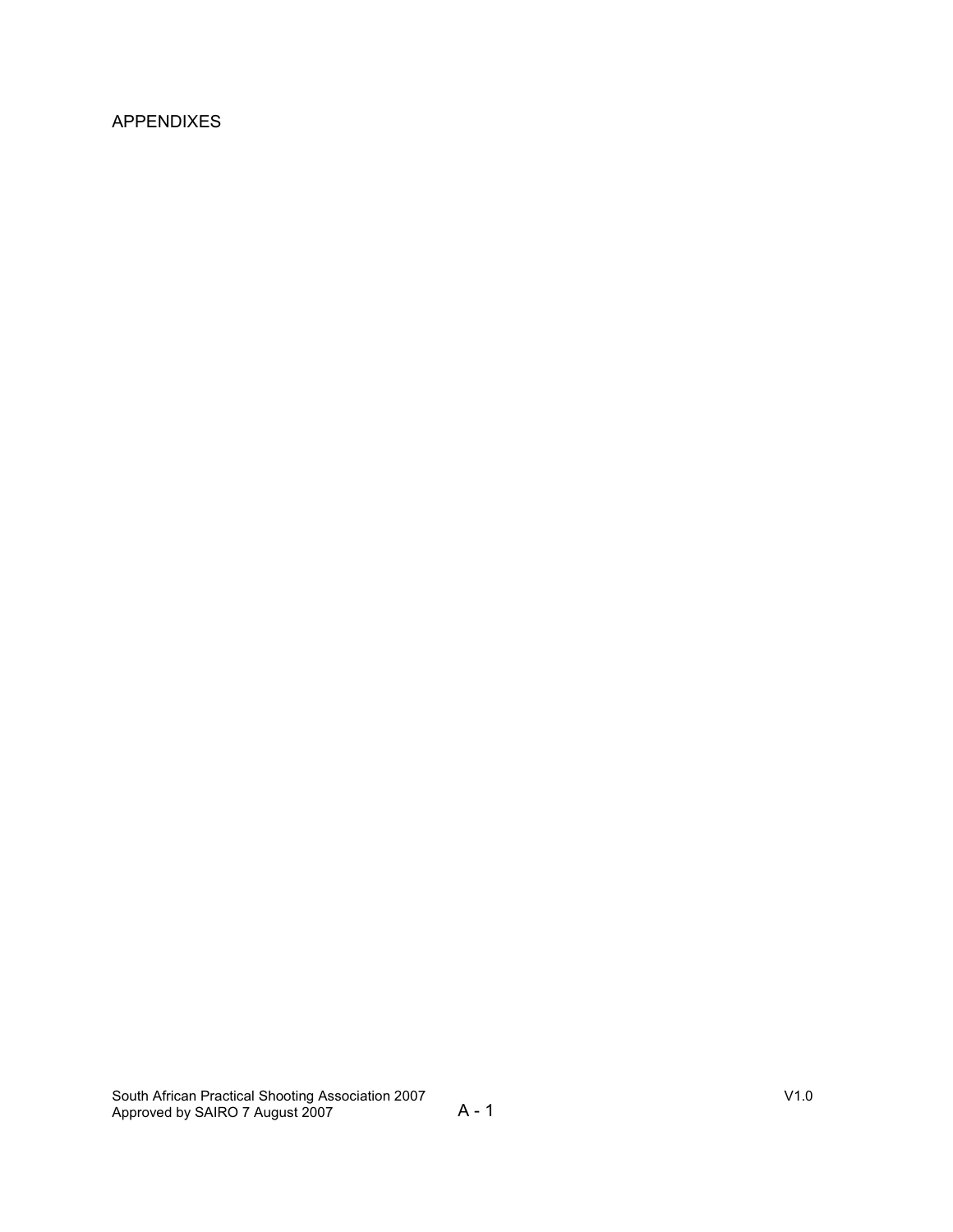# APPENDIXES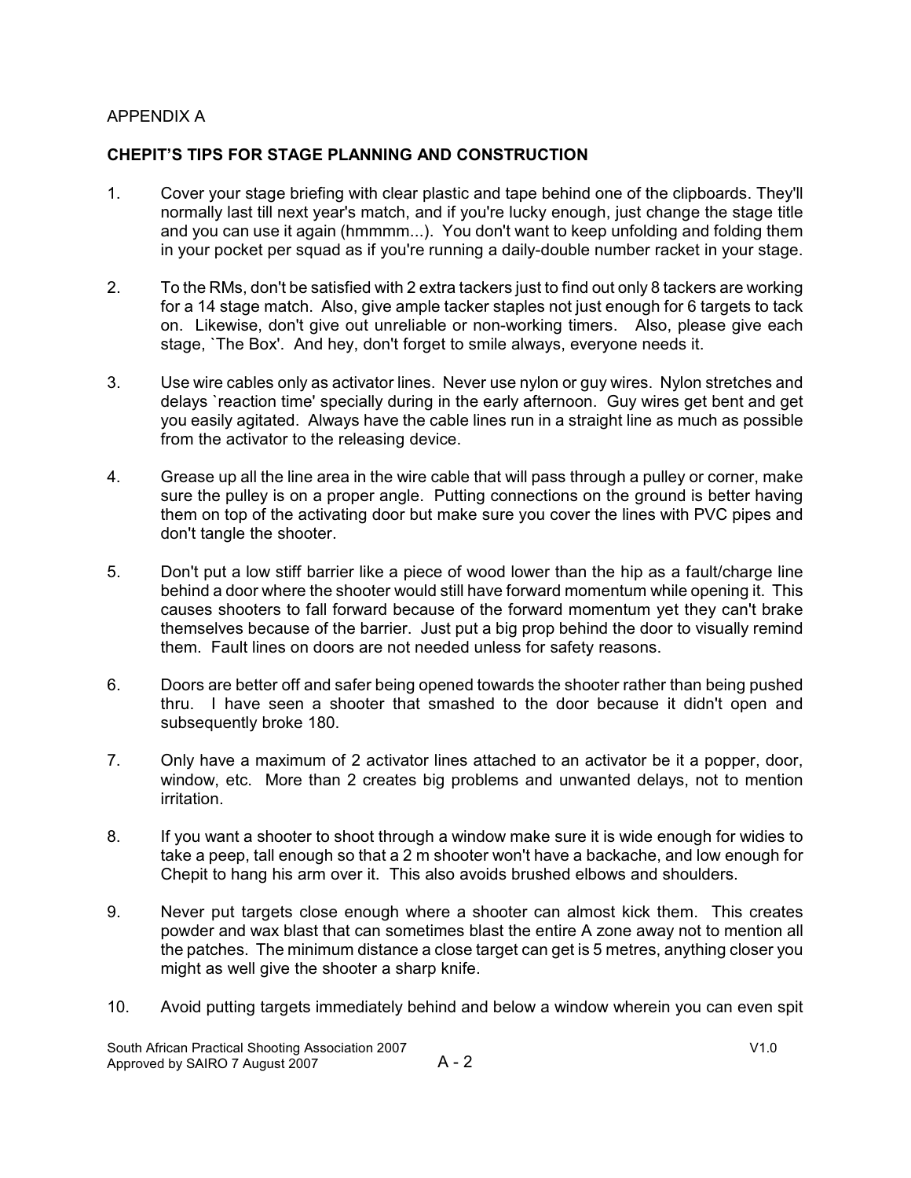APPENDIX A

**CHEPIT'S TIPS FOR STAGE PLANNING AND CONSTRUCTION**

1. Cover your stage briefing with clear plastic and tape behind one of the clipboards. They'll normally last till next year's match, and if you're lucky enough, just change the stage title and you can use it again (hmmmm...). You don't want to keep unfolding and folding them in your pocket per squad as if you're running a daily-double number racket in your stage.

2. To the RMs, don't be satisfied with 2 extra tackers just to find out only 8 tackers are working for a 14 stage match. Also, give ample tacker staples not just enough for 6 targets to tack on. Likewise, don't give out unreliable or non-working timers. Also, please give each stage, `The Box'. And hey, don't forget to smile always, everyone needs it.

3. Use wire cables only as activator lines. Never use nylon or guy wires. Nylon stretches and delays `reaction time' specially during in the early afternoon. Guy wires get bent and get you easily agitated. Always have the cable lines run in a straight line as much as possible from the activator to the releasing device.

4. Grease up all the line area in the wire cable that will pass through a pulley or corner, make sure the pulley is on a proper angle. Putting connections on the ground is better having them on top of the activating door but make sure you cover the lines with PVC pipes and don't tangle the shooter.

5. Don't put a low stiff barrier like a piece of wood lower than the hip as a fault/charge line behind a door where the shooter would still have forward momentum while opening it. This causes shooters to fall forward because of the forward momentum yet they can't brake themselves because of the barrier. Just put a big prop behind the door to visually remind them. Fault lines on doors are not needed unless for safety reasons.

6. Doors are better off and safer being opened towards the shooter rather than being pushed thru. I have seen a shooter that smashed to the door because it didn't open and subsequently broke 180.

7. Only have a maximum of 2 activator lines attached to an activator be it a popper, door, window, etc. More than 2 creates big problems and unwanted delays, not to mention irritation.

8. If you want a shooter to shoot through a window make sure it is wide enough for widies to take a peep, tall enough so that a 2 m shooter won't have a backache, and low enough for Chepit to hang his arm over it. This also avoids brushed elbows and shoulders.

9. Never put targets close enough where a shooter can almost kick them. This creates powder and wax blast that can sometimes blast the entire A zone away not to mention all the patches. The minimum distance a close target can get is 5 metres, anything closer you might as well give the shooter a sharp knife.

10. Avoid putting targets immediately behind and below a window wherein you can even spit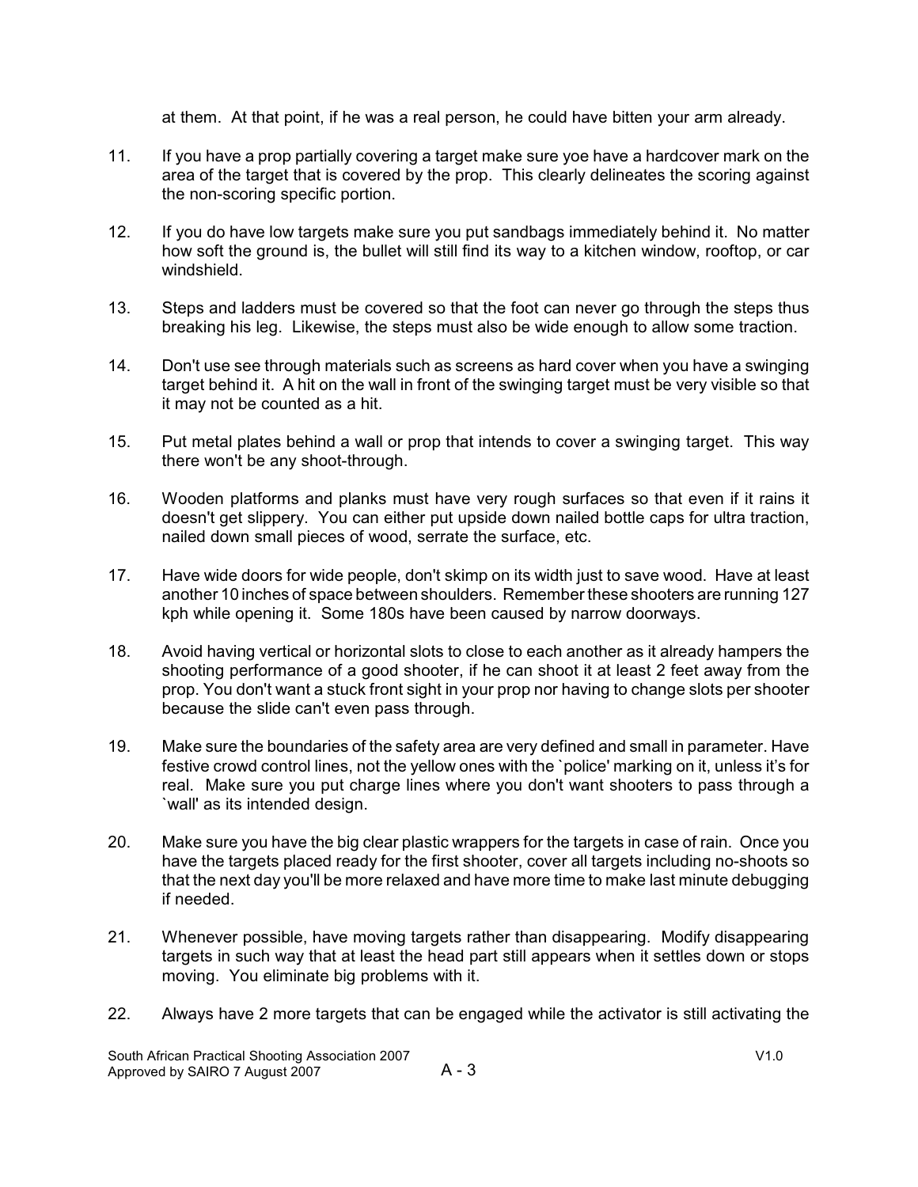at them. At that point, if he was a real person, he could have bitten your arm already.

11. If you have a prop partially covering a target make sure yoe have a hardcover mark on the area of the target that is covered by the prop. This clearly delineates the scoring against the non-scoring specific portion.

12. If you do have low targets make sure you put sandbags immediately behind it. No matter how soft the ground is, the bullet will still find its way to a kitchen window, rooftop, or car windshield.

13. Steps and ladders must be covered so that the foot can never go through the steps thus breaking his leg. Likewise, the steps must also be wide enough to allow some traction.

14. Don't use see through materials such as screens as hard cover when you have a swinging target behind it. A hit on the wall in front of the swinging target must be very visible so that it may not be counted as a hit.

15. Put metal plates behind a wall or prop that intends to cover a swinging target. This way there won't be any shoot-through.

16. Wooden platforms and planks must have very rough surfaces so that even if it rains it doesn't get slippery. You can either put upside down nailed bottle caps for ultra traction, nailed down small pieces of wood, serrate the surface, etc.

17. Have wide doors for wide people, don't skimp on its width just to save wood. Have at least another 10 inches of space between shoulders. Remember these shooters are running 127 kph while opening it. Some 180s have been caused by narrow doorways.

18. Avoid having vertical or horizontal slots to close to each another as it already hampers the shooting performance of a good shooter, if he can shoot it at least 2 feet away from the prop. You don't want a stuck front sight in your prop nor having to change slots per shooter because the slide can't even pass through.

19. Make sure the boundaries of the safety area are very defined and small in parameter. Have festive crowd control lines, not the yellow ones with the `police' marking on it, unless it's for real. Make sure you put charge lines where you don't want shooters to pass through a `wall' as its intended design.

20. Make sure you have the big clear plastic wrappers for the targets in case of rain. Once you have the targets placed ready for the first shooter, cover all targets including no-shoots so that the next day you'll be more relaxed and have more time to make last minute debugging if needed.

21. Whenever possible, have moving targets rather than disappearing. Modify disappearing targets in such way that at least the head part still appears when it settles down or stops moving. You eliminate big problems with it.

22. Always have 2 more targets that can be engaged while the activator is still activating the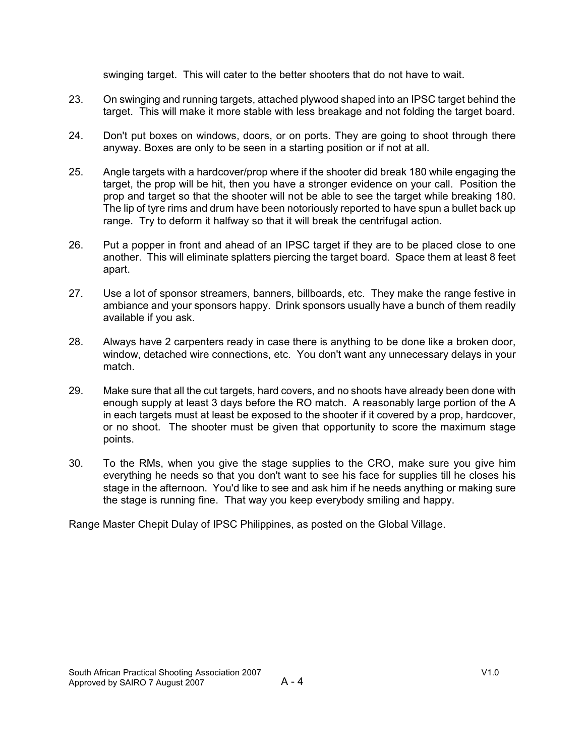swinging target. This will cater to the better shooters that do not have to wait.

23. On swinging and running targets, attached plywood shaped into an IPSC target behind the target. This will make it more stable with less breakage and not folding the target board.

24. Don't put boxes on windows, doors, or on ports. They are going to shoot through there anyway. Boxes are only to be seen in a starting position or if not at all.

25. Angle targets with a hardcover/prop where if the shooter did break 180 while engaging the target, the prop will be hit, then you have a stronger evidence on your call. Position the prop and target so that the shooter will not be able to see the target while breaking 180. The lip of tyre rims and drum have been notoriously reported to have spun a bullet back up range. Try to deform it halfway so that it will break the centrifugal action.

26. Put a popper in front and ahead of an IPSC target if they are to be placed close to one another. This will eliminate splatters piercing the target board. Space them at least 8 feet apart.

27. Use a lot of sponsor streamers, banners, billboards, etc. They make the range festive in ambiance and your sponsors happy. Drink sponsors usually have a bunch of them readily available if you ask.

28. Always have 2 carpenters ready in case there is anything to be done like a broken door, window, detached wire connections, etc. You don't want any unnecessary delays in your match.

29. Make sure that all the cut targets, hard covers, and no shoots have already been done with enough supply at least 3 days before the RO match. A reasonably large portion of the A in each targets must at least be exposed to the shooter if it covered by a prop, hardcover, or no shoot. The shooter must be given that opportunity to score the maximum stage points.

30. To the RMs, when you give the stage supplies to the CRO, make sure you give him everything he needs so that you don't want to see his face for supplies till he closes his stage in the afternoon. You'd like to see and ask him if he needs anything or making sure the stage is running fine. That way you keep everybody smiling and happy.

Range Master Chepit Dulay of IPSC Philippines, as posted on the Global Village.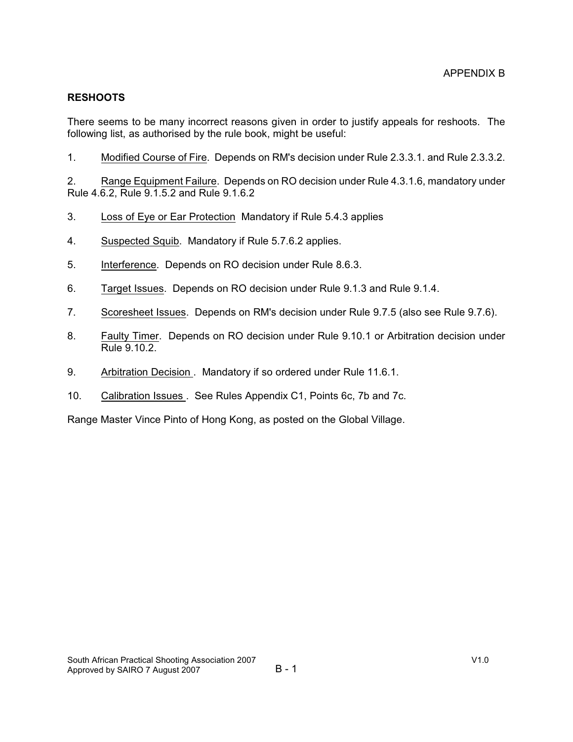APPENDIX B

## RESHOOTS

There seems to be many incorrect reasons given in order to justify appeals for reshoots. The following list, as authorised by the rule book, might be useful:

1. Modified Course of Fire. Depends on RM's decision under Rule 2.3.3.1. and Rule 2.3.3.2.

2. Range Equipment Failure. Depends on RO decision under Rule 4.3.1.6, mandatory under Rule 4.6.2, Rule 9.1.5.2 and Rule 9.1.6.2

3. Loss of Eye or Ear Protection Mandatory if Rule 5.4.3 applies

4. Suspected Squib. Mandatory if Rule 5.7.6.2 applies.

5. Interference. Depends on RO decision under Rule 8.6.3.

6. Target Issues. Depends on RO decision under Rule 9.1.3 and Rule 9.1.4.

7. Scoresheet Issues. Depends on RM's decision under Rule 9.7.5 (also see Rule 9.7.6).

8. Faulty Timer. Depends on RO decision under Rule 9.10.1 or Arbitration decision under Rule 9.10.2.

9. Arbitration Decision . Mandatory if so ordered under Rule 11.6.1.

10. Calibration Issues . See Rules Appendix C1, Points 6c, 7b and 7c.

Range Master Vince Pinto of Hong Kong, as posted on the Global Village.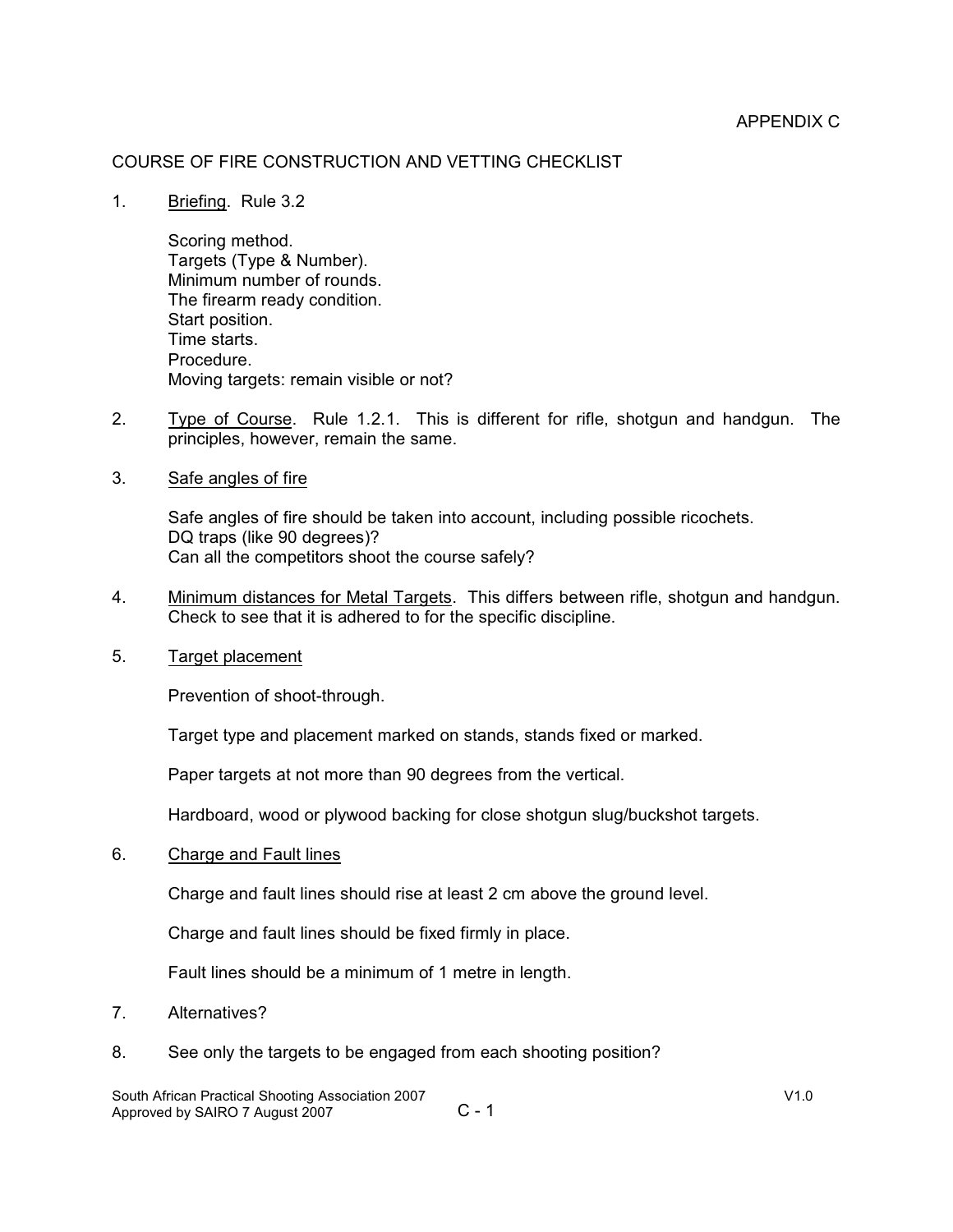APPENDIX C

## COURSE OF FIRE CONSTRUCTION AND VETTING CHECKLIST

1. Briefing. Rule 3.2

   Scoring method.
   Targets (Type & Number).
   Minimum number of rounds.
   The firearm ready condition.
   Start position.
   Time starts.
   Procedure.
   Moving targets: remain visible or not?

2. Type of Course. Rule 1.2.1. This is different for rifle, shotgun and handgun. The principles, however, remain the same.

3. Safe angles of fire

   Safe angles of fire should be taken into account, including possible ricochets.
   DQ traps (like 90 degrees)?
   Can all the competitors shoot the course safely?

4. Minimum distances for Metal Targets. This differs between rifle, shotgun and handgun. Check to see that it is adhered to for the specific discipline.

5. Target placement

   Prevention of shoot-through.

   Target type and placement marked on stands, stands fixed or marked.

   Paper targets at not more than 90 degrees from the vertical.

   Hardboard, wood or plywood backing for close shotgun slug/buckshot targets.

6. Charge and Fault lines

   Charge and fault lines should rise at least 2 cm above the ground level.

   Charge and fault lines should be fixed firmly in place.

   Fault lines should be a minimum of 1 metre in length.

7. Alternatives?

8. See only the targets to be engaged from each shooting position?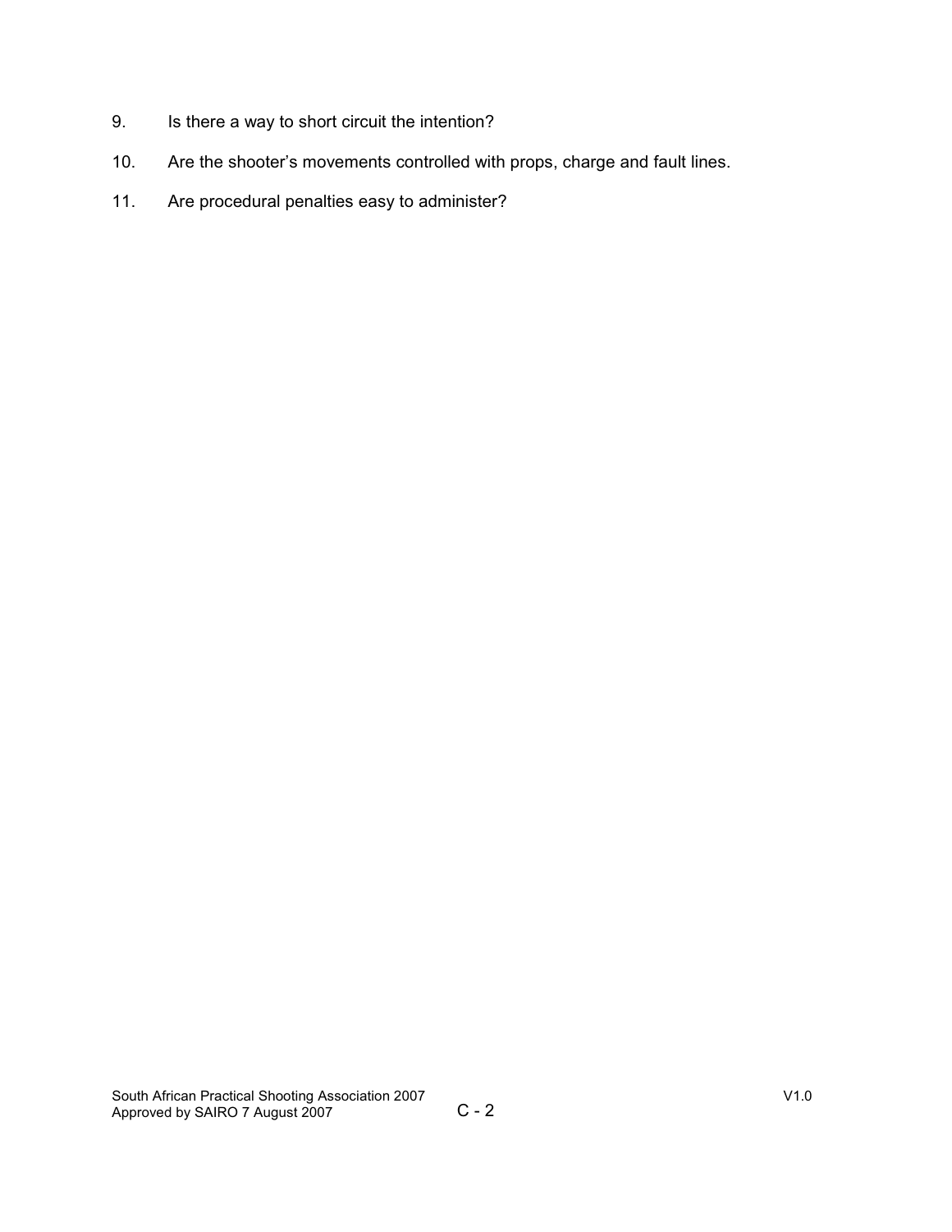9. Is there a way to short circuit the intention?

10. Are the shooter's movements controlled with props, charge and fault lines.

11. Are procedural penalties easy to administer?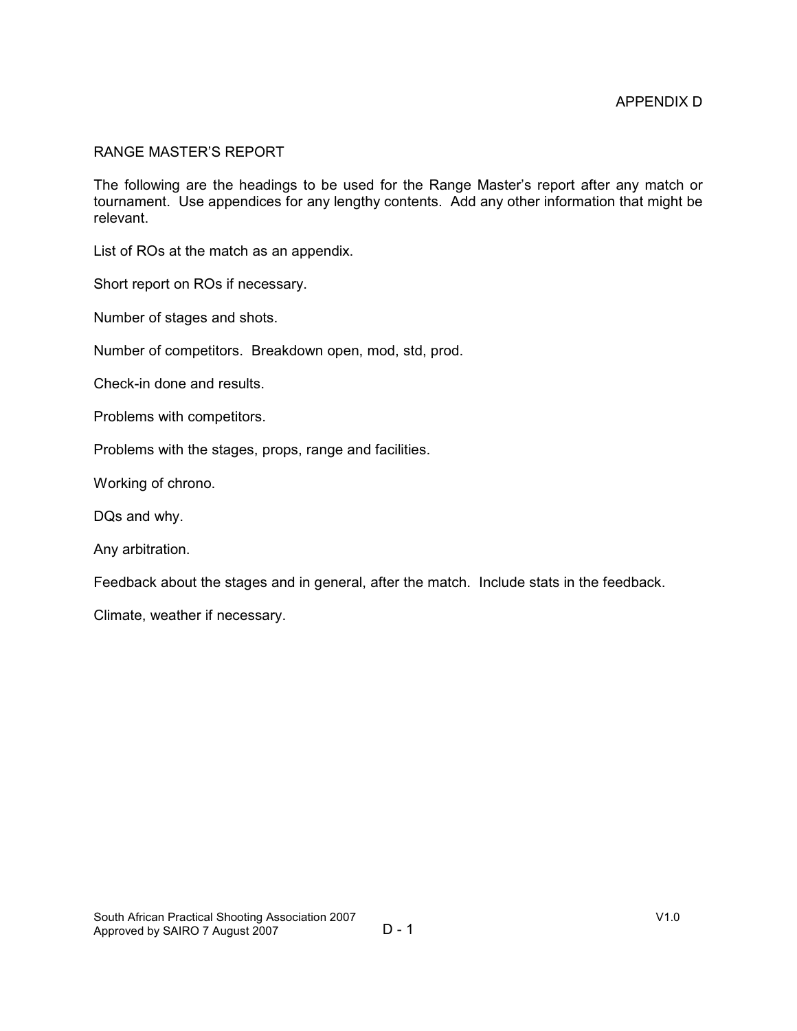# APPENDIX D

## RANGE MASTER'S REPORT

The following are the headings to be used for the Range Master's report after any match or tournament. Use appendices for any lengthy contents. Add any other information that might be relevant.

List of ROs at the match as an appendix.

Short report on ROs if necessary.

Number of stages and shots.

Number of competitors. Breakdown open, mod, std, prod.

Check-in done and results.

Problems with competitors.

Problems with the stages, props, range and facilities.

Working of chrono.

DQs and why.

Any arbitration.

Feedback about the stages and in general, after the match. Include stats in the feedback.

Climate, weather if necessary.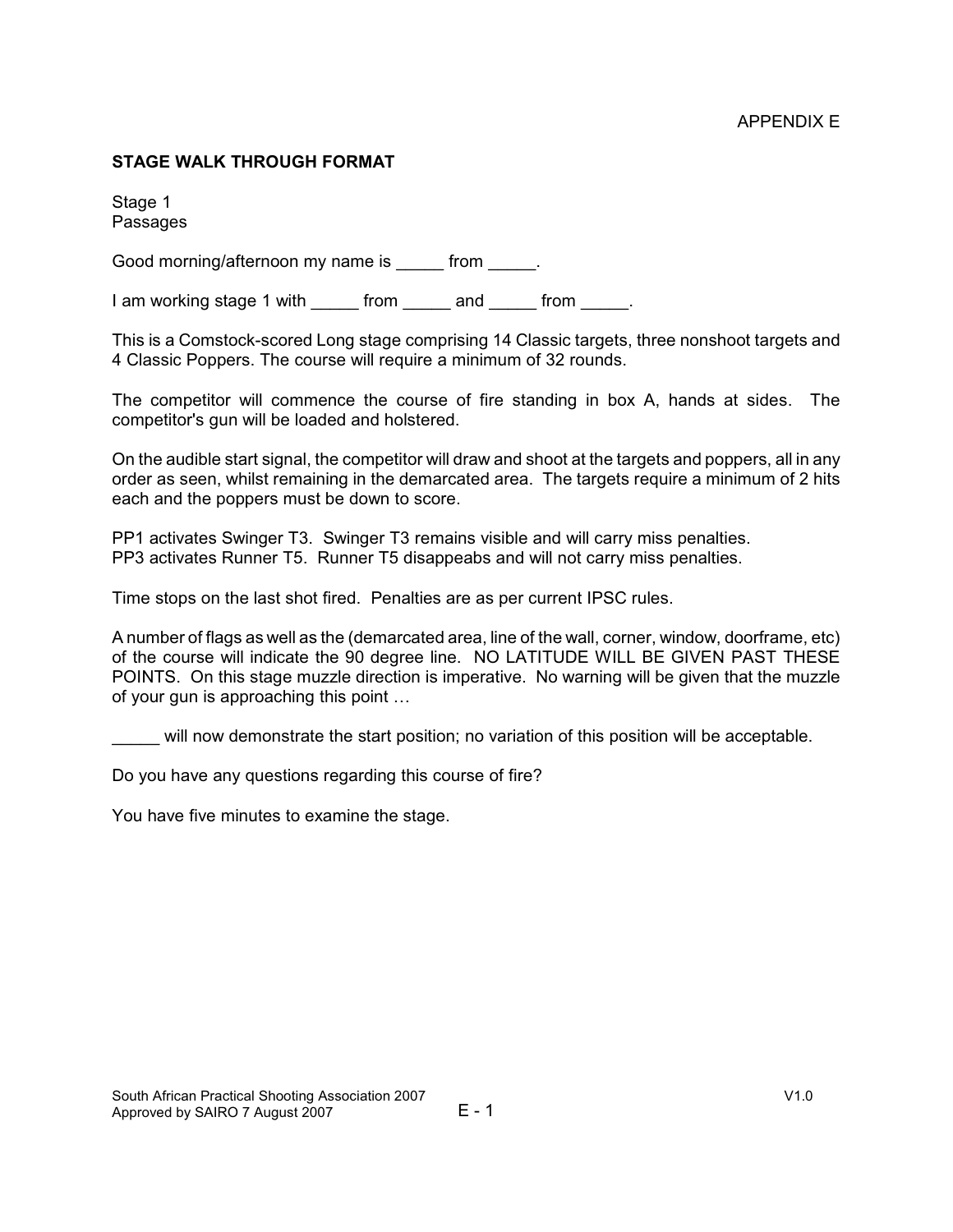APPENDIX E

**STAGE WALK THROUGH FORMAT**

Stage 1
Passages

Good morning/afternoon my name is _____ from _____.

I am working stage 1 with _____ from _____ and _____ from _____.

This is a Comstock-scored Long stage comprising 14 Classic targets, three nonshoot targets and 4 Classic Poppers. The course will require a minimum of 32 rounds.

The competitor will commence the course of fire standing in box A, hands at sides. The competitor's gun will be loaded and holstered.

On the audible start signal, the competitor will draw and shoot at the targets and poppers, all in any order as seen, whilst remaining in the demarcated area. The targets require a minimum of 2 hits each and the poppers must be down to score.

PP1 activates Swinger T3. Swinger T3 remains visible and will carry miss penalties.
PP3 activates Runner T5. Runner T5 disappeabs and will not carry miss penalties.

Time stops on the last shot fired. Penalties are as per current IPSC rules.

A number of flags as well as the (demarcated area, line of the wall, corner, window, doorframe, etc) of the course will indicate the 90 degree line. NO LATITUDE WILL BE GIVEN PAST THESE POINTS. On this stage muzzle direction is imperative. No warning will be given that the muzzle of your gun is approaching this point …

_____ will now demonstrate the start position; no variation of this position will be acceptable.

Do you have any questions regarding this course of fire?

You have five minutes to examine the stage.